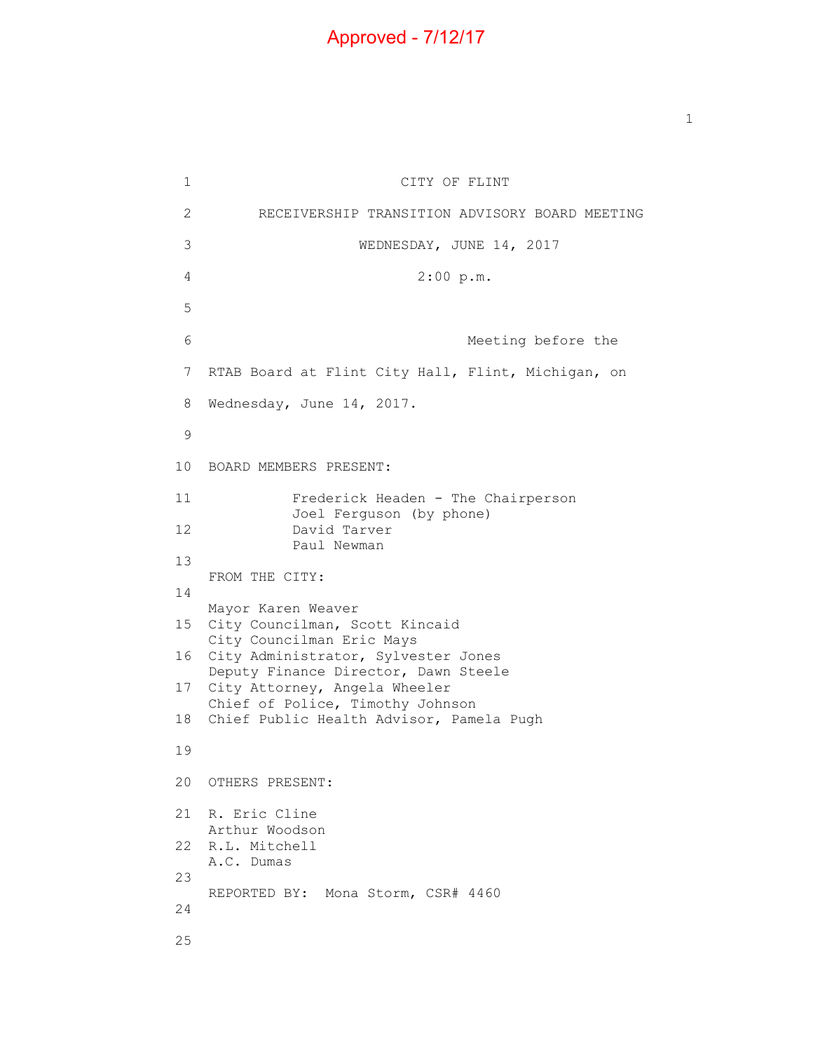Approved - 7/12/17

CITY OF FLINT

RECEIVERSHIP TRANSITION ADVISORY BOARD MEETING

WEDNESDAY, JUNE 14, 2017

2:00 p.m.

Meeting before the RTAB Board at Flint City Hall, Flint, Michigan, on Wednesday, June 14, 2017.

BOARD MEMBERS PRESENT:

Frederick Headen - The Chairperson
Joel Ferguson (by phone)
David Tarver
Paul Newman

FROM THE CITY:

Mayor Karen Weaver
City Councilman, Scott Kincaid
City Councilman Eric Mays
City Administrator, Sylvester Jones
Deputy Finance Director, Dawn Steele
City Attorney, Angela Wheeler
Chief of Police, Timothy Johnson
Chief Public Health Advisor, Pamela Pugh

OTHERS PRESENT:

R. Eric Cline
Arthur Woodson
R.L. Mitchell
A.C. Dumas

REPORTED BY: Mona Storm, CSR# 4460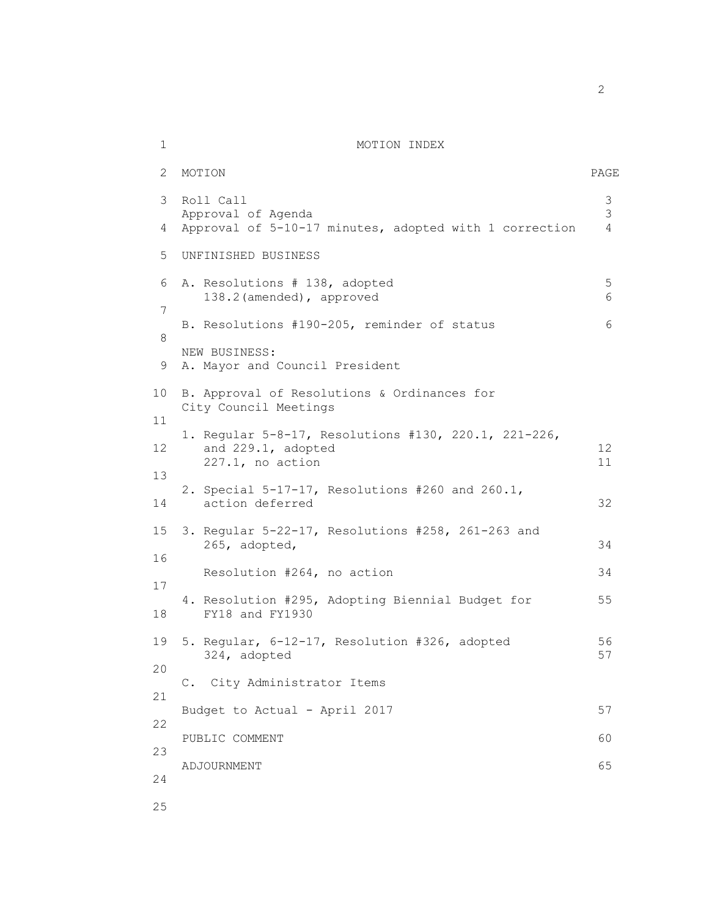# MOTION INDEX

| MOTION | PAGE |
|---|---|
| Roll Call | 3 |
| Approval of Agenda | 3 |
| Approval of 5-10-17 minutes, adopted with 1 correction | 4 |
| **UNFINISHED BUSINESS** | |
| A. Resolutions # 138, adopted | 5 |
| 138.2(amended), approved | 6 |
| B. Resolutions #190-205, reminder of status | 6 |
| **NEW BUSINESS:** | |
| A. Mayor and Council President | |
| B. Approval of Resolutions & Ordinances for City Council Meetings | |
| 1. Regular 5-8-17, Resolutions #130, 220.1, 221-226, and 229.1, adopted | 12 |
| 227.1, no action | 11 |
| 2. Special 5-17-17, Resolutions #260 and 260.1, action deferred | 32 |
| 3. Regular 5-22-17, Resolutions #258, 261-263 and 265, adopted, | 34 |
| Resolution #264, no action | 34 |
| 4. Resolution #295, Adopting Biennial Budget for FY18 and FY1930 | 55 |
| 5. Regular, 6-12-17, Resolution #326, adopted | 56 |
| 324, adopted | 57 |
| C. City Administrator Items | |
| Budget to Actual - April 2017 | 57 |
| PUBLIC COMMENT | 60 |
| ADJOURNMENT | 65 |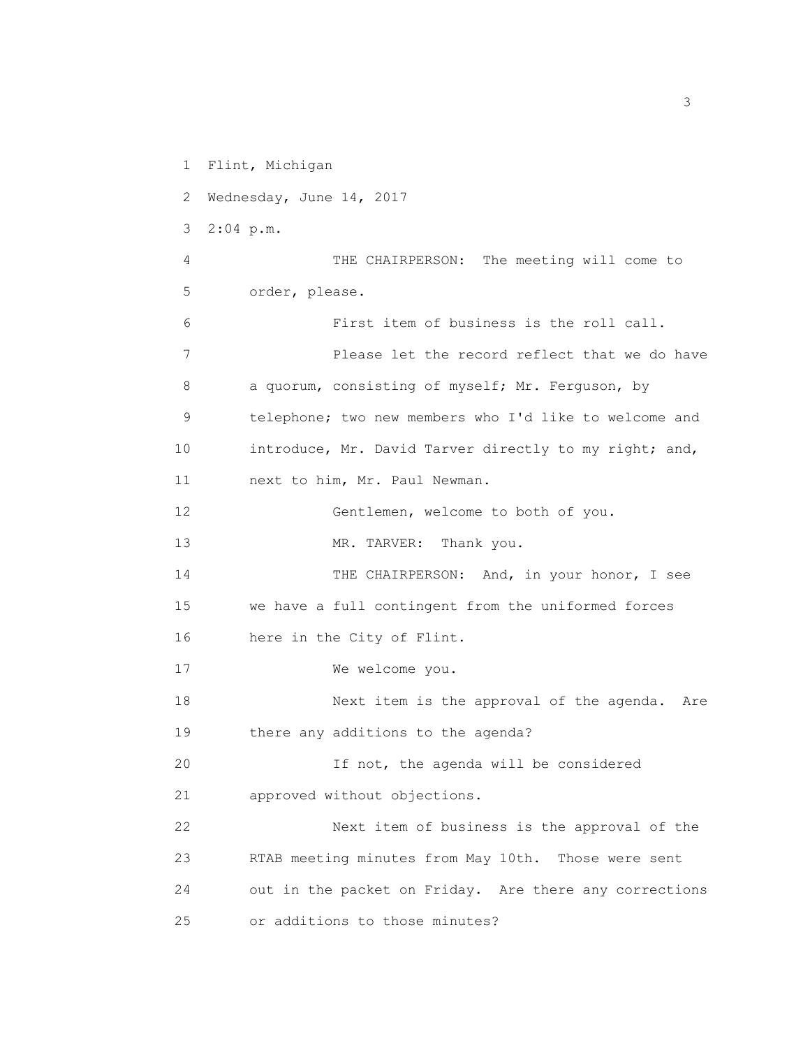1 Flint, Michigan

2 Wednesday, June 14, 2017

3 2:04 p.m.

4 THE CHAIRPERSON: The meeting will come to

5 order, please.

6 First item of business is the roll call.

7 Please let the record reflect that we do have

8 a quorum, consisting of myself; Mr. Ferguson, by

9 telephone; two new members who I'd like to welcome and

10 introduce, Mr. David Tarver directly to my right; and,

11 next to him, Mr. Paul Newman.

12 Gentlemen, welcome to both of you.

13 MR. TARVER: Thank you.

14 THE CHAIRPERSON: And, in your honor, I see

15 we have a full contingent from the uniformed forces

16 here in the City of Flint.

17 We welcome you.

18 Next item is the approval of the agenda. Are

19 there any additions to the agenda?

20 If not, the agenda will be considered

21 approved without objections.

22 Next item of business is the approval of the

23 RTAB meeting minutes from May 10th. Those were sent

24 out in the packet on Friday. Are there any corrections

25 or additions to those minutes?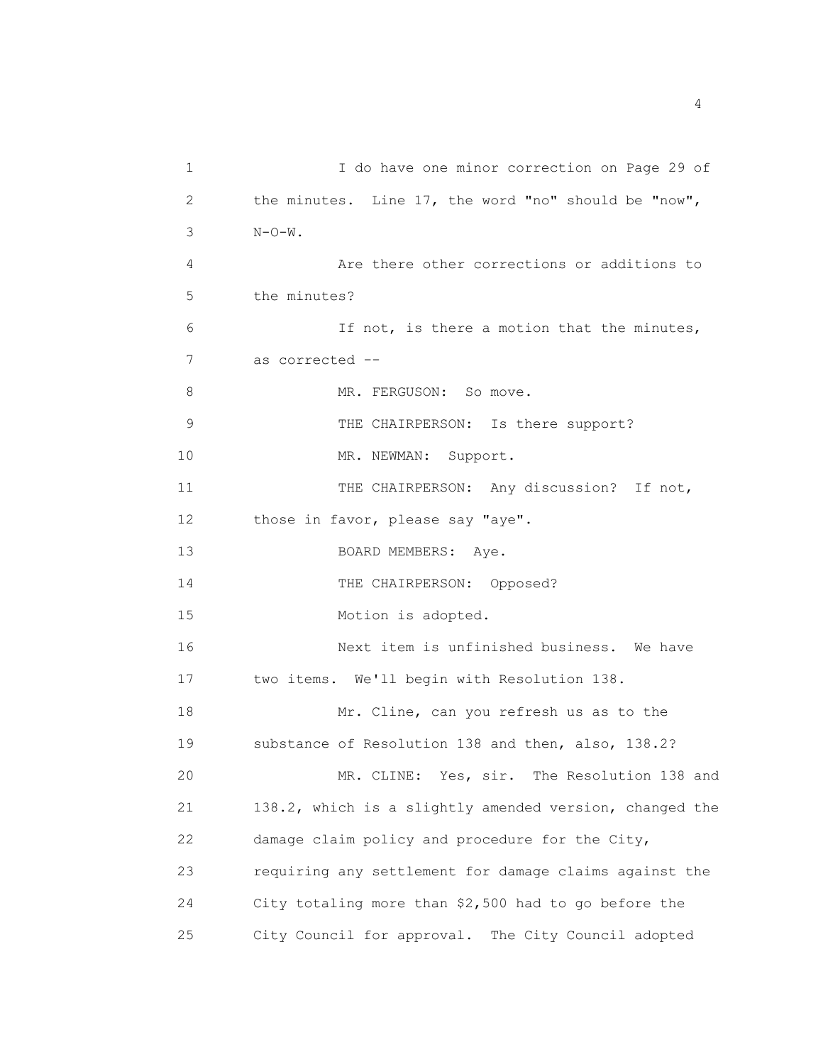I do have one minor correction on Page 29 of the minutes. Line 17, the word "no" should be "now", N-O-W.

Are there other corrections or additions to the minutes?

If not, is there a motion that the minutes, as corrected --

MR. FERGUSON: So move.

THE CHAIRPERSON: Is there support?

MR. NEWMAN: Support.

THE CHAIRPERSON: Any discussion? If not, those in favor, please say "aye".

BOARD MEMBERS: Aye.

THE CHAIRPERSON: Opposed?

Motion is adopted.

Next item is unfinished business. We have two items. We'll begin with Resolution 138.

Mr. Cline, can you refresh us as to the substance of Resolution 138 and then, also, 138.2?

MR. CLINE: Yes, sir. The Resolution 138 and 138.2, which is a slightly amended version, changed the damage claim policy and procedure for the City, requiring any settlement for damage claims against the City totaling more than $2,500 had to go before the City Council for approval. The City Council adopted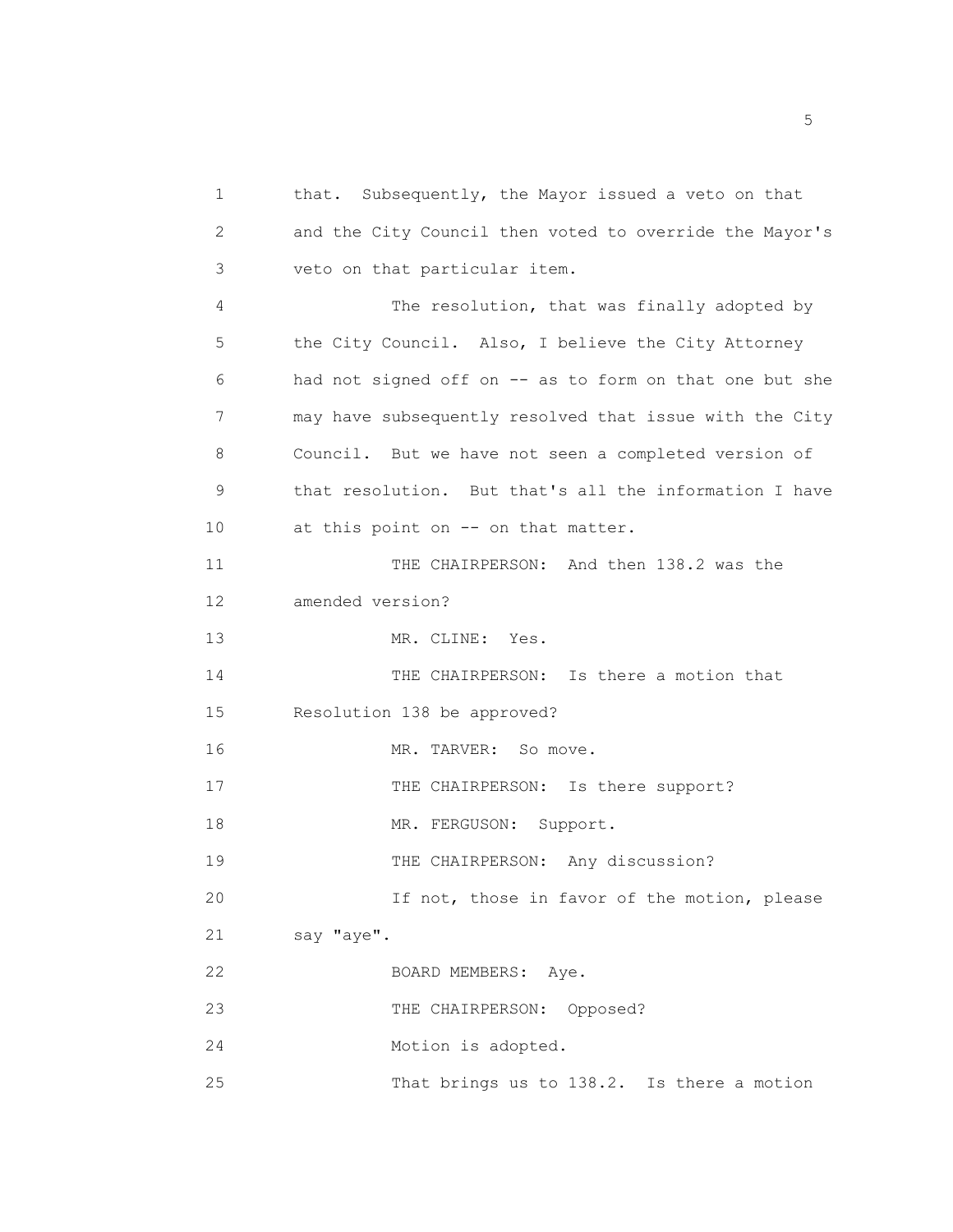that. Subsequently, the Mayor issued a veto on that and the City Council then voted to override the Mayor's veto on that particular item.

The resolution, that was finally adopted by the City Council. Also, I believe the City Attorney had not signed off on -- as to form on that one but she may have subsequently resolved that issue with the City Council. But we have not seen a completed version of that resolution. But that's all the information I have at this point on -- on that matter.

THE CHAIRPERSON: And then 138.2 was the amended version?

MR. CLINE: Yes.

THE CHAIRPERSON: Is there a motion that Resolution 138 be approved?

MR. TARVER: So move.

THE CHAIRPERSON: Is there support?

MR. FERGUSON: Support.

THE CHAIRPERSON: Any discussion?

If not, those in favor of the motion, please say "aye".

BOARD MEMBERS: Aye.

THE CHAIRPERSON: Opposed?

Motion is adopted.

That brings us to 138.2. Is there a motion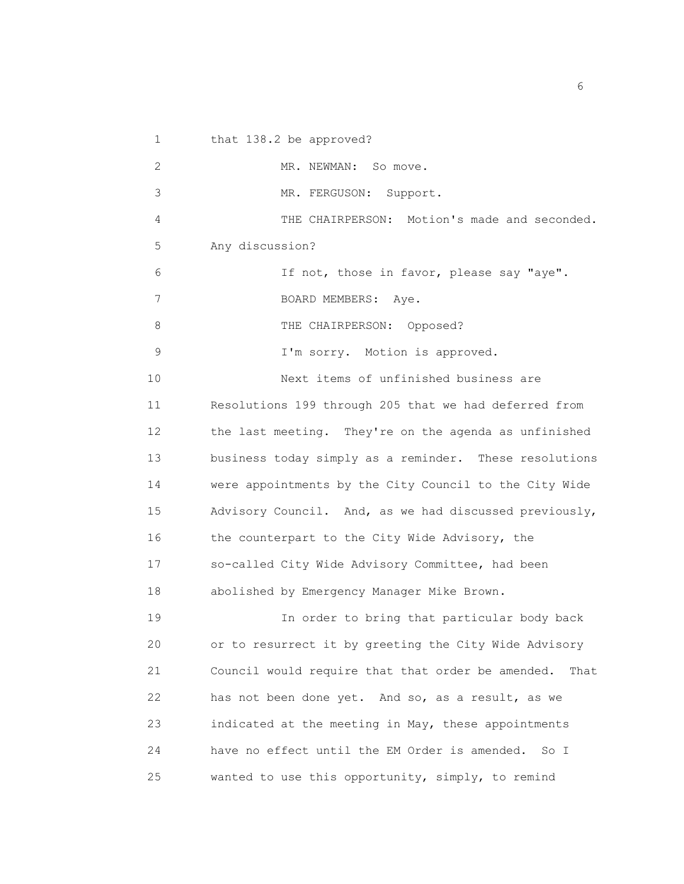1 that 138.2 be approved?

2 MR. NEWMAN: So move.

3 MR. FERGUSON: Support.

4 THE CHAIRPERSON: Motion's made and seconded.

5 Any discussion?

6 If not, those in favor, please say "aye".

7 BOARD MEMBERS: Aye.

8 THE CHAIRPERSON: Opposed?

9 I'm sorry. Motion is approved.

10 Next items of unfinished business are

11 Resolutions 199 through 205 that we had deferred from

12 the last meeting. They're on the agenda as unfinished

13 business today simply as a reminder. These resolutions

14 were appointments by the City Council to the City Wide

15 Advisory Council. And, as we had discussed previously,

16 the counterpart to the City Wide Advisory, the

17 so-called City Wide Advisory Committee, had been

18 abolished by Emergency Manager Mike Brown.

19 In order to bring that particular body back

20 or to resurrect it by greeting the City Wide Advisory

21 Council would require that that order be amended. That

22 has not been done yet. And so, as a result, as we

23 indicated at the meeting in May, these appointments

24 have no effect until the EM Order is amended. So I

25 wanted to use this opportunity, simply, to remind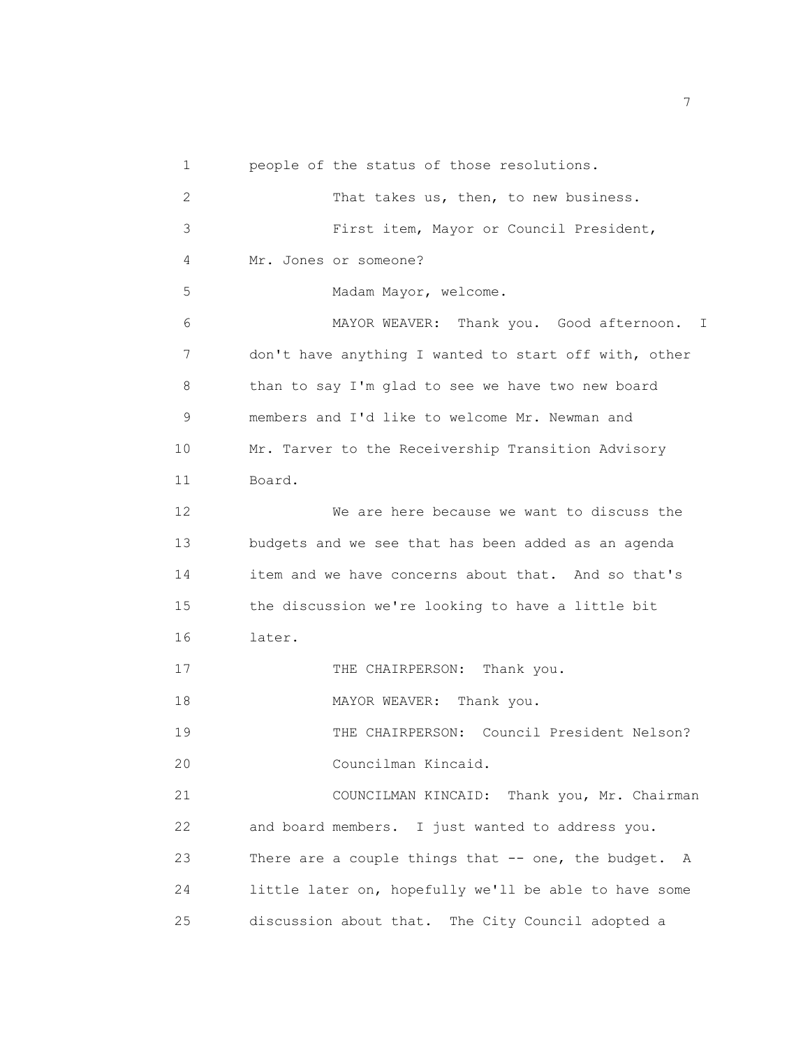people of the status of those resolutions.

That takes us, then, to new business.

First item, Mayor or Council President, Mr. Jones or someone?

Madam Mayor, welcome.

MAYOR WEAVER: Thank you. Good afternoon. I don't have anything I wanted to start off with, other than to say I'm glad to see we have two new board members and I'd like to welcome Mr. Newman and Mr. Tarver to the Receivership Transition Advisory Board.

We are here because we want to discuss the budgets and we see that has been added as an agenda item and we have concerns about that. And so that's the discussion we're looking to have a little bit later.

THE CHAIRPERSON: Thank you.

MAYOR WEAVER: Thank you.

THE CHAIRPERSON: Council President Nelson? Councilman Kincaid.

COUNCILMAN KINCAID: Thank you, Mr. Chairman and board members. I just wanted to address you. There are a couple things that -- one, the budget. A little later on, hopefully we'll be able to have some discussion about that. The City Council adopted a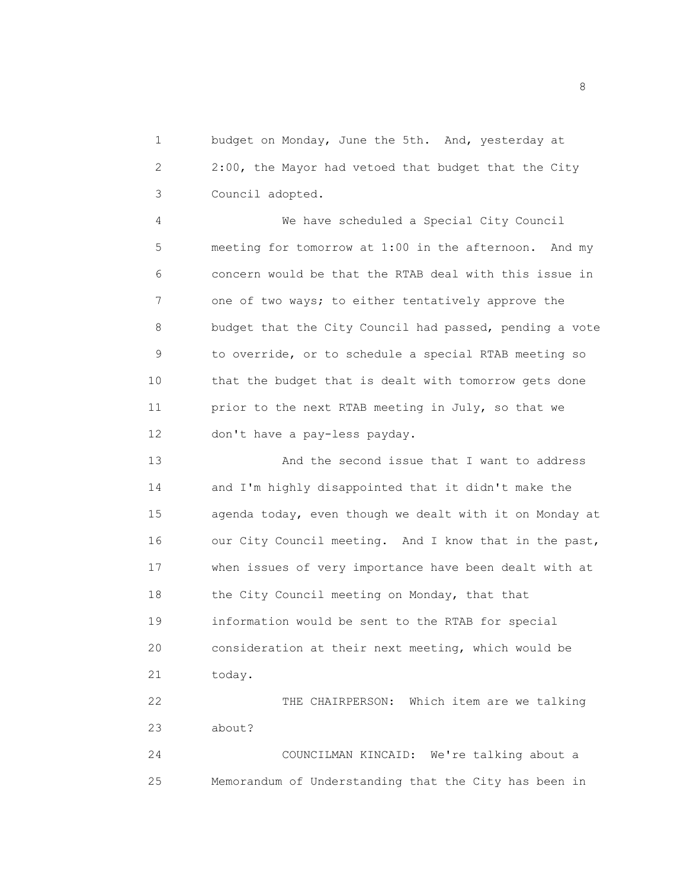budget on Monday, June the 5th. And, yesterday at 2:00, the Mayor had vetoed that budget that the City Council adopted.

We have scheduled a Special City Council meeting for tomorrow at 1:00 in the afternoon. And my concern would be that the RTAB deal with this issue in one of two ways; to either tentatively approve the budget that the City Council had passed, pending a vote to override, or to schedule a special RTAB meeting so that the budget that is dealt with tomorrow gets done prior to the next RTAB meeting in July, so that we don't have a pay-less payday.

And the second issue that I want to address and I'm highly disappointed that it didn't make the agenda today, even though we dealt with it on Monday at our City Council meeting. And I know that in the past, when issues of very importance have been dealt with at the City Council meeting on Monday, that that information would be sent to the RTAB for special consideration at their next meeting, which would be today.

THE CHAIRPERSON: Which item are we talking about?

COUNCILMAN KINCAID: We're talking about a Memorandum of Understanding that the City has been in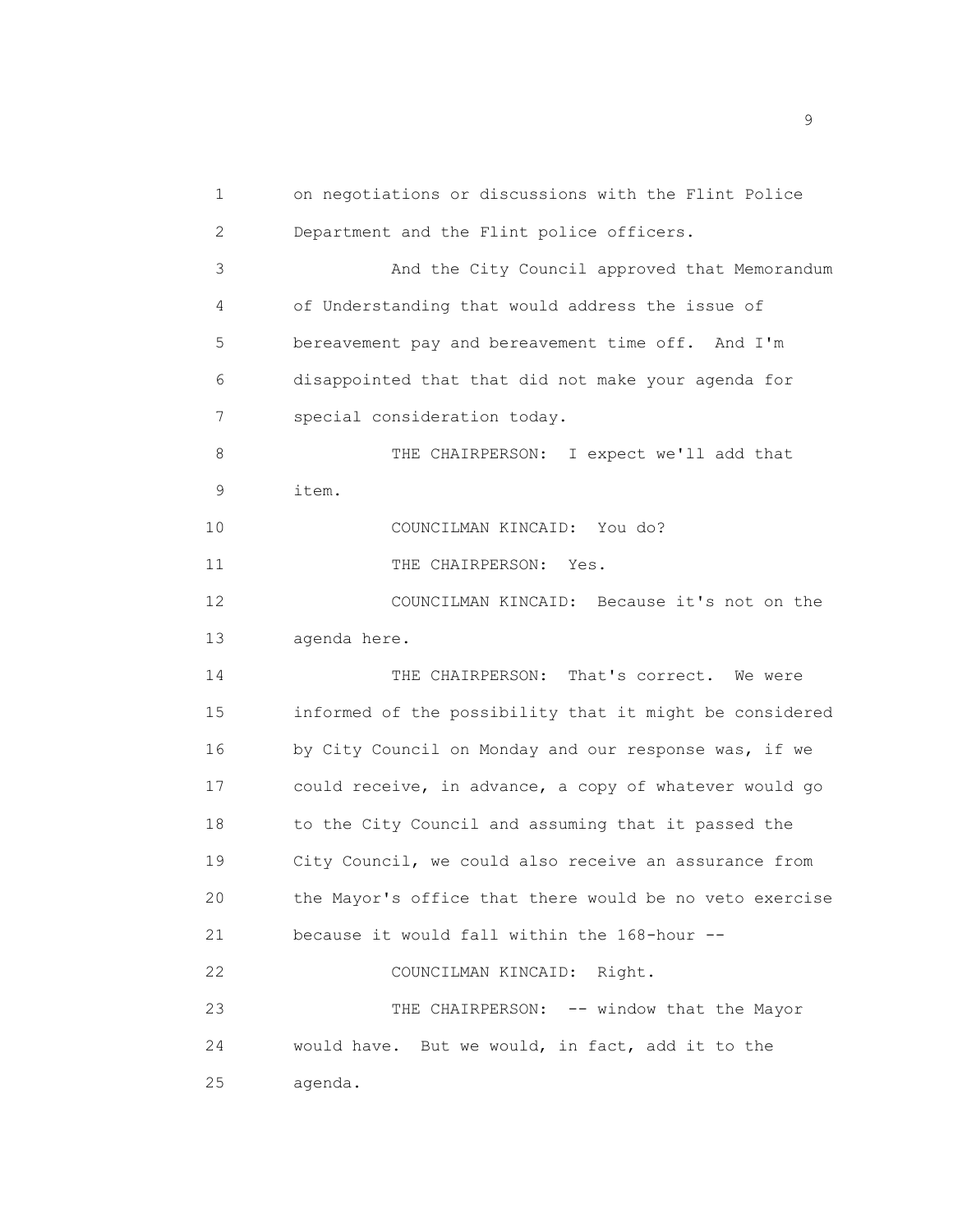on negotiations or discussions with the Flint Police Department and the Flint police officers.

And the City Council approved that Memorandum of Understanding that would address the issue of bereavement pay and bereavement time off. And I'm disappointed that that did not make your agenda for special consideration today.

THE CHAIRPERSON: I expect we'll add that item.

COUNCILMAN KINCAID: You do?

THE CHAIRPERSON: Yes.

COUNCILMAN KINCAID: Because it's not on the agenda here.

THE CHAIRPERSON: That's correct. We were informed of the possibility that it might be considered by City Council on Monday and our response was, if we could receive, in advance, a copy of whatever would go to the City Council and assuming that it passed the City Council, we could also receive an assurance from the Mayor's office that there would be no veto exercise because it would fall within the 168-hour --

COUNCILMAN KINCAID: Right.

THE CHAIRPERSON: -- window that the Mayor would have. But we would, in fact, add it to the agenda.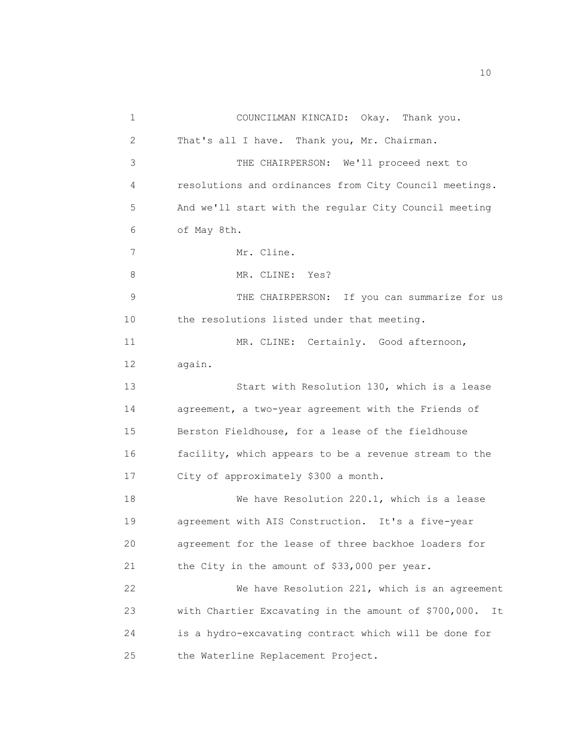COUNCILMAN KINCAID: Okay. Thank you. That's all I have. Thank you, Mr. Chairman.

THE CHAIRPERSON: We'll proceed next to resolutions and ordinances from City Council meetings. And we'll start with the regular City Council meeting of May 8th.

Mr. Cline.

MR. CLINE: Yes?

THE CHAIRPERSON: If you can summarize for us the resolutions listed under that meeting.

MR. CLINE: Certainly. Good afternoon, again.

Start with Resolution 130, which is a lease agreement, a two-year agreement with the Friends of Berston Fieldhouse, for a lease of the fieldhouse facility, which appears to be a revenue stream to the City of approximately $300 a month.

We have Resolution 220.1, which is a lease agreement with AIS Construction. It's a five-year agreement for the lease of three backhoe loaders for the City in the amount of $33,000 per year.

We have Resolution 221, which is an agreement with Chartier Excavating in the amount of $700,000. It is a hydro-excavating contract which will be done for the Waterline Replacement Project.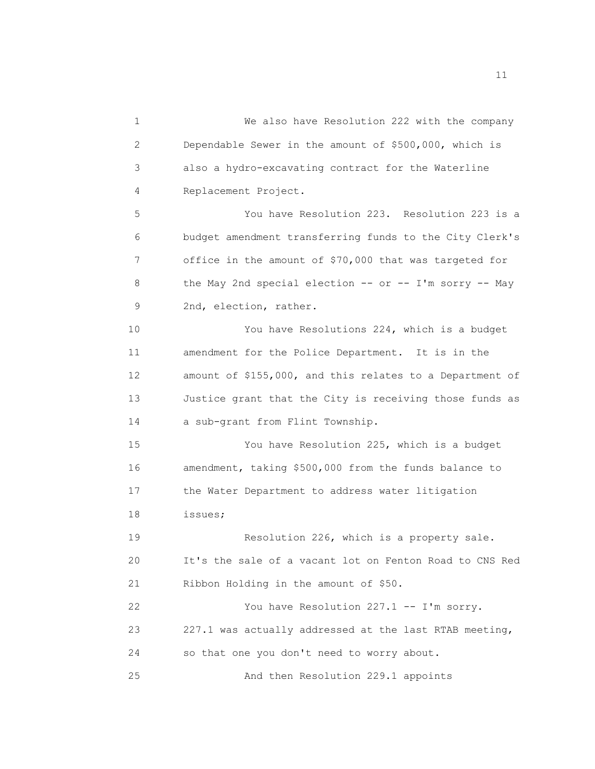We also have Resolution 222 with the company Dependable Sewer in the amount of $500,000, which is also a hydro-excavating contract for the Waterline Replacement Project.

You have Resolution 223. Resolution 223 is a budget amendment transferring funds to the City Clerk's office in the amount of $70,000 that was targeted for the May 2nd special election -- or -- I'm sorry -- May 2nd, election, rather.

You have Resolutions 224, which is a budget amendment for the Police Department. It is in the amount of $155,000, and this relates to a Department of Justice grant that the City is receiving those funds as a sub-grant from Flint Township.

You have Resolution 225, which is a budget amendment, taking $500,000 from the funds balance to the Water Department to address water litigation issues;

Resolution 226, which is a property sale. It's the sale of a vacant lot on Fenton Road to CNS Red Ribbon Holding in the amount of $50.

You have Resolution 227.1 -- I'm sorry. 227.1 was actually addressed at the last RTAB meeting, so that one you don't need to worry about.

And then Resolution 229.1 appoints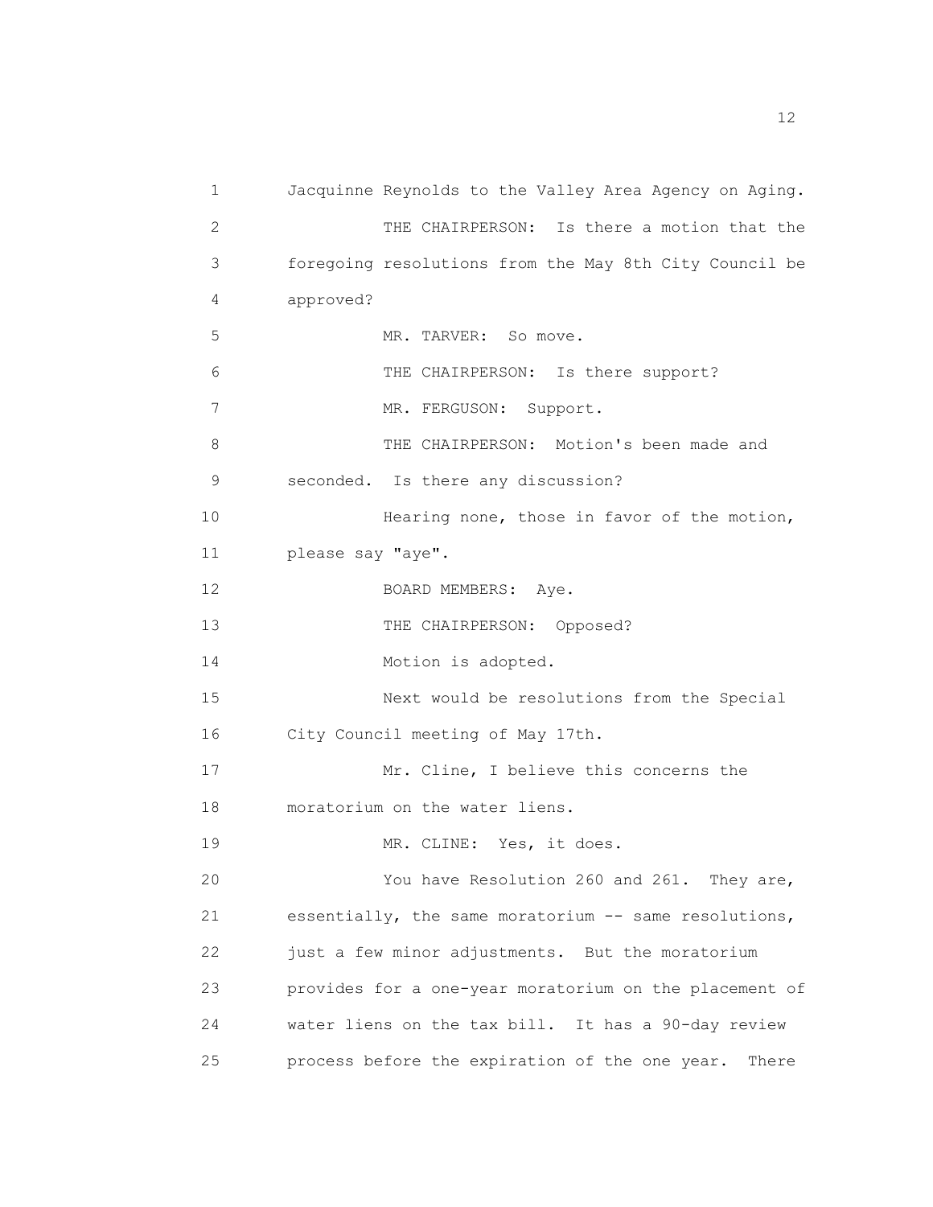Jacquinne Reynolds to the Valley Area Agency on Aging.

THE CHAIRPERSON: Is there a motion that the foregoing resolutions from the May 8th City Council be approved?

MR. TARVER: So move.

THE CHAIRPERSON: Is there support?

MR. FERGUSON: Support.

THE CHAIRPERSON: Motion's been made and seconded. Is there any discussion?

Hearing none, those in favor of the motion, please say "aye".

BOARD MEMBERS: Aye.

THE CHAIRPERSON: Opposed?

Motion is adopted.

Next would be resolutions from the Special City Council meeting of May 17th.

Mr. Cline, I believe this concerns the moratorium on the water liens.

MR. CLINE: Yes, it does.

You have Resolution 260 and 261. They are, essentially, the same moratorium -- same resolutions, just a few minor adjustments. But the moratorium provides for a one-year moratorium on the placement of water liens on the tax bill. It has a 90-day review process before the expiration of the one year. There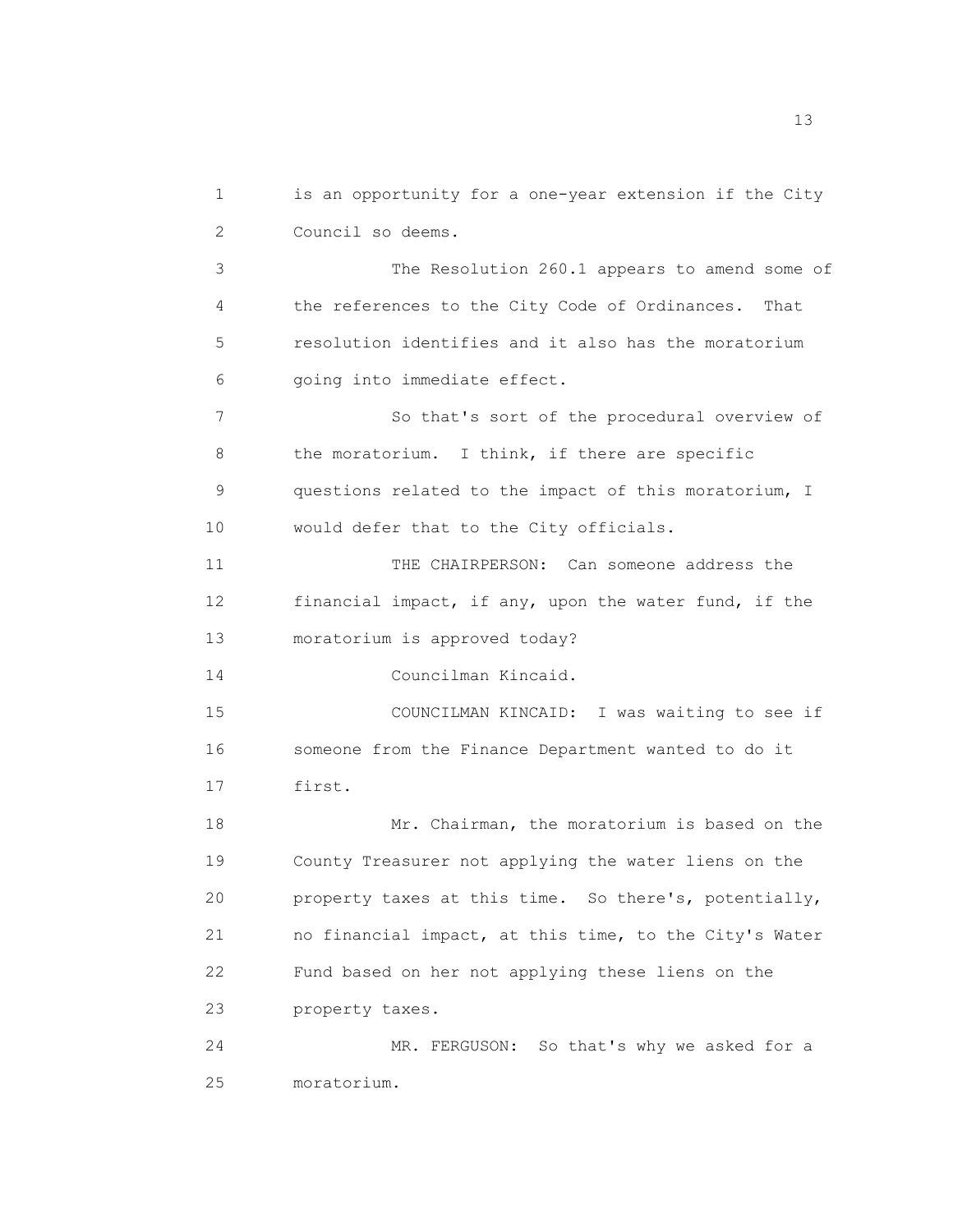is an opportunity for a one-year extension if the City Council so deems.

The Resolution 260.1 appears to amend some of the references to the City Code of Ordinances. That resolution identifies and it also has the moratorium going into immediate effect.

So that's sort of the procedural overview of the moratorium. I think, if there are specific questions related to the impact of this moratorium, I would defer that to the City officials.

THE CHAIRPERSON: Can someone address the financial impact, if any, upon the water fund, if the moratorium is approved today?

Councilman Kincaid.

COUNCILMAN KINCAID: I was waiting to see if someone from the Finance Department wanted to do it first.

Mr. Chairman, the moratorium is based on the County Treasurer not applying the water liens on the property taxes at this time. So there's, potentially, no financial impact, at this time, to the City's Water Fund based on her not applying these liens on the property taxes.

MR. FERGUSON: So that's why we asked for a moratorium.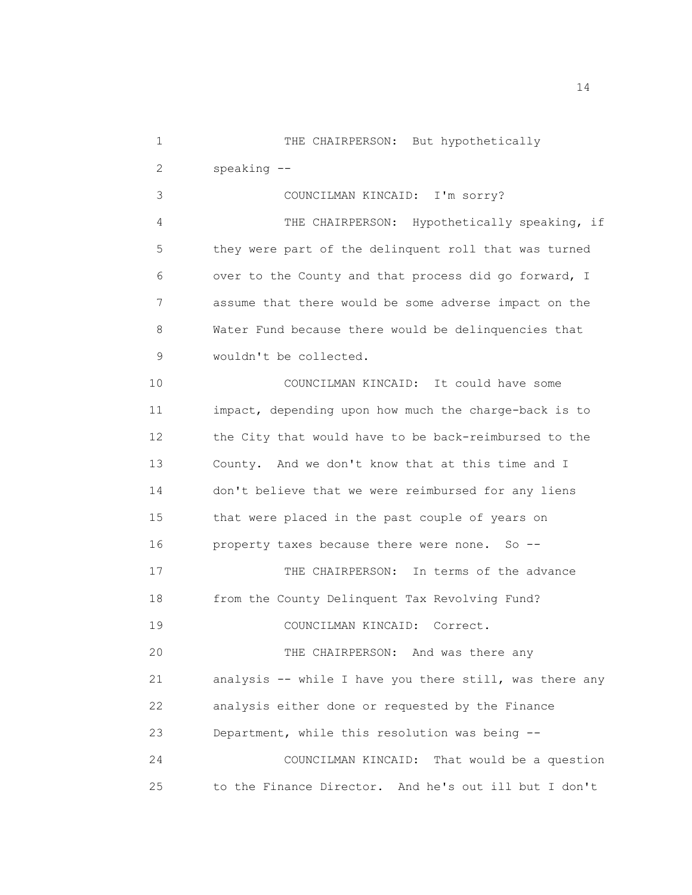THE CHAIRPERSON: But hypothetically speaking --

COUNCILMAN KINCAID: I'm sorry?

THE CHAIRPERSON: Hypothetically speaking, if they were part of the delinquent roll that was turned over to the County and that process did go forward, I assume that there would be some adverse impact on the Water Fund because there would be delinquencies that wouldn't be collected.

COUNCILMAN KINCAID: It could have some impact, depending upon how much the charge-back is to the City that would have to be back-reimbursed to the County. And we don't know that at this time and I don't believe that we were reimbursed for any liens that were placed in the past couple of years on property taxes because there were none. So --

THE CHAIRPERSON: In terms of the advance from the County Delinquent Tax Revolving Fund?

COUNCILMAN KINCAID: Correct.

THE CHAIRPERSON: And was there any analysis -- while I have you there still, was there any analysis either done or requested by the Finance Department, while this resolution was being --

COUNCILMAN KINCAID: That would be a question to the Finance Director. And he's out ill but I don't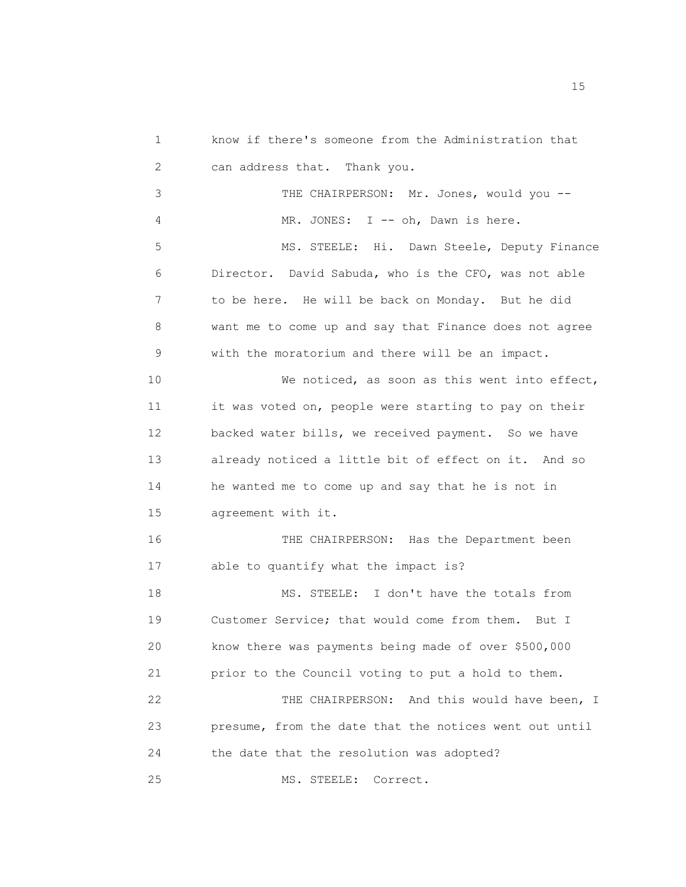know if there's someone from the Administration that can address that. Thank you.

THE CHAIRPERSON: Mr. Jones, would you --

MR. JONES: I -- oh, Dawn is here.

MS. STEELE: Hi. Dawn Steele, Deputy Finance Director. David Sabuda, who is the CFO, was not able to be here. He will be back on Monday. But he did want me to come up and say that Finance does not agree with the moratorium and there will be an impact.

We noticed, as soon as this went into effect, it was voted on, people were starting to pay on their backed water bills, we received payment. So we have already noticed a little bit of effect on it. And so he wanted me to come up and say that he is not in agreement with it.

THE CHAIRPERSON: Has the Department been able to quantify what the impact is?

MS. STEELE: I don't have the totals from Customer Service; that would come from them. But I know there was payments being made of over $500,000 prior to the Council voting to put a hold to them.

THE CHAIRPERSON: And this would have been, I presume, from the date that the notices went out until the date that the resolution was adopted?

MS. STEELE: Correct.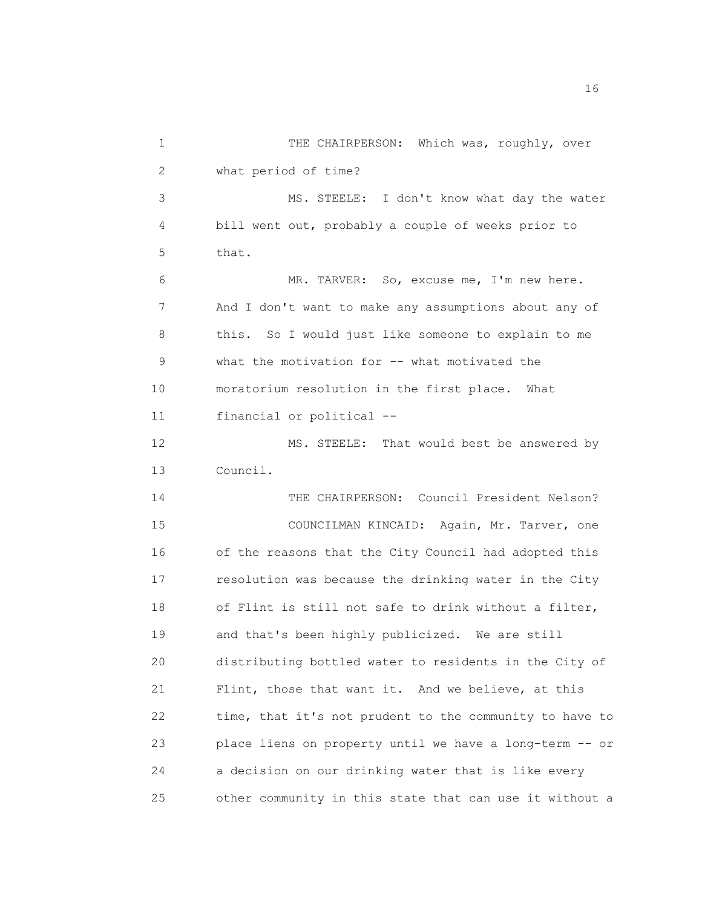THE CHAIRPERSON: Which was, roughly, over what period of time?

MS. STEELE: I don't know what day the water bill went out, probably a couple of weeks prior to that.

MR. TARVER: So, excuse me, I'm new here. And I don't want to make any assumptions about any of this. So I would just like someone to explain to me what the motivation for -- what motivated the moratorium resolution in the first place. What financial or political --

MS. STEELE: That would best be answered by Council.

THE CHAIRPERSON: Council President Nelson?

COUNCILMAN KINCAID: Again, Mr. Tarver, one of the reasons that the City Council had adopted this resolution was because the drinking water in the City of Flint is still not safe to drink without a filter, and that's been highly publicized. We are still distributing bottled water to residents in the City of Flint, those that want it. And we believe, at this time, that it's not prudent to the community to have to place liens on property until we have a long-term -- or a decision on our drinking water that is like every other community in this state that can use it without a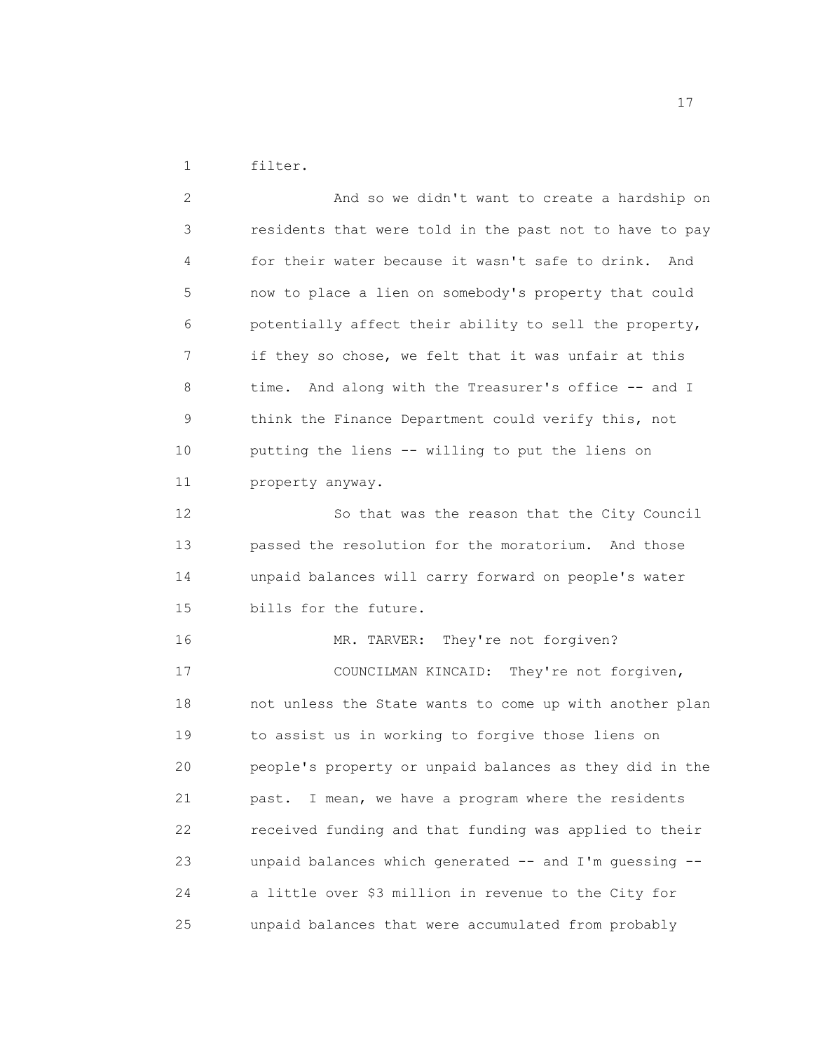filter.

And so we didn't want to create a hardship on residents that were told in the past not to have to pay for their water because it wasn't safe to drink. And now to place a lien on somebody's property that could potentially affect their ability to sell the property, if they so chose, we felt that it was unfair at this time. And along with the Treasurer's office -- and I think the Finance Department could verify this, not putting the liens -- willing to put the liens on property anyway.

So that was the reason that the City Council passed the resolution for the moratorium. And those unpaid balances will carry forward on people's water bills for the future.

MR. TARVER: They're not forgiven?

COUNCILMAN KINCAID: They're not forgiven, not unless the State wants to come up with another plan to assist us in working to forgive those liens on people's property or unpaid balances as they did in the past. I mean, we have a program where the residents received funding and that funding was applied to their unpaid balances which generated -- and I'm guessing -- a little over $3 million in revenue to the City for unpaid balances that were accumulated from probably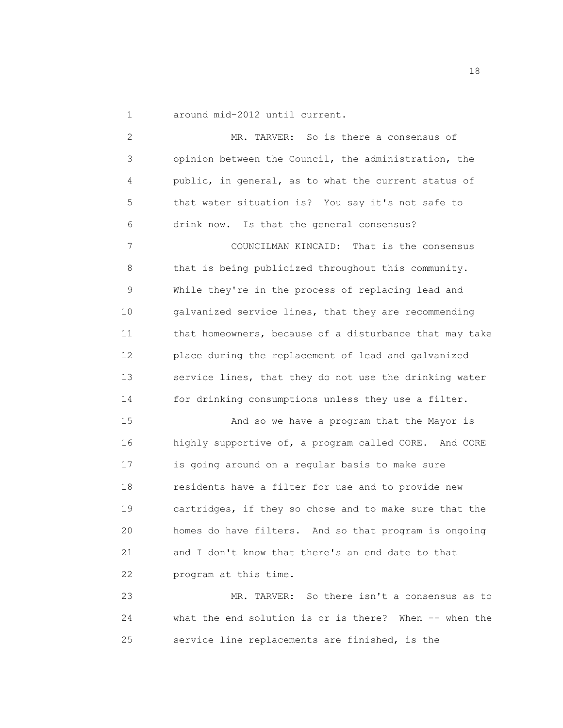around mid-2012 until current.

MR. TARVER: So is there a consensus of opinion between the Council, the administration, the public, in general, as to what the current status of that water situation is? You say it's not safe to drink now. Is that the general consensus?

COUNCILMAN KINCAID: That is the consensus that is being publicized throughout this community. While they're in the process of replacing lead and galvanized service lines, that they are recommending that homeowners, because of a disturbance that may take place during the replacement of lead and galvanized service lines, that they do not use the drinking water for drinking consumptions unless they use a filter.

And so we have a program that the Mayor is highly supportive of, a program called CORE. And CORE is going around on a regular basis to make sure residents have a filter for use and to provide new cartridges, if they so chose and to make sure that the homes do have filters. And so that program is ongoing and I don't know that there's an end date to that program at this time.

MR. TARVER: So there isn't a consensus as to what the end solution is or is there? When -- when the service line replacements are finished, is the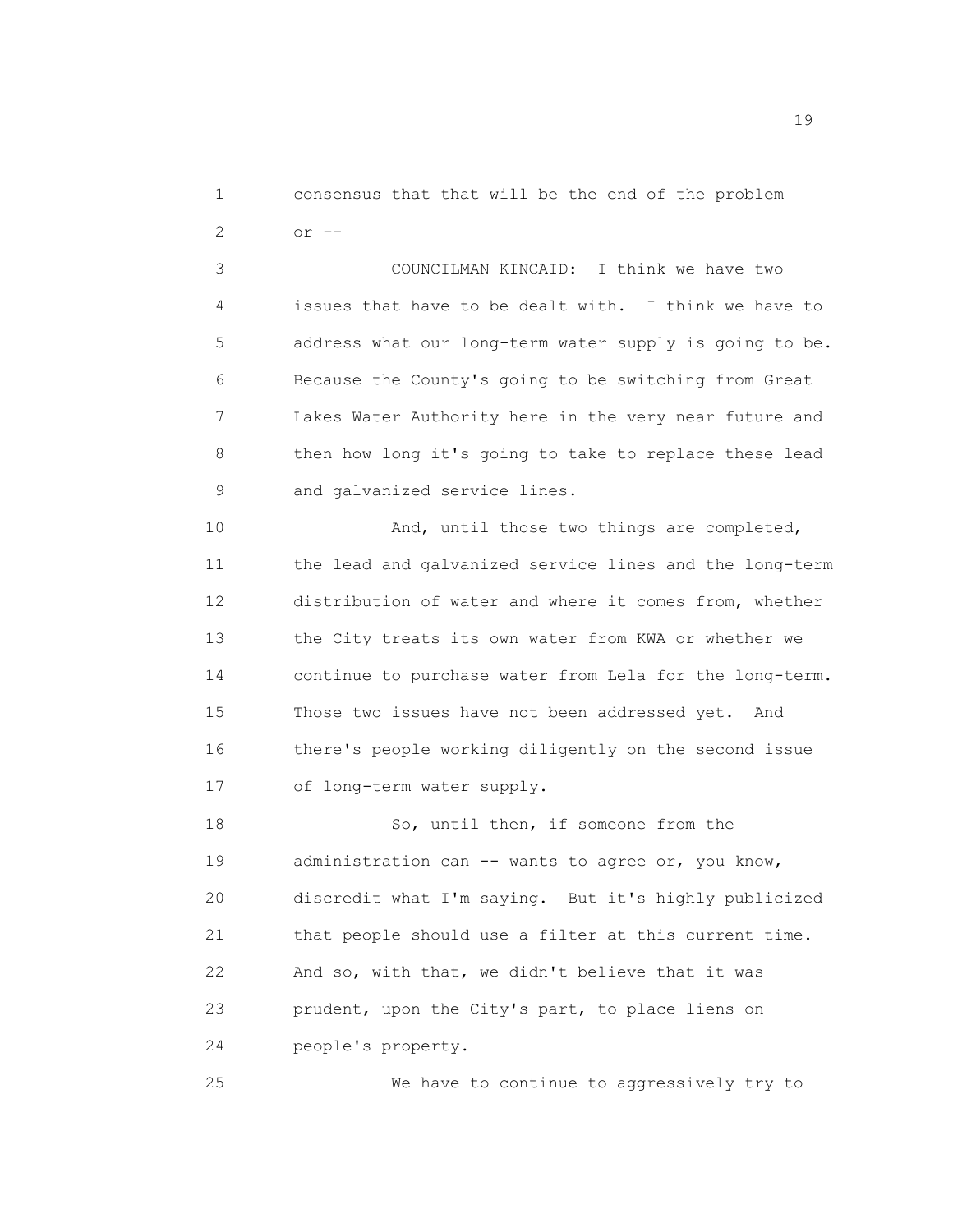consensus that that will be the end of the problem or --

COUNCILMAN KINCAID: I think we have two issues that have to be dealt with. I think we have to address what our long-term water supply is going to be. Because the County's going to be switching from Great Lakes Water Authority here in the very near future and then how long it's going to take to replace these lead and galvanized service lines.

And, until those two things are completed, the lead and galvanized service lines and the long-term distribution of water and where it comes from, whether the City treats its own water from KWA or whether we continue to purchase water from Lela for the long-term. Those two issues have not been addressed yet. And there's people working diligently on the second issue of long-term water supply.

So, until then, if someone from the administration can -- wants to agree or, you know, discredit what I'm saying. But it's highly publicized that people should use a filter at this current time. And so, with that, we didn't believe that it was prudent, upon the City's part, to place liens on people's property.

We have to continue to aggressively try to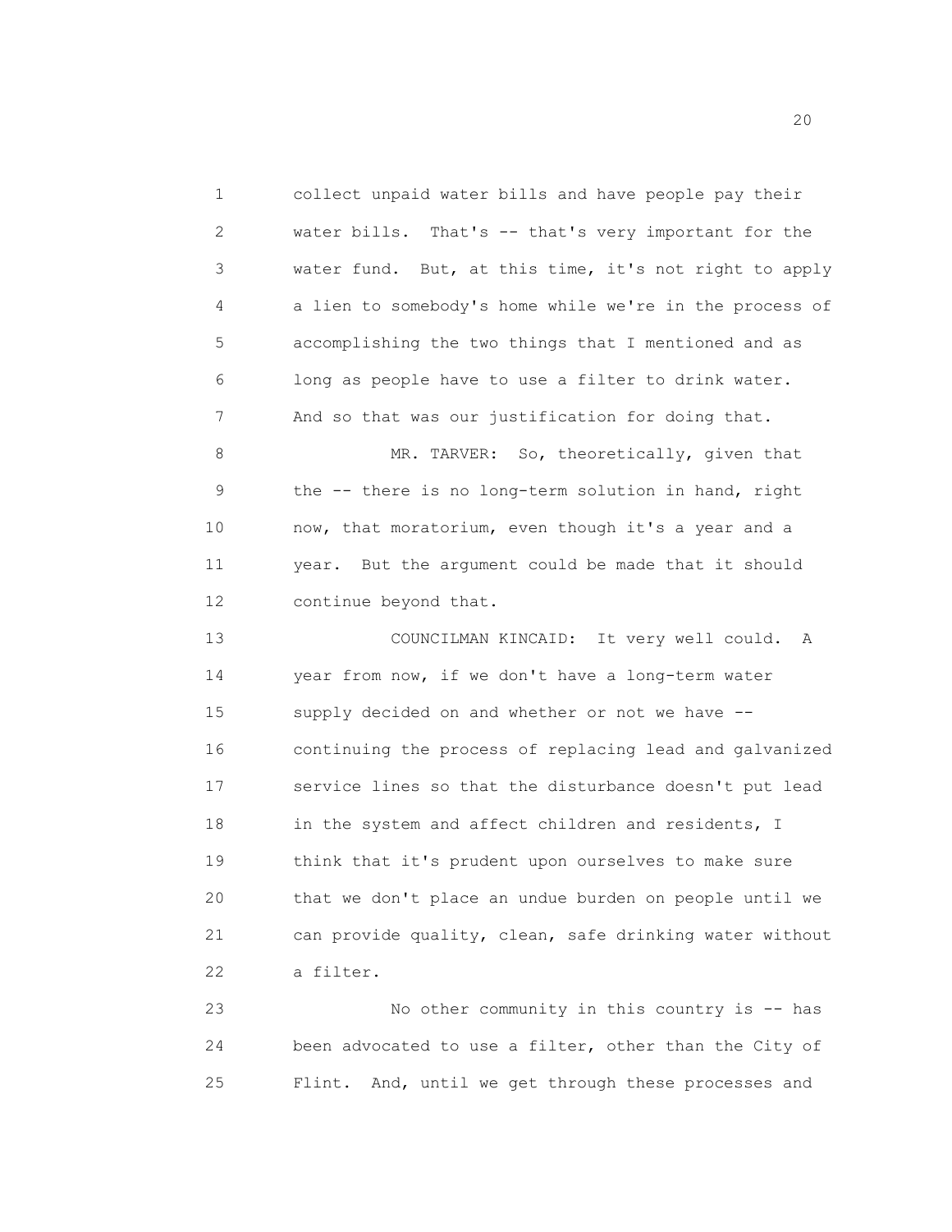collect unpaid water bills and have people pay their water bills. That's -- that's very important for the water fund. But, at this time, it's not right to apply a lien to somebody's home while we're in the process of accomplishing the two things that I mentioned and as long as people have to use a filter to drink water. And so that was our justification for doing that.

MR. TARVER: So, theoretically, given that the -- there is no long-term solution in hand, right now, that moratorium, even though it's a year and a year. But the argument could be made that it should continue beyond that.

COUNCILMAN KINCAID: It very well could. A year from now, if we don't have a long-term water supply decided on and whether or not we have -- continuing the process of replacing lead and galvanized service lines so that the disturbance doesn't put lead in the system and affect children and residents, I think that it's prudent upon ourselves to make sure that we don't place an undue burden on people until we can provide quality, clean, safe drinking water without a filter.

No other community in this country is -- has been advocated to use a filter, other than the City of Flint. And, until we get through these processes and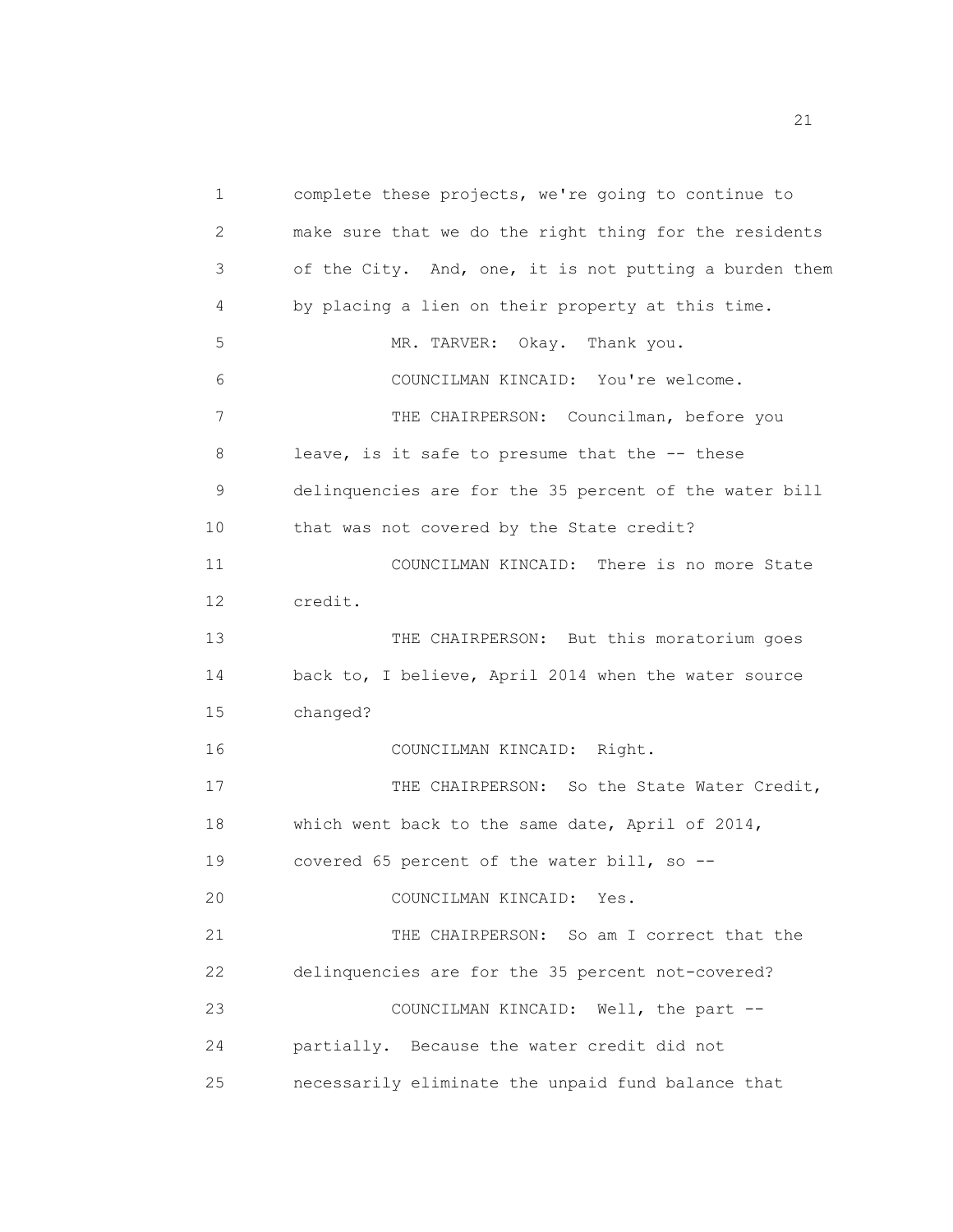complete these projects, we're going to continue to make sure that we do the right thing for the residents of the City. And, one, it is not putting a burden them by placing a lien on their property at this time.

MR. TARVER: Okay. Thank you.

COUNCILMAN KINCAID: You're welcome.

THE CHAIRPERSON: Councilman, before you leave, is it safe to presume that the -- these delinquencies are for the 35 percent of the water bill that was not covered by the State credit?

COUNCILMAN KINCAID: There is no more State credit.

THE CHAIRPERSON: But this moratorium goes back to, I believe, April 2014 when the water source changed?

COUNCILMAN KINCAID: Right.

THE CHAIRPERSON: So the State Water Credit, which went back to the same date, April of 2014, covered 65 percent of the water bill, so --

COUNCILMAN KINCAID: Yes.

THE CHAIRPERSON: So am I correct that the delinquencies are for the 35 percent not-covered?

COUNCILMAN KINCAID: Well, the part -- partially. Because the water credit did not necessarily eliminate the unpaid fund balance that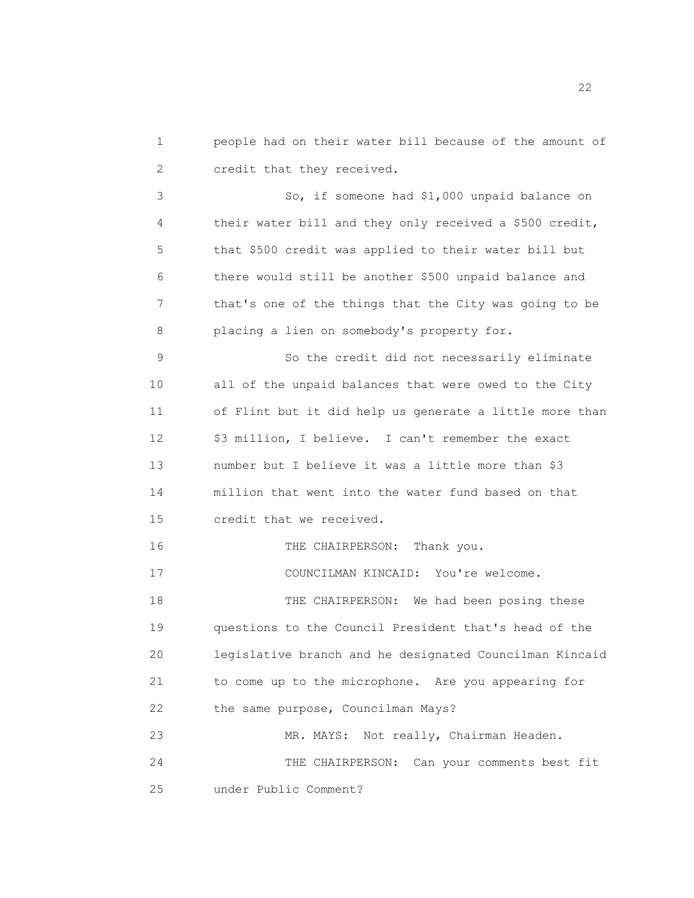people had on their water bill because of the amount of credit that they received.

So, if someone had $1,000 unpaid balance on their water bill and they only received a $500 credit, that $500 credit was applied to their water bill but there would still be another $500 unpaid balance and that's one of the things that the City was going to be placing a lien on somebody's property for.

So the credit did not necessarily eliminate all of the unpaid balances that were owed to the City of Flint but it did help us generate a little more than $3 million, I believe. I can't remember the exact number but I believe it was a little more than $3 million that went into the water fund based on that credit that we received.

THE CHAIRPERSON: Thank you.

COUNCILMAN KINCAID: You're welcome.

THE CHAIRPERSON: We had been posing these questions to the Council President that's head of the legislative branch and he designated Councilman Kincaid to come up to the microphone. Are you appearing for the same purpose, Councilman Mays?

MR. MAYS: Not really, Chairman Headen.

THE CHAIRPERSON: Can your comments best fit under Public Comment?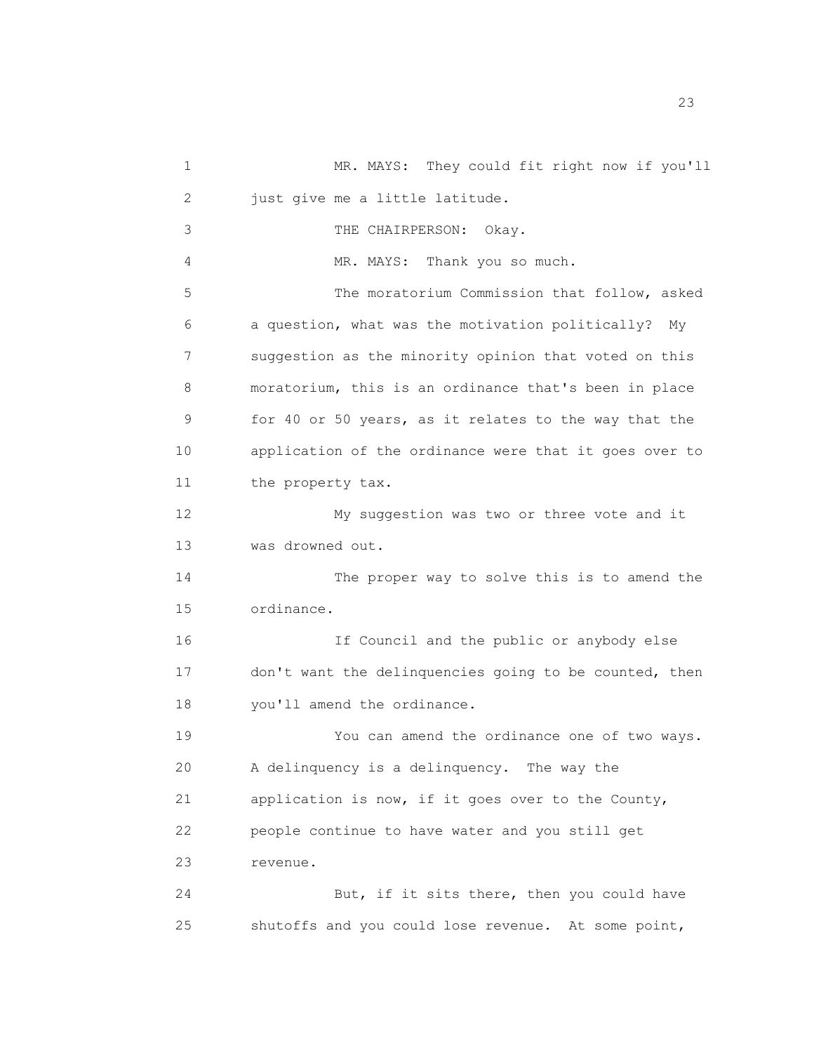MR. MAYS: They could fit right now if you'll just give me a little latitude.

THE CHAIRPERSON: Okay.

MR. MAYS: Thank you so much.

The moratorium Commission that follow, asked a question, what was the motivation politically? My suggestion as the minority opinion that voted on this moratorium, this is an ordinance that's been in place for 40 or 50 years, as it relates to the way that the application of the ordinance were that it goes over to the property tax.

My suggestion was two or three vote and it was drowned out.

The proper way to solve this is to amend the ordinance.

If Council and the public or anybody else don't want the delinquencies going to be counted, then you'll amend the ordinance.

You can amend the ordinance one of two ways. A delinquency is a delinquency. The way the application is now, if it goes over to the County, people continue to have water and you still get revenue.

But, if it sits there, then you could have shutoffs and you could lose revenue. At some point,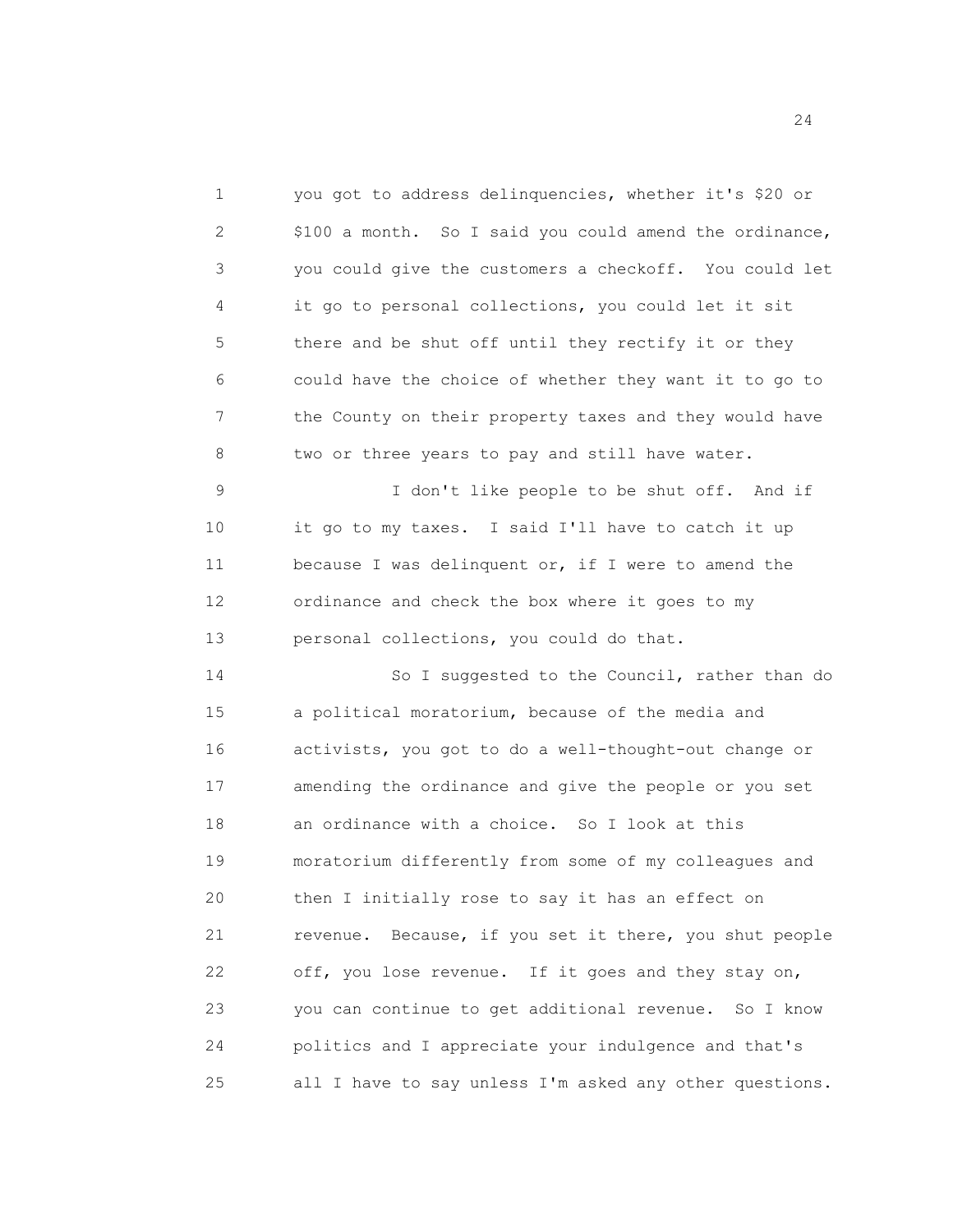you got to address delinquencies, whether it's $20 or $100 a month. So I said you could amend the ordinance, you could give the customers a checkoff. You could let it go to personal collections, you could let it sit there and be shut off until they rectify it or they could have the choice of whether they want it to go to the County on their property taxes and they would have two or three years to pay and still have water.

I don't like people to be shut off. And if it go to my taxes. I said I'll have to catch it up because I was delinquent or, if I were to amend the ordinance and check the box where it goes to my personal collections, you could do that.

So I suggested to the Council, rather than do a political moratorium, because of the media and activists, you got to do a well-thought-out change or amending the ordinance and give the people or you set an ordinance with a choice. So I look at this moratorium differently from some of my colleagues and then I initially rose to say it has an effect on revenue. Because, if you set it there, you shut people off, you lose revenue. If it goes and they stay on, you can continue to get additional revenue. So I know politics and I appreciate your indulgence and that's all I have to say unless I'm asked any other questions.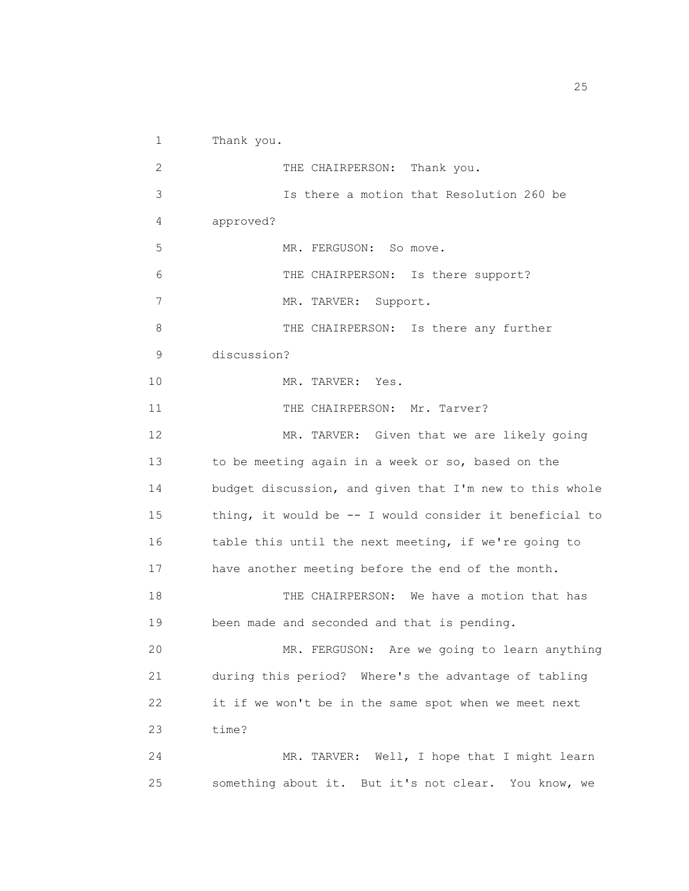Thank you.

THE CHAIRPERSON: Thank you.

Is there a motion that Resolution 260 be approved?

MR. FERGUSON: So move.

THE CHAIRPERSON: Is there support?

MR. TARVER: Support.

THE CHAIRPERSON: Is there any further discussion?

MR. TARVER: Yes.

THE CHAIRPERSON: Mr. Tarver?

MR. TARVER: Given that we are likely going to be meeting again in a week or so, based on the budget discussion, and given that I'm new to this whole thing, it would be -- I would consider it beneficial to table this until the next meeting, if we're going to have another meeting before the end of the month.

THE CHAIRPERSON: We have a motion that has been made and seconded and that is pending.

MR. FERGUSON: Are we going to learn anything during this period? Where's the advantage of tabling it if we won't be in the same spot when we meet next time?

MR. TARVER: Well, I hope that I might learn something about it. But it's not clear. You know, we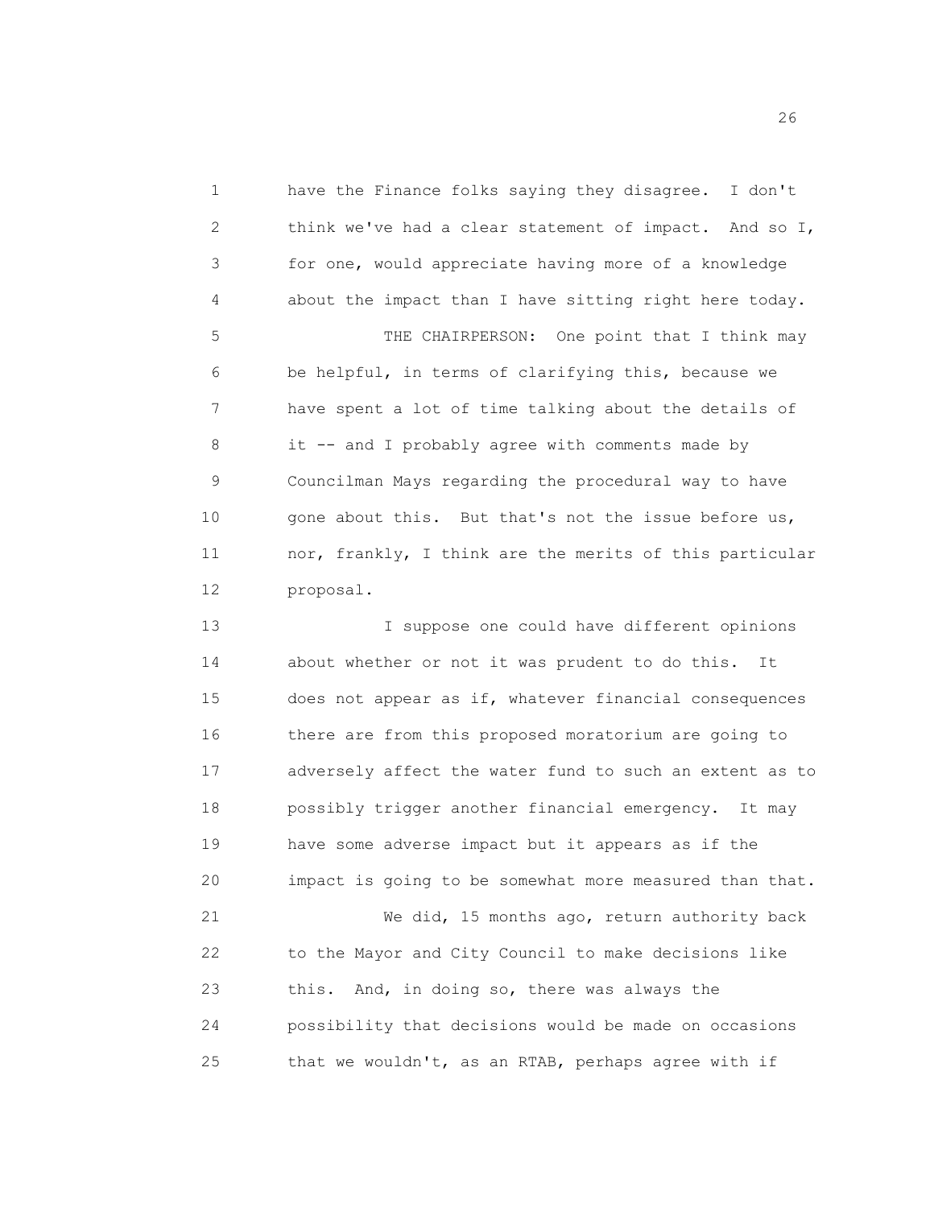have the Finance folks saying they disagree. I don't think we've had a clear statement of impact. And so I, for one, would appreciate having more of a knowledge about the impact than I have sitting right here today.

THE CHAIRPERSON: One point that I think may be helpful, in terms of clarifying this, because we have spent a lot of time talking about the details of it -- and I probably agree with comments made by Councilman Mays regarding the procedural way to have gone about this. But that's not the issue before us, nor, frankly, I think are the merits of this particular proposal.

I suppose one could have different opinions about whether or not it was prudent to do this. It does not appear as if, whatever financial consequences there are from this proposed moratorium are going to adversely affect the water fund to such an extent as to possibly trigger another financial emergency. It may have some adverse impact but it appears as if the impact is going to be somewhat more measured than that.

We did, 15 months ago, return authority back to the Mayor and City Council to make decisions like this. And, in doing so, there was always the possibility that decisions would be made on occasions that we wouldn't, as an RTAB, perhaps agree with if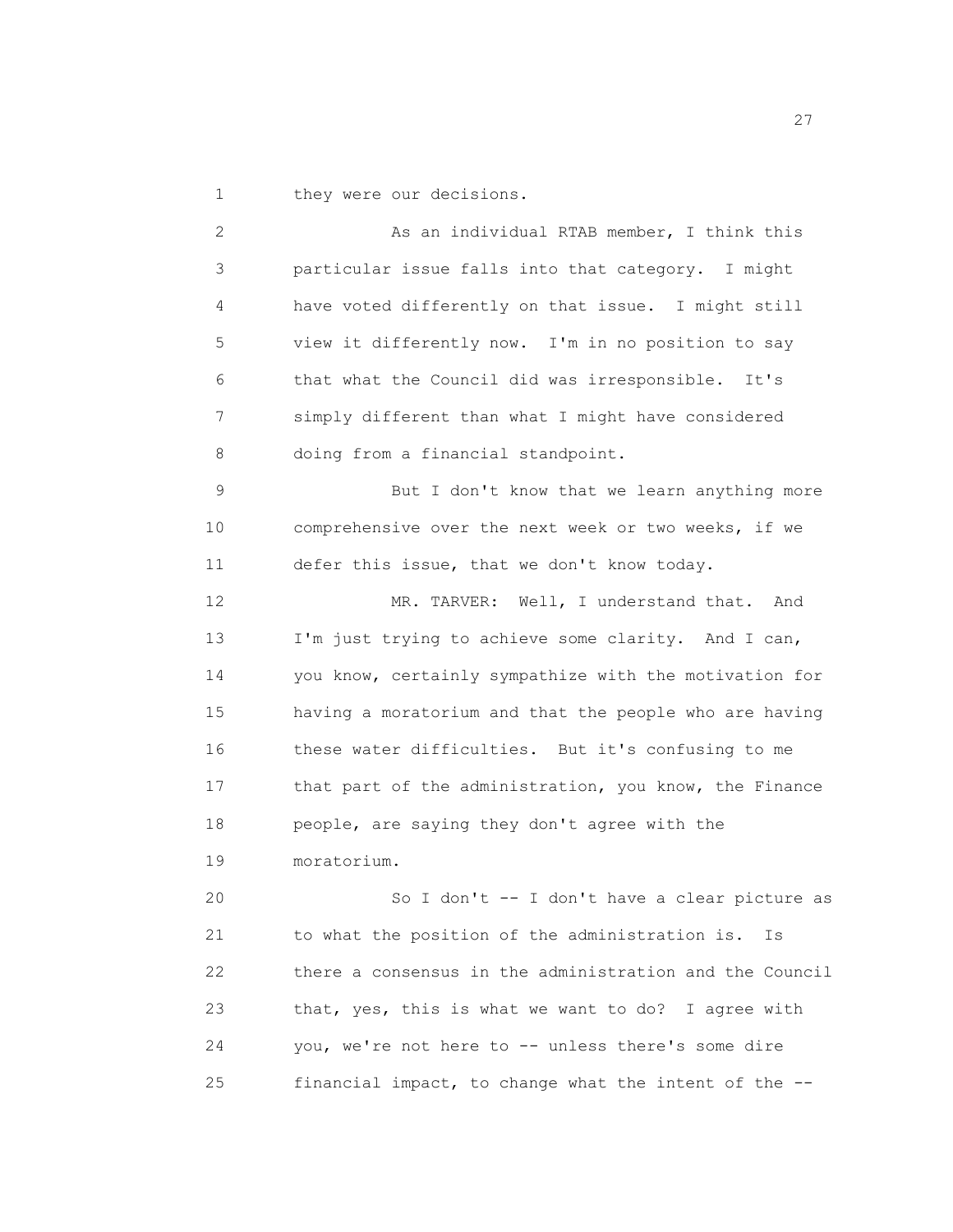they were our decisions.

As an individual RTAB member, I think this particular issue falls into that category. I might have voted differently on that issue. I might still view it differently now. I'm in no position to say that what the Council did was irresponsible. It's simply different than what I might have considered doing from a financial standpoint.

But I don't know that we learn anything more comprehensive over the next week or two weeks, if we defer this issue, that we don't know today.

MR. TARVER: Well, I understand that. And I'm just trying to achieve some clarity. And I can, you know, certainly sympathize with the motivation for having a moratorium and that the people who are having these water difficulties. But it's confusing to me that part of the administration, you know, the Finance people, are saying they don't agree with the moratorium.

So I don't -- I don't have a clear picture as to what the position of the administration is. Is there a consensus in the administration and the Council that, yes, this is what we want to do? I agree with you, we're not here to -- unless there's some dire financial impact, to change what the intent of the --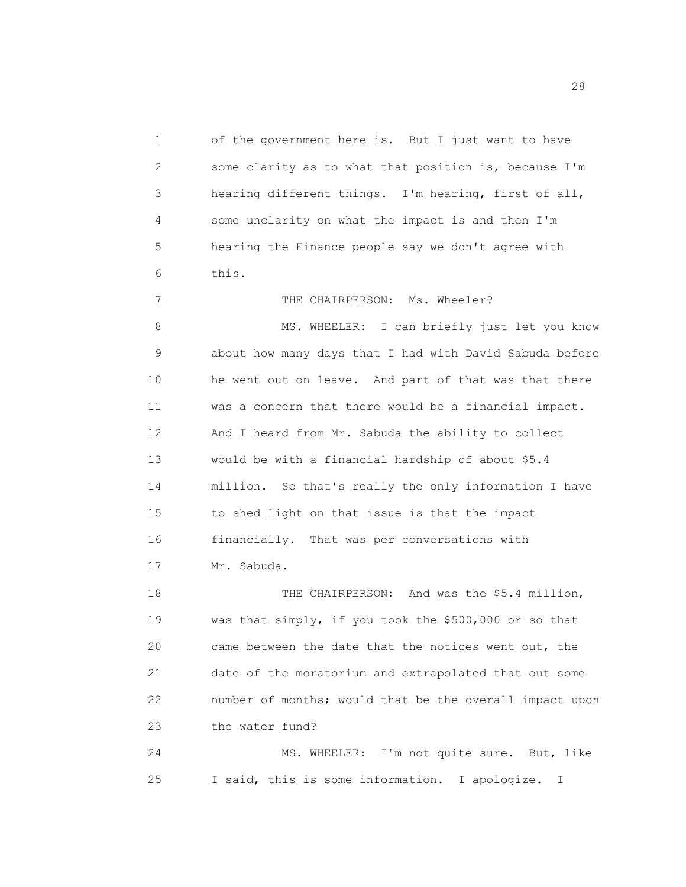of the government here is. But I just want to have some clarity as to what that position is, because I'm hearing different things. I'm hearing, first of all, some unclarity on what the impact is and then I'm hearing the Finance people say we don't agree with this.

THE CHAIRPERSON: Ms. Wheeler?

MS. WHEELER: I can briefly just let you know about how many days that I had with David Sabuda before he went out on leave. And part of that was that there was a concern that there would be a financial impact. And I heard from Mr. Sabuda the ability to collect would be with a financial hardship of about $5.4 million. So that's really the only information I have to shed light on that issue is that the impact financially. That was per conversations with Mr. Sabuda.

THE CHAIRPERSON: And was the $5.4 million, was that simply, if you took the $500,000 or so that came between the date that the notices went out, the date of the moratorium and extrapolated that out some number of months; would that be the overall impact upon the water fund?

MS. WHEELER: I'm not quite sure. But, like I said, this is some information. I apologize. I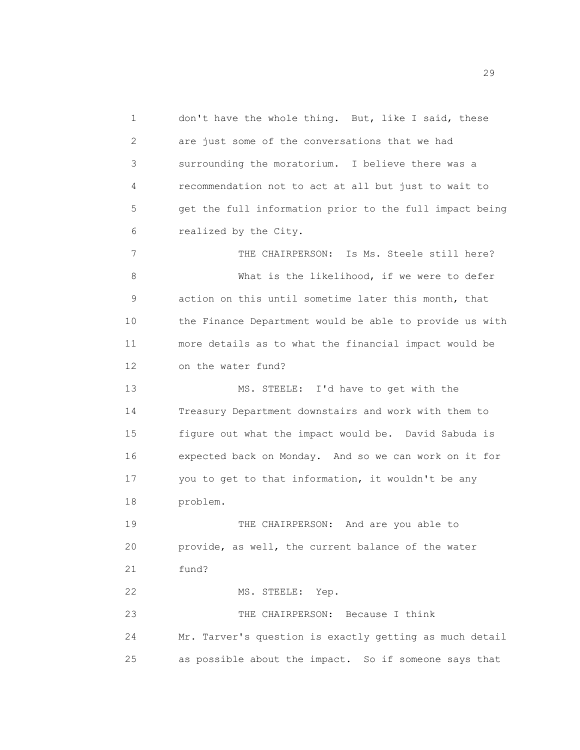1 don't have the whole thing. But, like I said, these
2 are just some of the conversations that we had
3 surrounding the moratorium. I believe there was a
4 recommendation not to act at all but just to wait to
5 get the full information prior to the full impact being
6 realized by the City.

7 THE CHAIRPERSON: Is Ms. Steele still here?
8 What is the likelihood, if we were to defer
9 action on this until sometime later this month, that
10 the Finance Department would be able to provide us with
11 more details as to what the financial impact would be
12 on the water fund?

13 MS. STEELE: I'd have to get with the
14 Treasury Department downstairs and work with them to
15 figure out what the impact would be. David Sabuda is
16 expected back on Monday. And so we can work on it for
17 you to get to that information, it wouldn't be any
18 problem.

19 THE CHAIRPERSON: And are you able to
20 provide, as well, the current balance of the water
21 fund?

22 MS. STEELE: Yep.

23 THE CHAIRPERSON: Because I think
24 Mr. Tarver's question is exactly getting as much detail
25 as possible about the impact. So if someone says that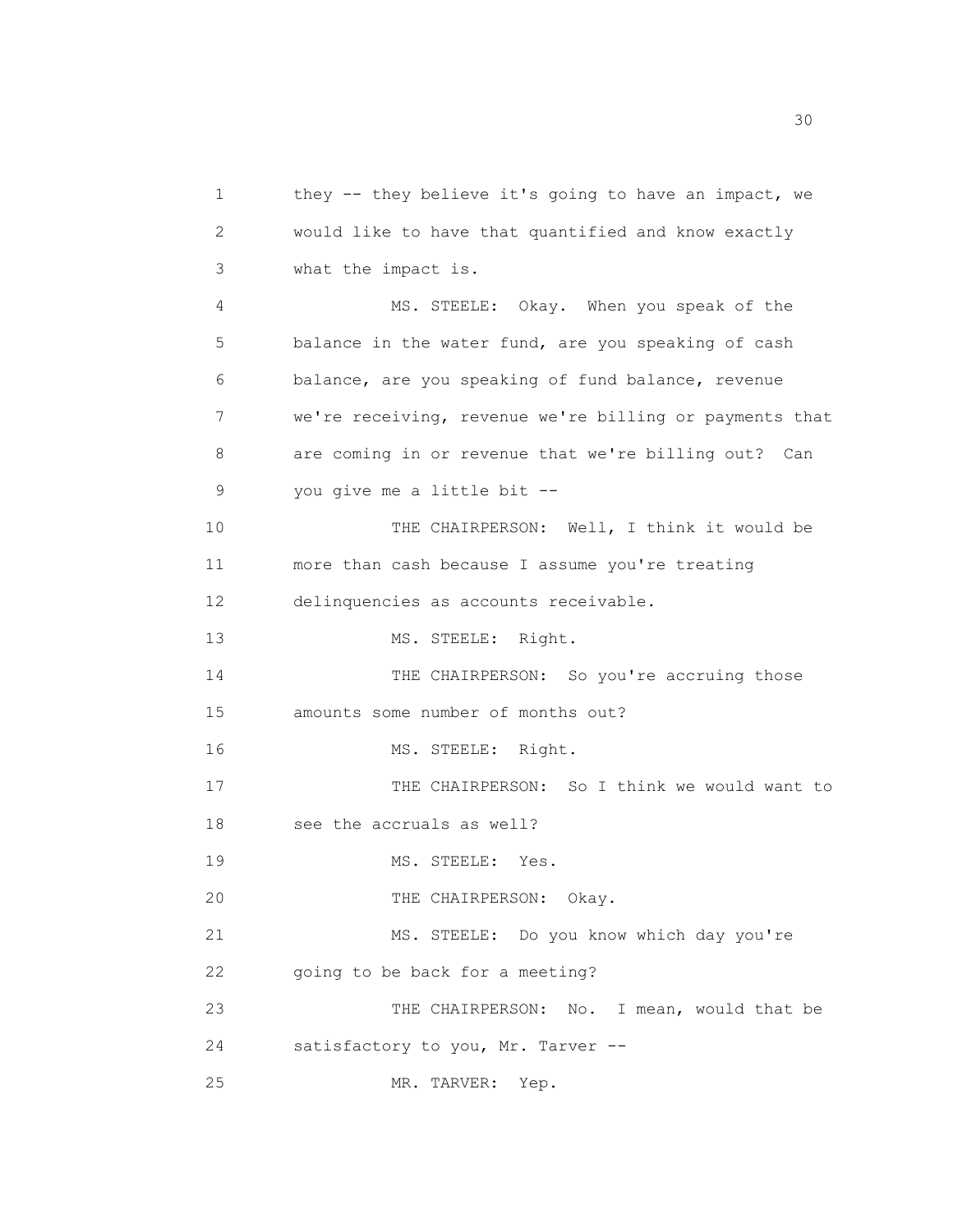they -- they believe it's going to have an impact, we would like to have that quantified and know exactly what the impact is.

MS. STEELE: Okay. When you speak of the balance in the water fund, are you speaking of cash balance, are you speaking of fund balance, revenue we're receiving, revenue we're billing or payments that are coming in or revenue that we're billing out? Can you give me a little bit --

THE CHAIRPERSON: Well, I think it would be more than cash because I assume you're treating delinquencies as accounts receivable.

MS. STEELE: Right.

THE CHAIRPERSON: So you're accruing those amounts some number of months out?

MS. STEELE: Right.

THE CHAIRPERSON: So I think we would want to see the accruals as well?

MS. STEELE: Yes.

THE CHAIRPERSON: Okay.

MS. STEELE: Do you know which day you're going to be back for a meeting?

THE CHAIRPERSON: No. I mean, would that be satisfactory to you, Mr. Tarver --

MR. TARVER: Yep.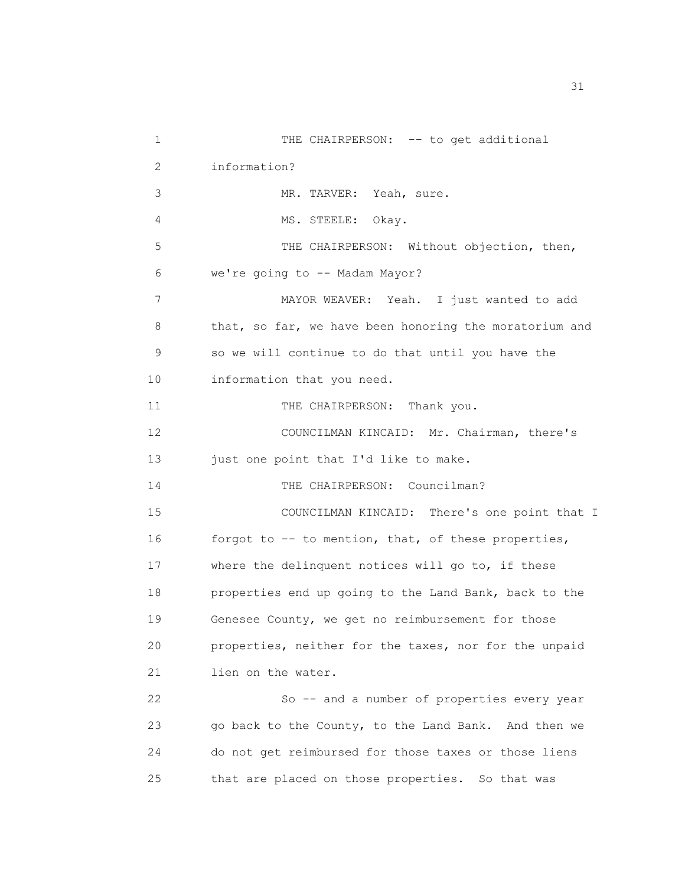THE CHAIRPERSON: -- to get additional information?

MR. TARVER: Yeah, sure.

MS. STEELE: Okay.

THE CHAIRPERSON: Without objection, then, we're going to -- Madam Mayor?

MAYOR WEAVER: Yeah. I just wanted to add that, so far, we have been honoring the moratorium and so we will continue to do that until you have the information that you need.

THE CHAIRPERSON: Thank you.

COUNCILMAN KINCAID: Mr. Chairman, there's just one point that I'd like to make.

THE CHAIRPERSON: Councilman?

COUNCILMAN KINCAID: There's one point that I forgot to -- to mention, that, of these properties, where the delinquent notices will go to, if these properties end up going to the Land Bank, back to the Genesee County, we get no reimbursement for those properties, neither for the taxes, nor for the unpaid lien on the water.

So -- and a number of properties every year go back to the County, to the Land Bank. And then we do not get reimbursed for those taxes or those liens that are placed on those properties. So that was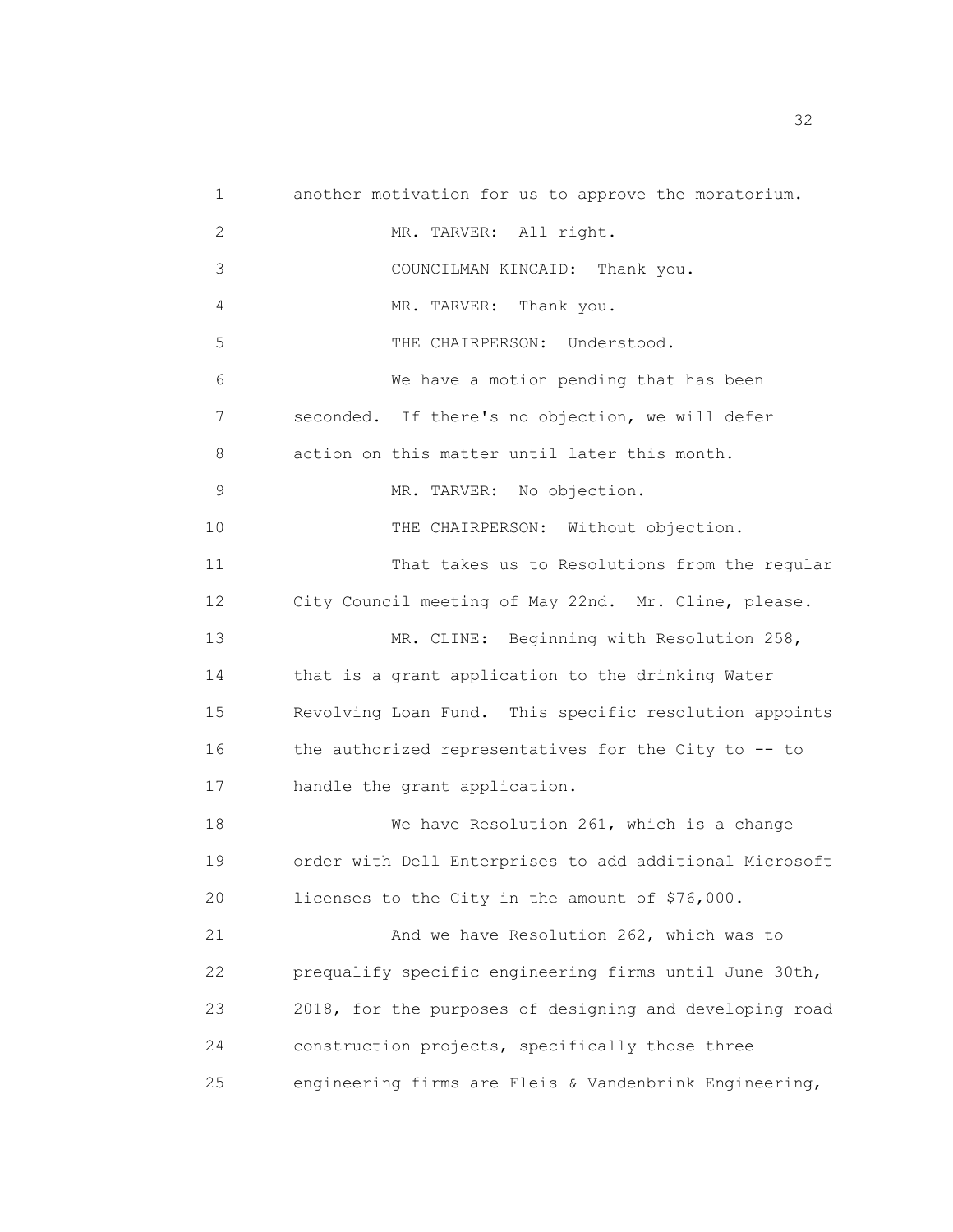another motivation for us to approve the moratorium.

MR. TARVER: All right.

COUNCILMAN KINCAID: Thank you.

MR. TARVER: Thank you.

THE CHAIRPERSON: Understood.

We have a motion pending that has been seconded. If there's no objection, we will defer action on this matter until later this month.

MR. TARVER: No objection.

THE CHAIRPERSON: Without objection.

That takes us to Resolutions from the regular City Council meeting of May 22nd. Mr. Cline, please.

MR. CLINE: Beginning with Resolution 258, that is a grant application to the drinking Water Revolving Loan Fund. This specific resolution appoints the authorized representatives for the City to -- to handle the grant application.

We have Resolution 261, which is a change order with Dell Enterprises to add additional Microsoft licenses to the City in the amount of $76,000.

And we have Resolution 262, which was to prequalify specific engineering firms until June 30th, 2018, for the purposes of designing and developing road construction projects, specifically those three engineering firms are Fleis & Vandenbrink Engineering,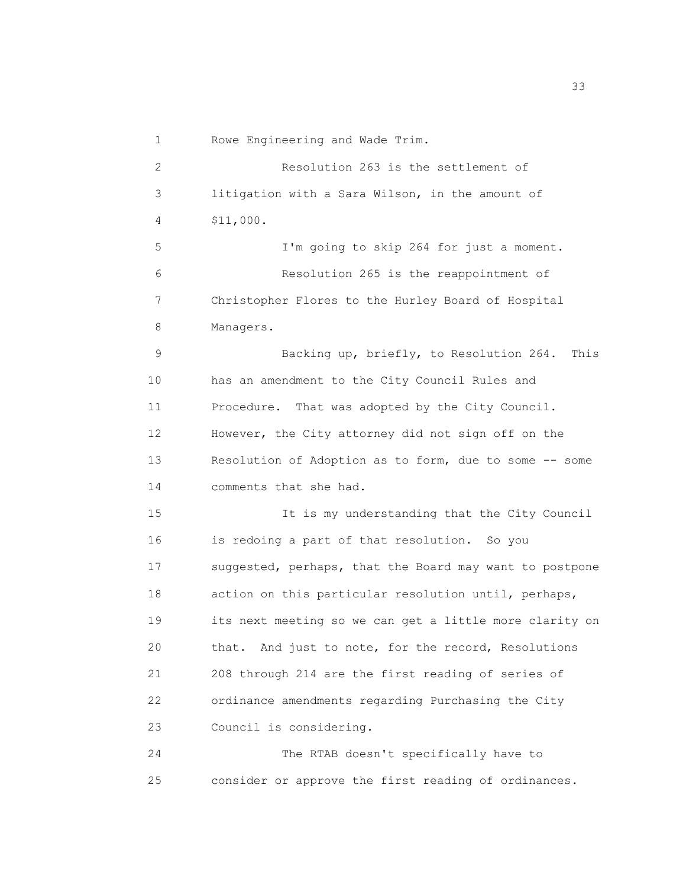Rowe Engineering and Wade Trim.

Resolution 263 is the settlement of litigation with a Sara Wilson, in the amount of $11,000.

I'm going to skip 264 for just a moment.

Resolution 265 is the reappointment of Christopher Flores to the Hurley Board of Hospital Managers.

Backing up, briefly, to Resolution 264. This has an amendment to the City Council Rules and Procedure. That was adopted by the City Council. However, the City attorney did not sign off on the Resolution of Adoption as to form, due to some -- some comments that she had.

It is my understanding that the City Council is redoing a part of that resolution. So you suggested, perhaps, that the Board may want to postpone action on this particular resolution until, perhaps, its next meeting so we can get a little more clarity on that. And just to note, for the record, Resolutions 208 through 214 are the first reading of series of ordinance amendments regarding Purchasing the City Council is considering.

The RTAB doesn't specifically have to consider or approve the first reading of ordinances.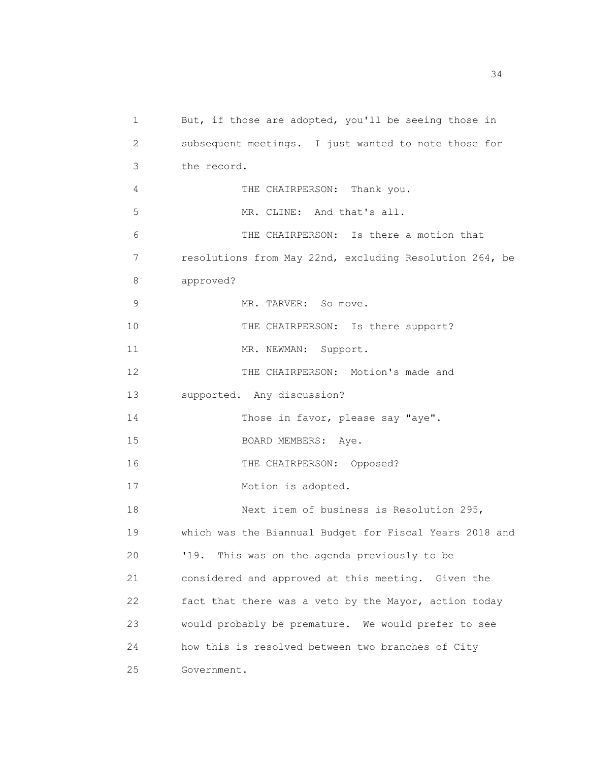But, if those are adopted, you'll be seeing those in subsequent meetings. I just wanted to note those for the record.

THE CHAIRPERSON: Thank you.

MR. CLINE: And that's all.

THE CHAIRPERSON: Is there a motion that resolutions from May 22nd, excluding Resolution 264, be approved?

MR. TARVER: So move.

THE CHAIRPERSON: Is there support?

MR. NEWMAN: Support.

THE CHAIRPERSON: Motion's made and supported. Any discussion?

Those in favor, please say "aye".

BOARD MEMBERS: Aye.

THE CHAIRPERSON: Opposed?

Motion is adopted.

Next item of business is Resolution 295, which was the Biannual Budget for Fiscal Years 2018 and '19. This was on the agenda previously to be considered and approved at this meeting. Given the fact that there was a veto by the Mayor, action today would probably be premature. We would prefer to see how this is resolved between two branches of City Government.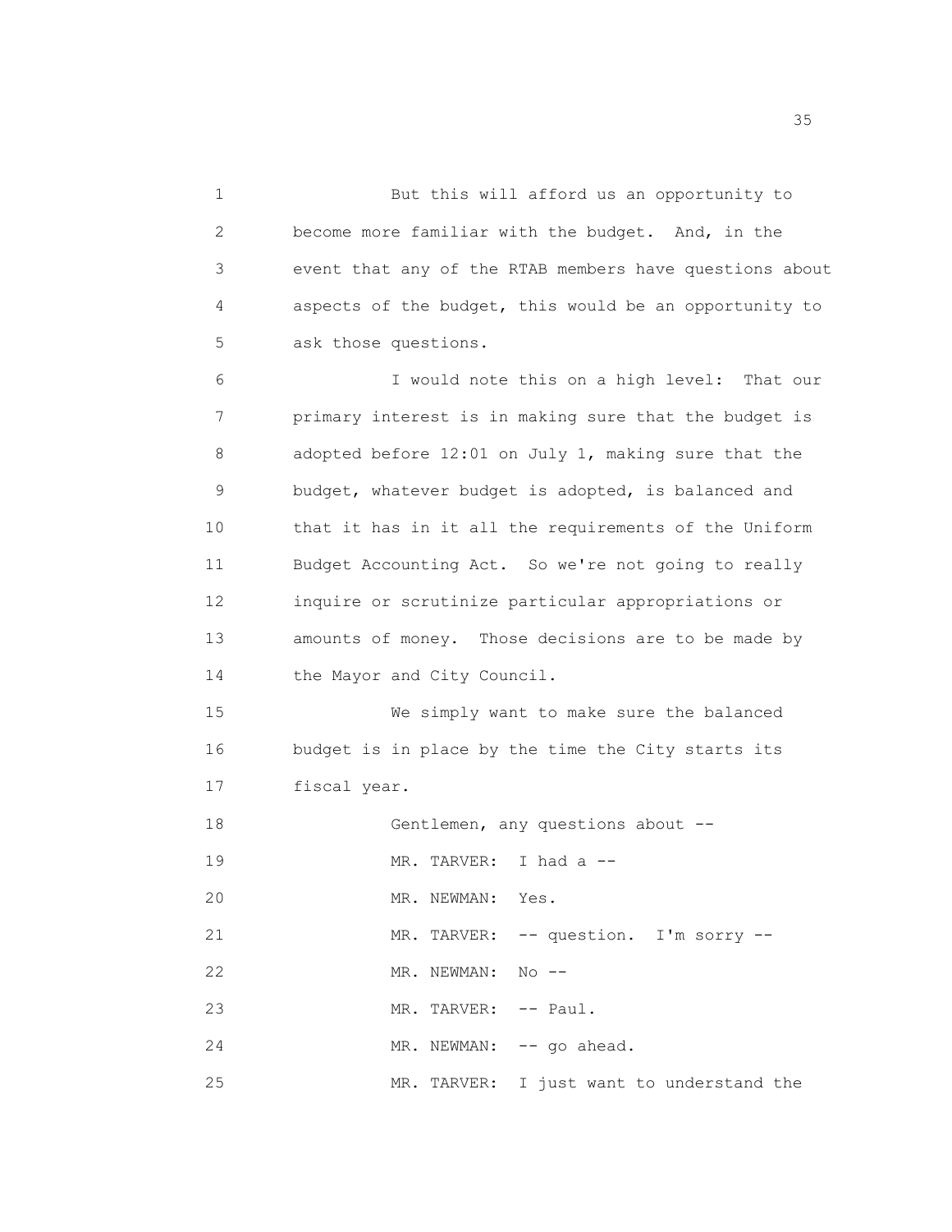But this will afford us an opportunity to become more familiar with the budget. And, in the event that any of the RTAB members have questions about aspects of the budget, this would be an opportunity to ask those questions.

I would note this on a high level: That our primary interest is in making sure that the budget is adopted before 12:01 on July 1, making sure that the budget, whatever budget is adopted, is balanced and that it has in it all the requirements of the Uniform Budget Accounting Act. So we're not going to really inquire or scrutinize particular appropriations or amounts of money. Those decisions are to be made by the Mayor and City Council.

We simply want to make sure the balanced budget is in place by the time the City starts its fiscal year.

Gentlemen, any questions about --

MR. TARVER: I had a --

MR. NEWMAN: Yes.

MR. TARVER: -- question. I'm sorry --

MR. NEWMAN: No --

MR. TARVER: -- Paul.

MR. NEWMAN: -- go ahead.

MR. TARVER: I just want to understand the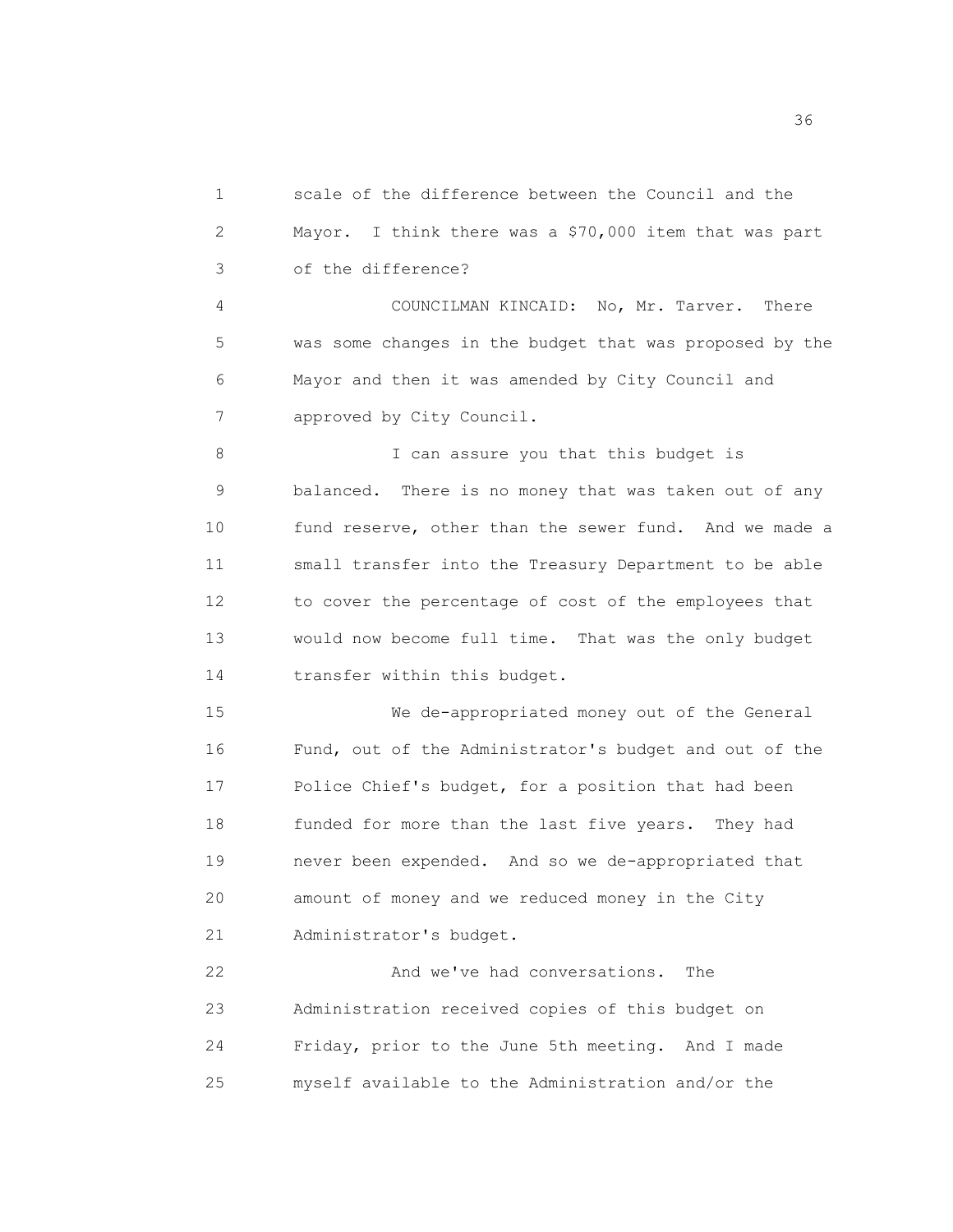scale of the difference between the Council and the Mayor. I think there was a $70,000 item that was part of the difference?

COUNCILMAN KINCAID: No, Mr. Tarver. There was some changes in the budget that was proposed by the Mayor and then it was amended by City Council and approved by City Council.

I can assure you that this budget is balanced. There is no money that was taken out of any fund reserve, other than the sewer fund. And we made a small transfer into the Treasury Department to be able to cover the percentage of cost of the employees that would now become full time. That was the only budget transfer within this budget.

We de-appropriated money out of the General Fund, out of the Administrator's budget and out of the Police Chief's budget, for a position that had been funded for more than the last five years. They had never been expended. And so we de-appropriated that amount of money and we reduced money in the City Administrator's budget.

And we've had conversations. The Administration received copies of this budget on Friday, prior to the June 5th meeting. And I made myself available to the Administration and/or the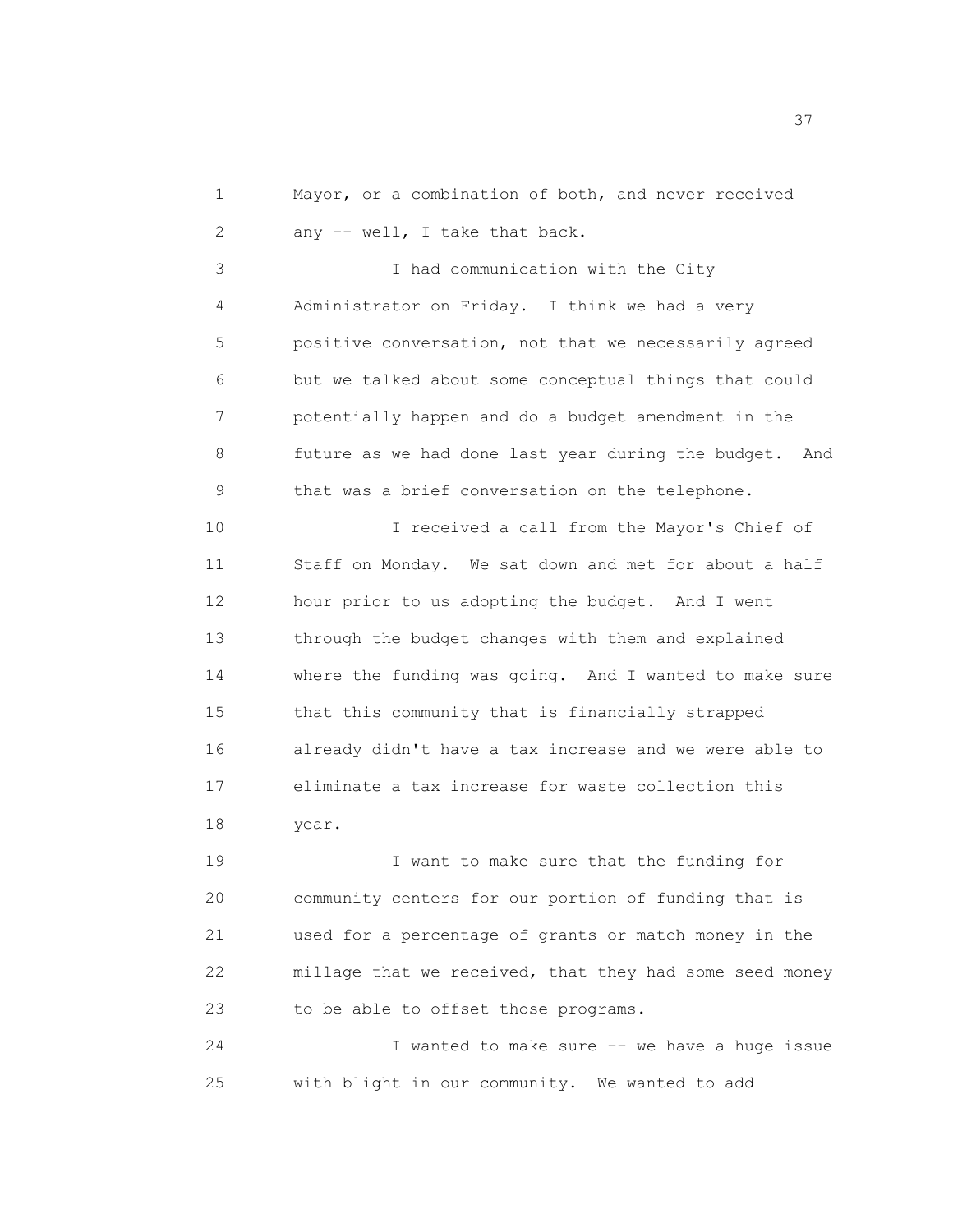Mayor, or a combination of both, and never received any -- well, I take that back.

I had communication with the City Administrator on Friday. I think we had a very positive conversation, not that we necessarily agreed but we talked about some conceptual things that could potentially happen and do a budget amendment in the future as we had done last year during the budget. And that was a brief conversation on the telephone.

I received a call from the Mayor's Chief of Staff on Monday. We sat down and met for about a half hour prior to us adopting the budget. And I went through the budget changes with them and explained where the funding was going. And I wanted to make sure that this community that is financially strapped already didn't have a tax increase and we were able to eliminate a tax increase for waste collection this year.

I want to make sure that the funding for community centers for our portion of funding that is used for a percentage of grants or match money in the millage that we received, that they had some seed money to be able to offset those programs.

I wanted to make sure -- we have a huge issue with blight in our community. We wanted to add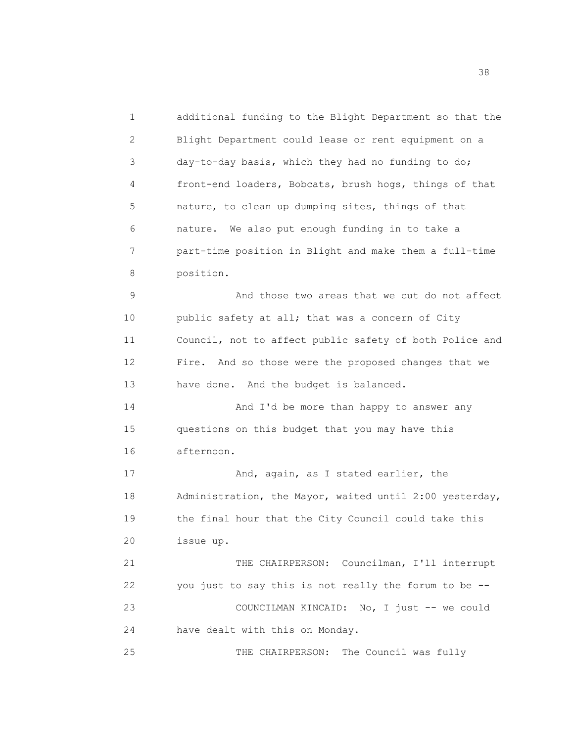additional funding to the Blight Department so that the Blight Department could lease or rent equipment on a day-to-day basis, which they had no funding to do; front-end loaders, Bobcats, brush hogs, things of that nature, to clean up dumping sites, things of that nature. We also put enough funding in to take a part-time position in Blight and make them a full-time position.

And those two areas that we cut do not affect public safety at all; that was a concern of City Council, not to affect public safety of both Police and Fire. And so those were the proposed changes that we have done. And the budget is balanced.

And I'd be more than happy to answer any questions on this budget that you may have this afternoon.

And, again, as I stated earlier, the Administration, the Mayor, waited until 2:00 yesterday, the final hour that the City Council could take this issue up.

THE CHAIRPERSON: Councilman, I'll interrupt you just to say this is not really the forum to be --

COUNCILMAN KINCAID: No, I just -- we could have dealt with this on Monday.

THE CHAIRPERSON: The Council was fully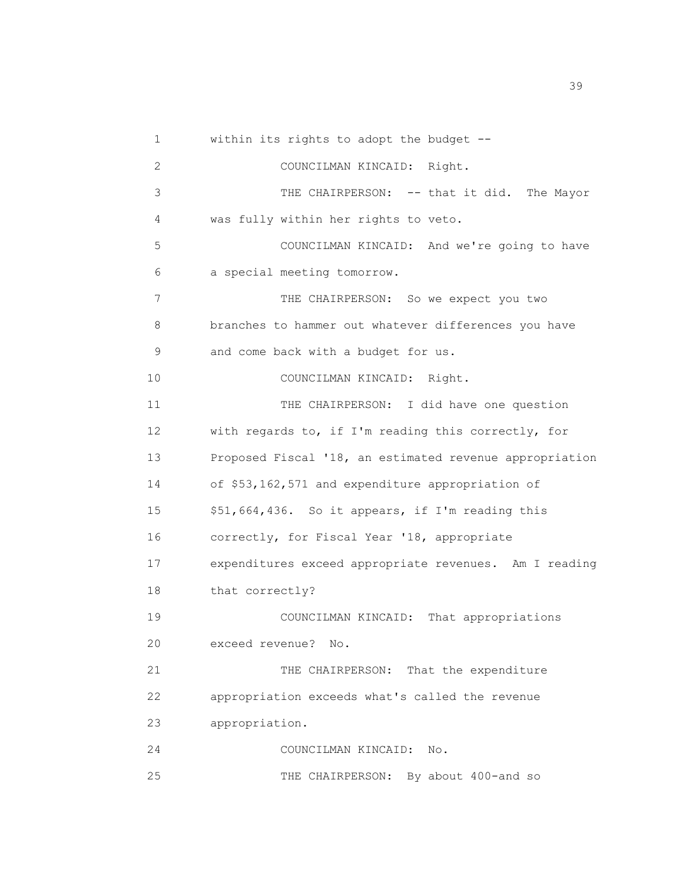1 within its rights to adopt the budget --

2 COUNCILMAN KINCAID: Right.

3 THE CHAIRPERSON: -- that it did. The Mayor

4 was fully within her rights to veto.

5 COUNCILMAN KINCAID: And we're going to have

6 a special meeting tomorrow.

7 THE CHAIRPERSON: So we expect you two

8 branches to hammer out whatever differences you have

9 and come back with a budget for us.

10 COUNCILMAN KINCAID: Right.

11 THE CHAIRPERSON: I did have one question

12 with regards to, if I'm reading this correctly, for

13 Proposed Fiscal '18, an estimated revenue appropriation

14 of $53,162,571 and expenditure appropriation of

15 $51,664,436. So it appears, if I'm reading this

16 correctly, for Fiscal Year '18, appropriate

17 expenditures exceed appropriate revenues. Am I reading

18 that correctly?

19 COUNCILMAN KINCAID: That appropriations

20 exceed revenue? No.

21 THE CHAIRPERSON: That the expenditure

22 appropriation exceeds what's called the revenue

23 appropriation.

24 COUNCILMAN KINCAID: No.

25 THE CHAIRPERSON: By about 400-and so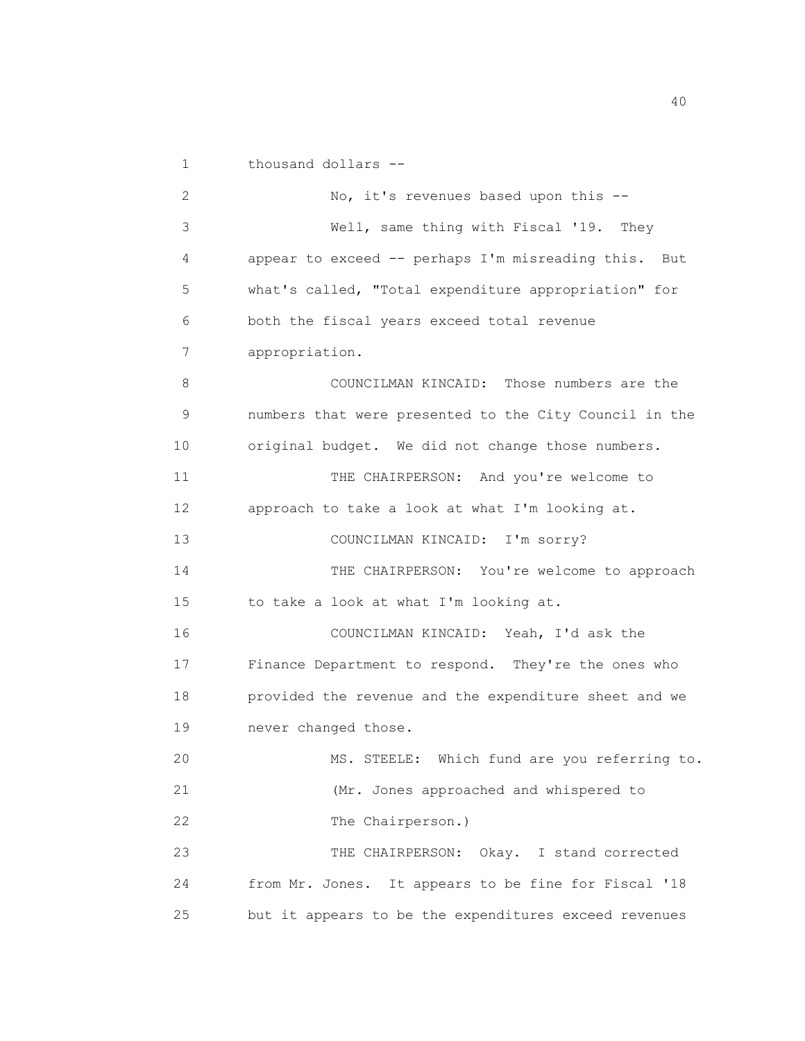1 thousand dollars --

2 No, it's revenues based upon this --

3 Well, same thing with Fiscal '19. They

4 appear to exceed -- perhaps I'm misreading this. But

5 what's called, "Total expenditure appropriation" for

6 both the fiscal years exceed total revenue

7 appropriation.

8 COUNCILMAN KINCAID: Those numbers are the

9 numbers that were presented to the City Council in the

10 original budget. We did not change those numbers.

11 THE CHAIRPERSON: And you're welcome to

12 approach to take a look at what I'm looking at.

13 COUNCILMAN KINCAID: I'm sorry?

14 THE CHAIRPERSON: You're welcome to approach

15 to take a look at what I'm looking at.

16 COUNCILMAN KINCAID: Yeah, I'd ask the

17 Finance Department to respond. They're the ones who

18 provided the revenue and the expenditure sheet and we

19 never changed those.

20 MS. STEELE: Which fund are you referring to.

21 (Mr. Jones approached and whispered to

22 The Chairperson.)

23 THE CHAIRPERSON: Okay. I stand corrected

24 from Mr. Jones. It appears to be fine for Fiscal '18

25 but it appears to be the expenditures exceed revenues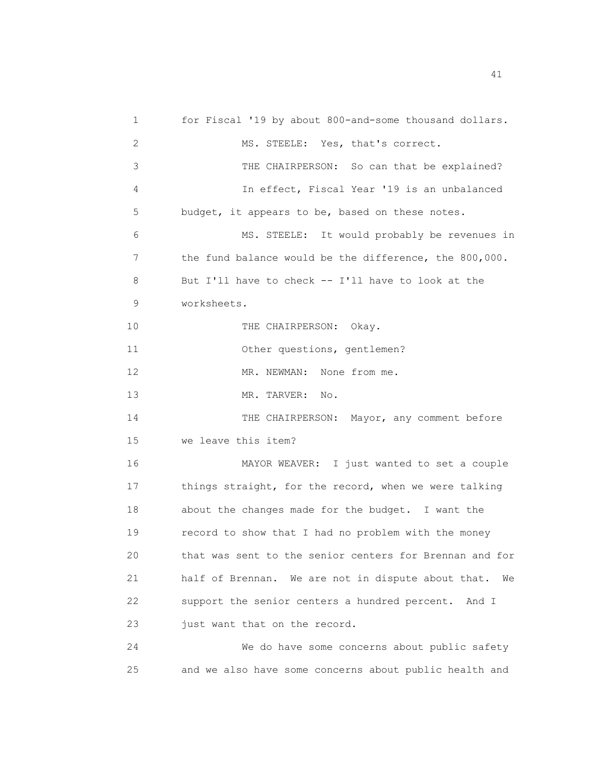for Fiscal '19 by about 800-and-some thousand dollars.

MS. STEELE: Yes, that's correct.

THE CHAIRPERSON: So can that be explained? In effect, Fiscal Year '19 is an unbalanced budget, it appears to be, based on these notes.

MS. STEELE: It would probably be revenues in the fund balance would be the difference, the 800,000. But I'll have to check -- I'll have to look at the worksheets.

THE CHAIRPERSON: Okay.

Other questions, gentlemen?

MR. NEWMAN: None from me.

MR. TARVER: No.

THE CHAIRPERSON: Mayor, any comment before we leave this item?

MAYOR WEAVER: I just wanted to set a couple things straight, for the record, when we were talking about the changes made for the budget. I want the record to show that I had no problem with the money that was sent to the senior centers for Brennan and for half of Brennan. We are not in dispute about that. We support the senior centers a hundred percent. And I just want that on the record.

We do have some concerns about public safety and we also have some concerns about public health and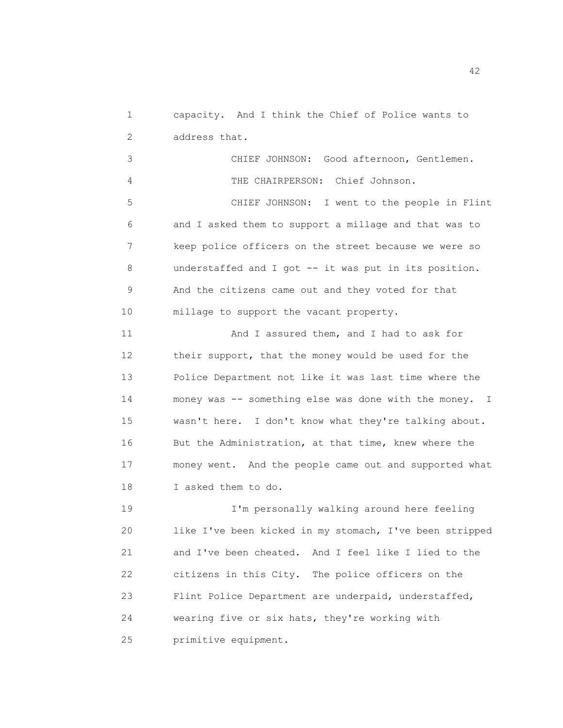capacity. And I think the Chief of Police wants to address that.

CHIEF JOHNSON: Good afternoon, Gentlemen.

THE CHAIRPERSON: Chief Johnson.

CHIEF JOHNSON: I went to the people in Flint and I asked them to support a millage and that was to keep police officers on the street because we were so understaffed and I got -- it was put in its position. And the citizens came out and they voted for that millage to support the vacant property.

And I assured them, and I had to ask for their support, that the money would be used for the Police Department not like it was last time where the money was -- something else was done with the money. I wasn't here. I don't know what they're talking about. But the Administration, at that time, knew where the money went. And the people came out and supported what I asked them to do.

I'm personally walking around here feeling like I've been kicked in my stomach, I've been stripped and I've been cheated. And I feel like I lied to the citizens in this City. The police officers on the Flint Police Department are underpaid, understaffed, wearing five or six hats, they're working with primitive equipment.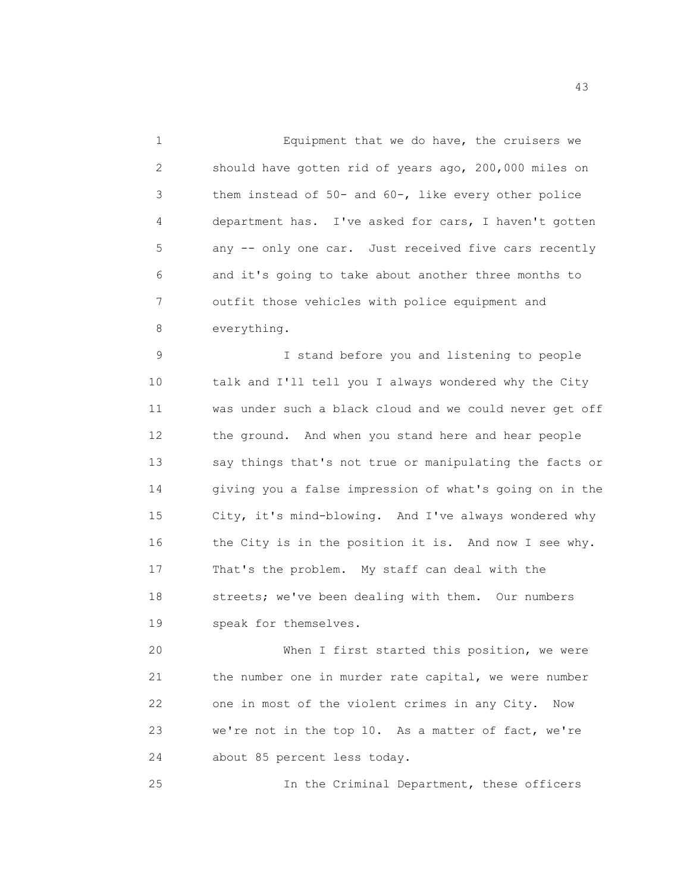Equipment that we do have, the cruisers we should have gotten rid of years ago, 200,000 miles on them instead of 50- and 60-, like every other police department has. I've asked for cars, I haven't gotten any -- only one car. Just received five cars recently and it's going to take about another three months to outfit those vehicles with police equipment and everything.

I stand before you and listening to people talk and I'll tell you I always wondered why the City was under such a black cloud and we could never get off the ground. And when you stand here and hear people say things that's not true or manipulating the facts or giving you a false impression of what's going on in the City, it's mind-blowing. And I've always wondered why the City is in the position it is. And now I see why. That's the problem. My staff can deal with the streets; we've been dealing with them. Our numbers speak for themselves.

When I first started this position, we were the number one in murder rate capital, we were number one in most of the violent crimes in any City. Now we're not in the top 10. As a matter of fact, we're about 85 percent less today.

In the Criminal Department, these officers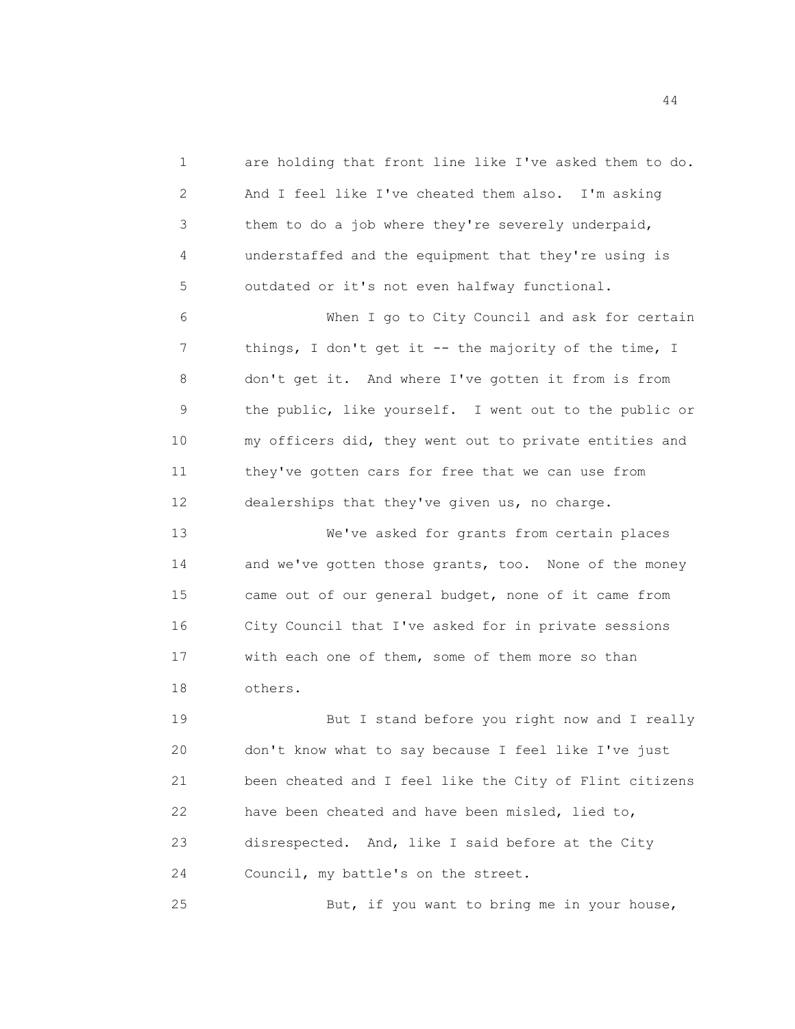are holding that front line like I've asked them to do. And I feel like I've cheated them also. I'm asking them to do a job where they're severely underpaid, understaffed and the equipment that they're using is outdated or it's not even halfway functional.

When I go to City Council and ask for certain things, I don't get it -- the majority of the time, I don't get it. And where I've gotten it from is from the public, like yourself. I went out to the public or my officers did, they went out to private entities and they've gotten cars for free that we can use from dealerships that they've given us, no charge.

We've asked for grants from certain places and we've gotten those grants, too. None of the money came out of our general budget, none of it came from City Council that I've asked for in private sessions with each one of them, some of them more so than others.

But I stand before you right now and I really don't know what to say because I feel like I've just been cheated and I feel like the City of Flint citizens have been cheated and have been misled, lied to, disrespected. And, like I said before at the City Council, my battle's on the street.

But, if you want to bring me in your house,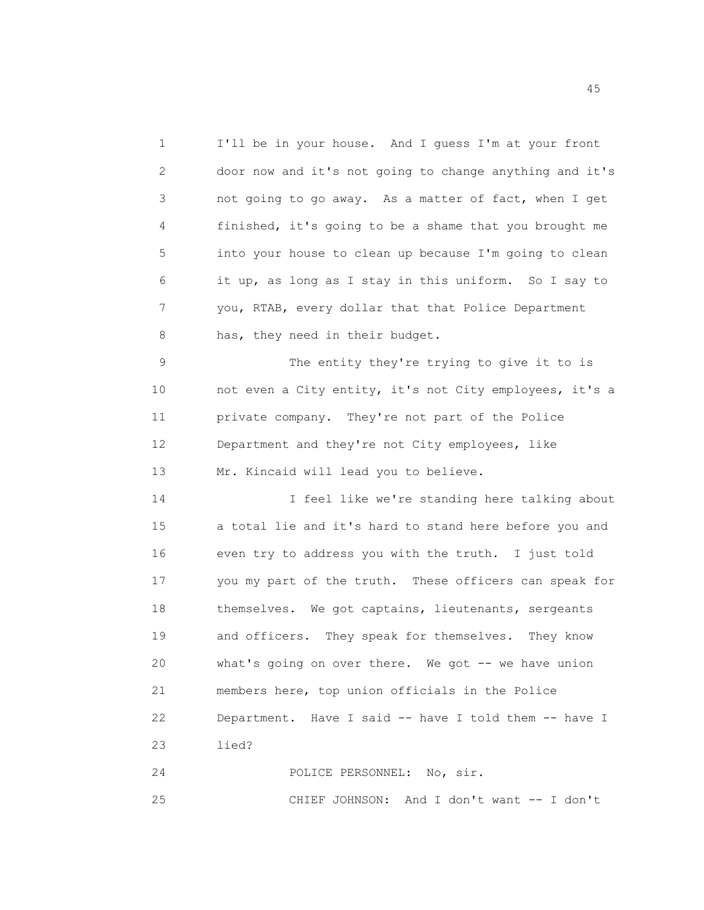I'll be in your house. And I guess I'm at your front door now and it's not going to change anything and it's not going to go away. As a matter of fact, when I get finished, it's going to be a shame that you brought me into your house to clean up because I'm going to clean it up, as long as I stay in this uniform. So I say to you, RTAB, every dollar that that Police Department has, they need in their budget.

The entity they're trying to give it to is not even a City entity, it's not City employees, it's a private company. They're not part of the Police Department and they're not City employees, like Mr. Kincaid will lead you to believe.

I feel like we're standing here talking about a total lie and it's hard to stand here before you and even try to address you with the truth. I just told you my part of the truth. These officers can speak for themselves. We got captains, lieutenants, sergeants and officers. They speak for themselves. They know what's going on over there. We got -- we have union members here, top union officials in the Police Department. Have I said -- have I told them -- have I lied?

POLICE PERSONNEL: No, sir.

CHIEF JOHNSON: And I don't want -- I don't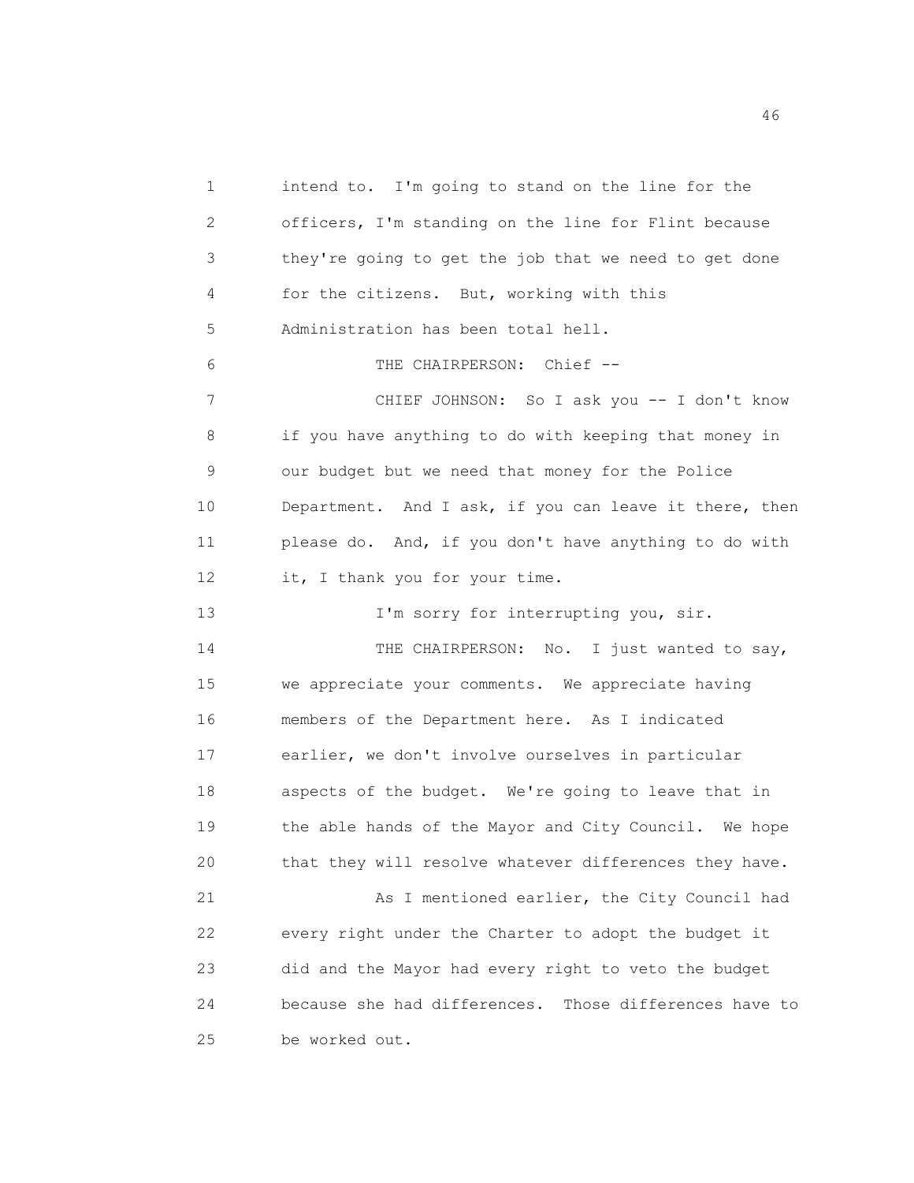intend to. I'm going to stand on the line for the officers, I'm standing on the line for Flint because they're going to get the job that we need to get done for the citizens. But, working with this Administration has been total hell.

THE CHAIRPERSON: Chief --

CHIEF JOHNSON: So I ask you -- I don't know if you have anything to do with keeping that money in our budget but we need that money for the Police Department. And I ask, if you can leave it there, then please do. And, if you don't have anything to do with it, I thank you for your time.

I'm sorry for interrupting you, sir.

THE CHAIRPERSON: No. I just wanted to say, we appreciate your comments. We appreciate having members of the Department here. As I indicated earlier, we don't involve ourselves in particular aspects of the budget. We're going to leave that in the able hands of the Mayor and City Council. We hope that they will resolve whatever differences they have.

As I mentioned earlier, the City Council had every right under the Charter to adopt the budget it did and the Mayor had every right to veto the budget because she had differences. Those differences have to be worked out.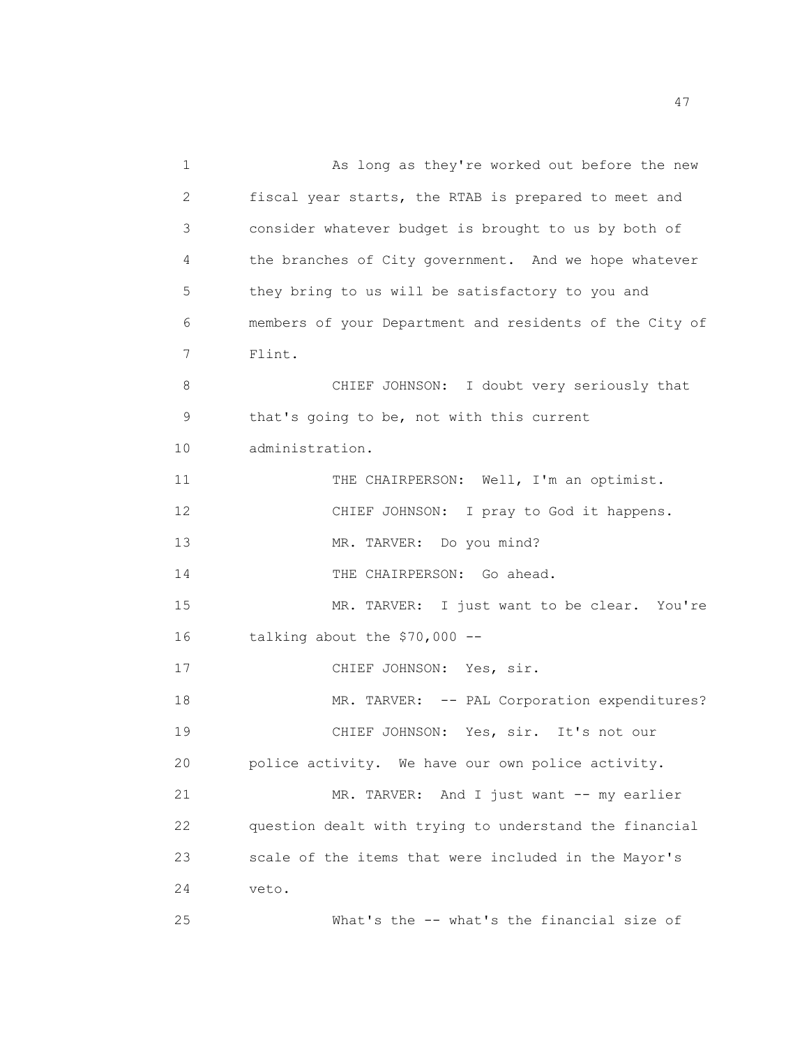As long as they're worked out before the new fiscal year starts, the RTAB is prepared to meet and consider whatever budget is brought to us by both of the branches of City government. And we hope whatever they bring to us will be satisfactory to you and members of your Department and residents of the City of Flint.

CHIEF JOHNSON: I doubt very seriously that that's going to be, not with this current administration.

THE CHAIRPERSON: Well, I'm an optimist.

CHIEF JOHNSON: I pray to God it happens.

MR. TARVER: Do you mind?

THE CHAIRPERSON: Go ahead.

MR. TARVER: I just want to be clear. You're talking about the $70,000 --

CHIEF JOHNSON: Yes, sir.

MR. TARVER: -- PAL Corporation expenditures?

CHIEF JOHNSON: Yes, sir. It's not our police activity. We have our own police activity.

MR. TARVER: And I just want -- my earlier question dealt with trying to understand the financial scale of the items that were included in the Mayor's veto.

What's the -- what's the financial size of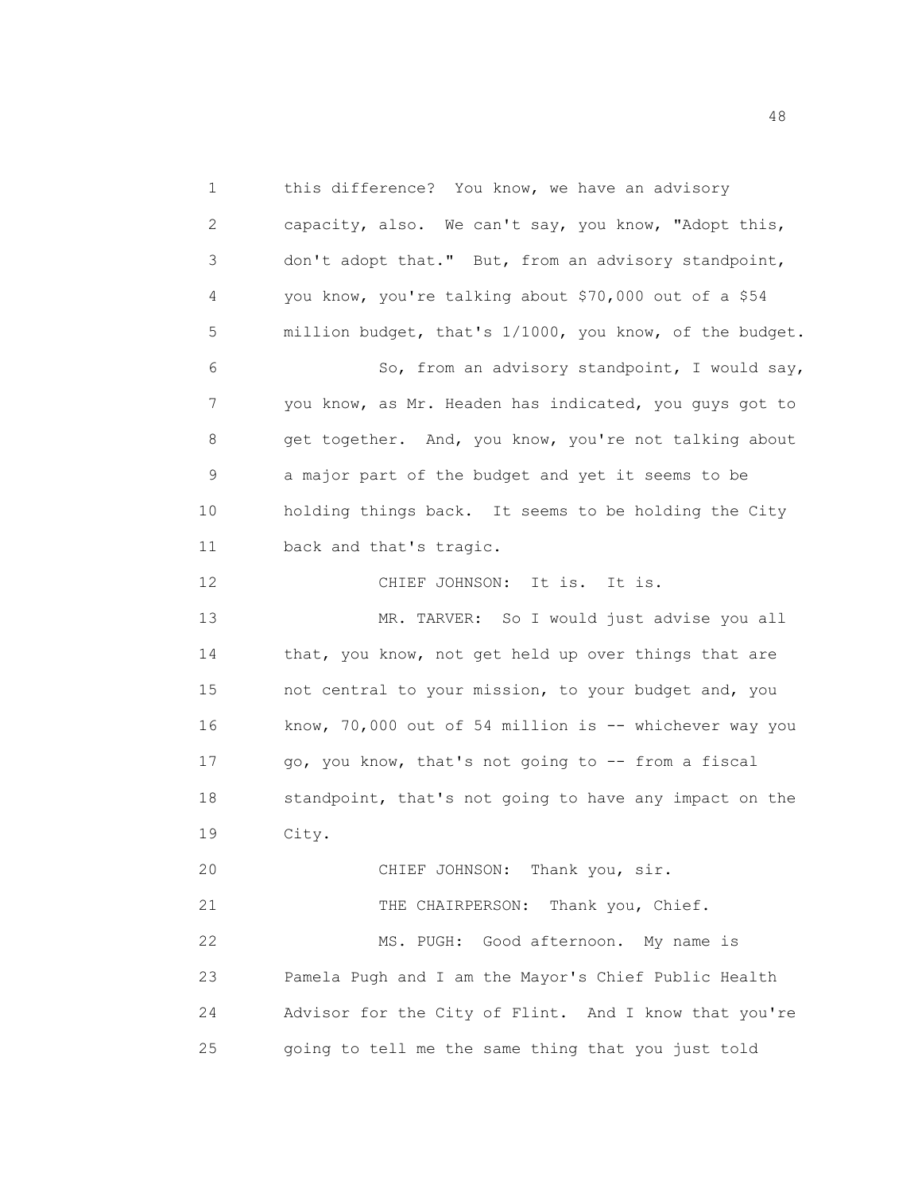this difference? You know, we have an advisory capacity, also. We can't say, you know, "Adopt this, don't adopt that." But, from an advisory standpoint, you know, you're talking about $70,000 out of a $54 million budget, that's 1/1000, you know, of the budget.

So, from an advisory standpoint, I would say, you know, as Mr. Headen has indicated, you guys got to get together. And, you know, you're not talking about a major part of the budget and yet it seems to be holding things back. It seems to be holding the City back and that's tragic.

CHIEF JOHNSON: It is. It is.

MR. TARVER: So I would just advise you all that, you know, not get held up over things that are not central to your mission, to your budget and, you know, 70,000 out of 54 million is -- whichever way you go, you know, that's not going to -- from a fiscal standpoint, that's not going to have any impact on the City.

CHIEF JOHNSON: Thank you, sir.

THE CHAIRPERSON: Thank you, Chief.

MS. PUGH: Good afternoon. My name is Pamela Pugh and I am the Mayor's Chief Public Health Advisor for the City of Flint. And I know that you're going to tell me the same thing that you just told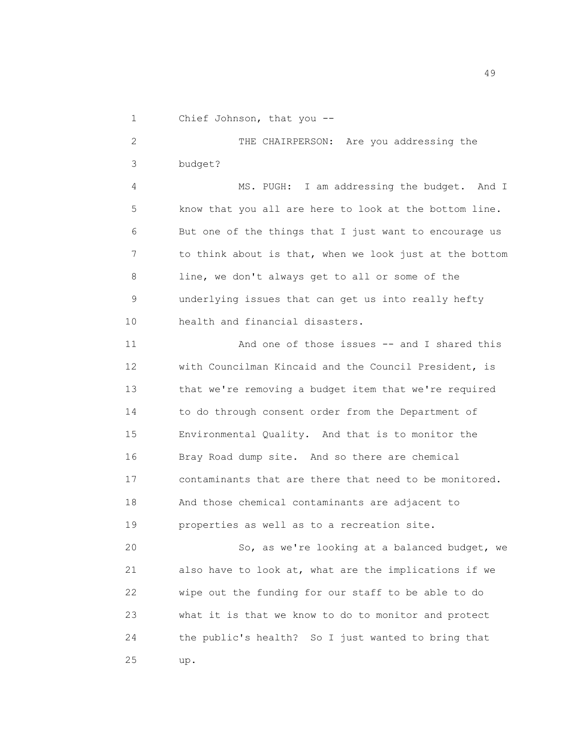Chief Johnson, that you --

THE CHAIRPERSON: Are you addressing the budget?

MS. PUGH: I am addressing the budget. And I know that you all are here to look at the bottom line. But one of the things that I just want to encourage us to think about is that, when we look just at the bottom line, we don't always get to all or some of the underlying issues that can get us into really hefty health and financial disasters.

And one of those issues -- and I shared this with Councilman Kincaid and the Council President, is that we're removing a budget item that we're required to do through consent order from the Department of Environmental Quality. And that is to monitor the Bray Road dump site. And so there are chemical contaminants that are there that need to be monitored. And those chemical contaminants are adjacent to properties as well as to a recreation site.

So, as we're looking at a balanced budget, we also have to look at, what are the implications if we wipe out the funding for our staff to be able to do what it is that we know to do to monitor and protect the public's health? So I just wanted to bring that up.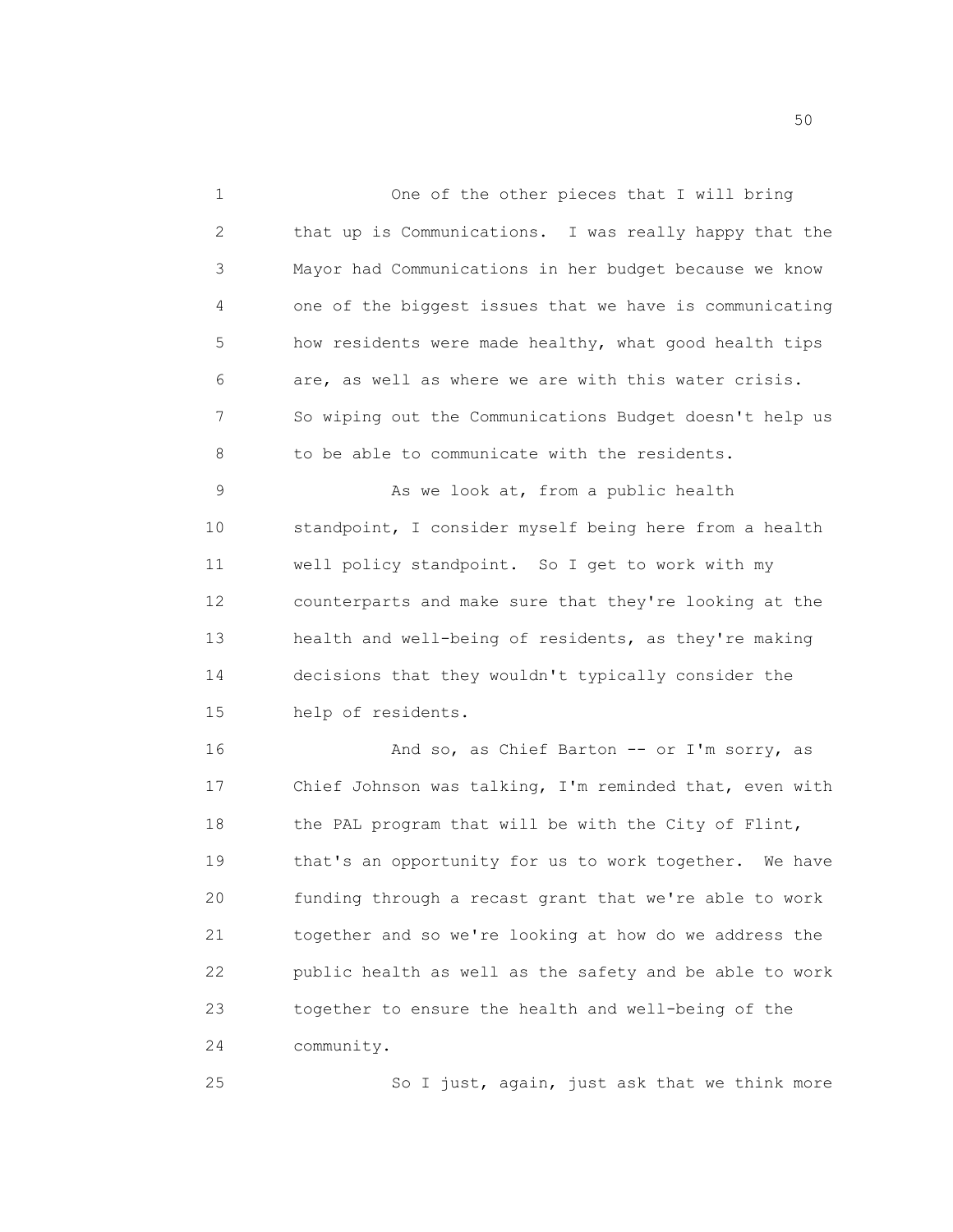One of the other pieces that I will bring that up is Communications. I was really happy that the Mayor had Communications in her budget because we know one of the biggest issues that we have is communicating how residents were made healthy, what good health tips are, as well as where we are with this water crisis. So wiping out the Communications Budget doesn't help us to be able to communicate with the residents.

As we look at, from a public health standpoint, I consider myself being here from a health well policy standpoint. So I get to work with my counterparts and make sure that they're looking at the health and well-being of residents, as they're making decisions that they wouldn't typically consider the help of residents.

And so, as Chief Barton -- or I'm sorry, as Chief Johnson was talking, I'm reminded that, even with the PAL program that will be with the City of Flint, that's an opportunity for us to work together. We have funding through a recast grant that we're able to work together and so we're looking at how do we address the public health as well as the safety and be able to work together to ensure the health and well-being of the community.

So I just, again, just ask that we think more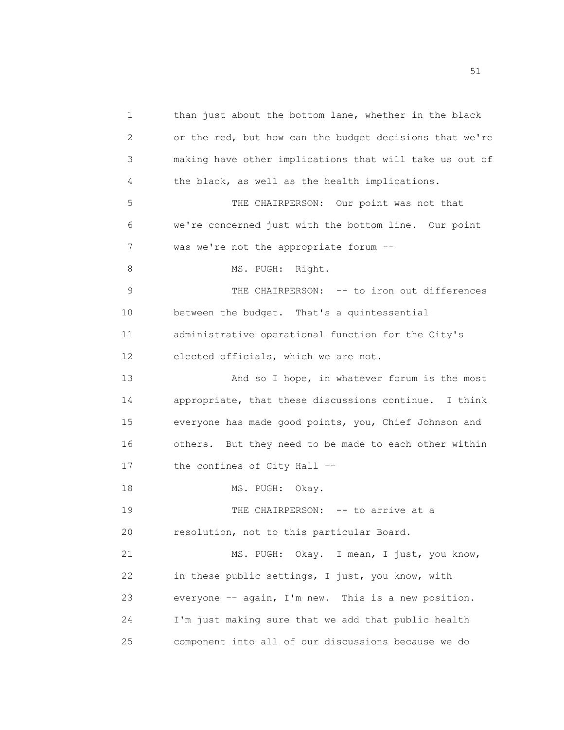than just about the bottom lane, whether in the black or the red, but how can the budget decisions that we're making have other implications that will take us out of the black, as well as the health implications.

THE CHAIRPERSON: Our point was not that we're concerned just with the bottom line. Our point was we're not the appropriate forum --

MS. PUGH: Right.

THE CHAIRPERSON: -- to iron out differences between the budget. That's a quintessential administrative operational function for the City's elected officials, which we are not.

And so I hope, in whatever forum is the most appropriate, that these discussions continue. I think everyone has made good points, you, Chief Johnson and others. But they need to be made to each other within the confines of City Hall --

MS. PUGH: Okay.

THE CHAIRPERSON: -- to arrive at a resolution, not to this particular Board.

MS. PUGH: Okay. I mean, I just, you know, in these public settings, I just, you know, with everyone -- again, I'm new. This is a new position. I'm just making sure that we add that public health component into all of our discussions because we do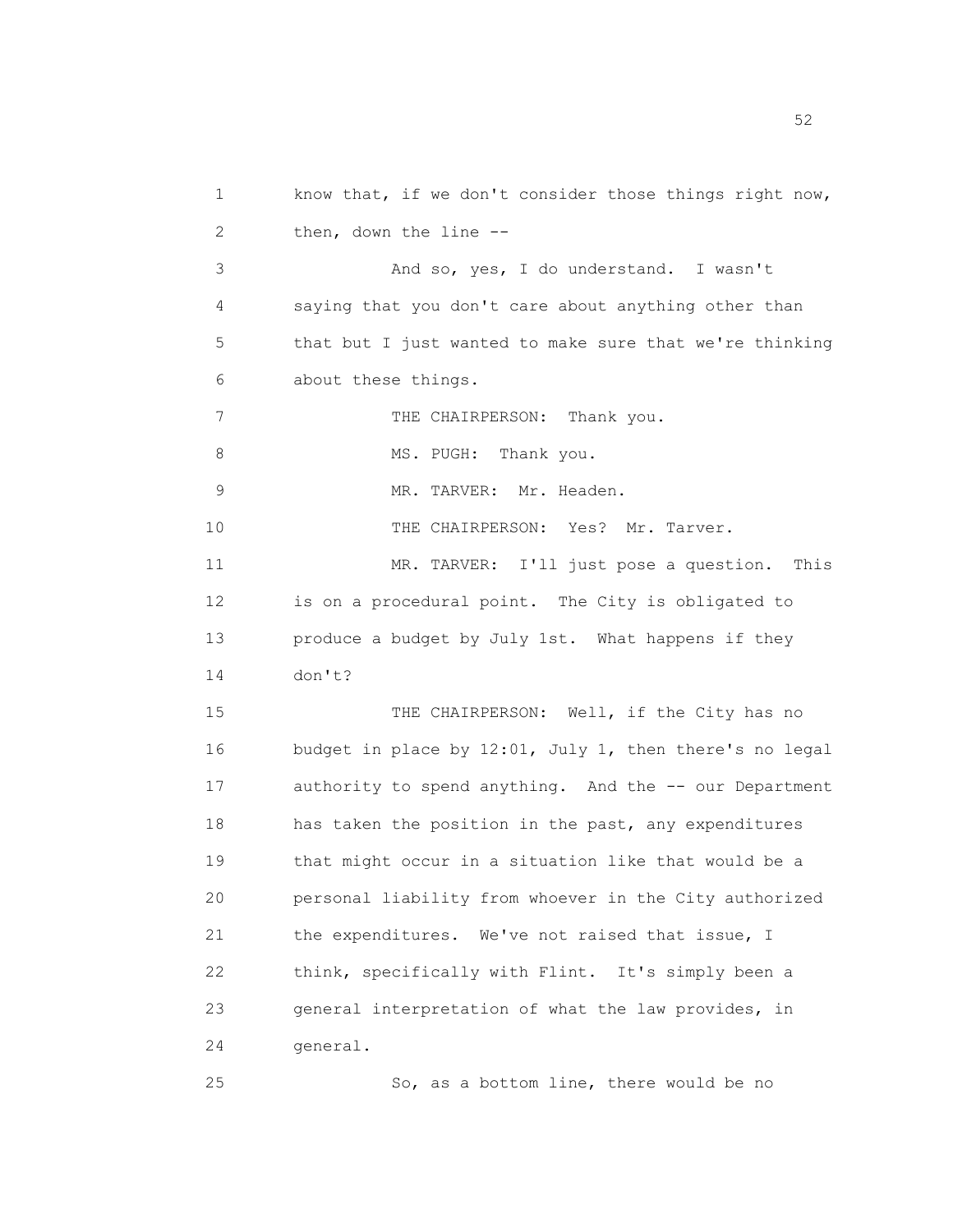know that, if we don't consider those things right now, then, down the line --

And so, yes, I do understand. I wasn't saying that you don't care about anything other than that but I just wanted to make sure that we're thinking about these things.

THE CHAIRPERSON: Thank you.

MS. PUGH: Thank you.

MR. TARVER: Mr. Headen.

THE CHAIRPERSON: Yes? Mr. Tarver.

MR. TARVER: I'll just pose a question. This is on a procedural point. The City is obligated to produce a budget by July 1st. What happens if they don't?

THE CHAIRPERSON: Well, if the City has no budget in place by 12:01, July 1, then there's no legal authority to spend anything. And the -- our Department has taken the position in the past, any expenditures that might occur in a situation like that would be a personal liability from whoever in the City authorized the expenditures. We've not raised that issue, I think, specifically with Flint. It's simply been a general interpretation of what the law provides, in general.

So, as a bottom line, there would be no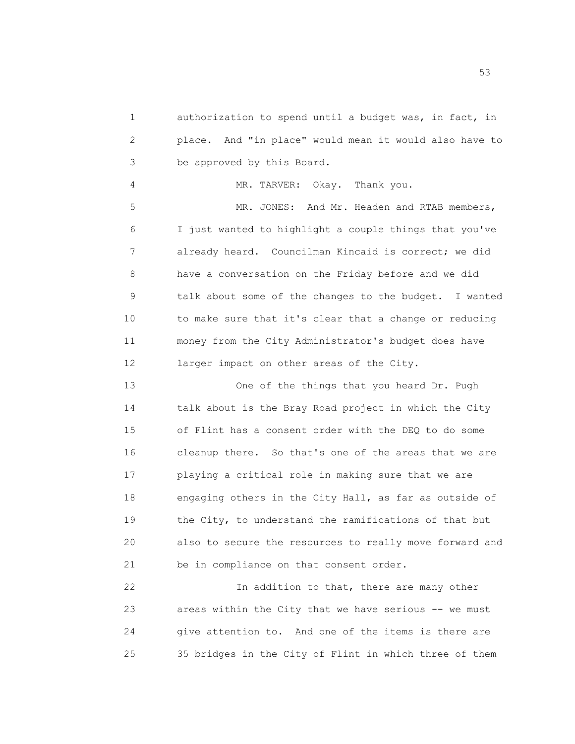authorization to spend until a budget was, in fact, in place. And "in place" would mean it would also have to be approved by this Board.

MR. TARVER: Okay. Thank you.

MR. JONES: And Mr. Headen and RTAB members, I just wanted to highlight a couple things that you've already heard. Councilman Kincaid is correct; we did have a conversation on the Friday before and we did talk about some of the changes to the budget. I wanted to make sure that it's clear that a change or reducing money from the City Administrator's budget does have larger impact on other areas of the City.

One of the things that you heard Dr. Pugh talk about is the Bray Road project in which the City of Flint has a consent order with the DEQ to do some cleanup there. So that's one of the areas that we are playing a critical role in making sure that we are engaging others in the City Hall, as far as outside of the City, to understand the ramifications of that but also to secure the resources to really move forward and be in compliance on that consent order.

In addition to that, there are many other areas within the City that we have serious -- we must give attention to. And one of the items is there are 35 bridges in the City of Flint in which three of them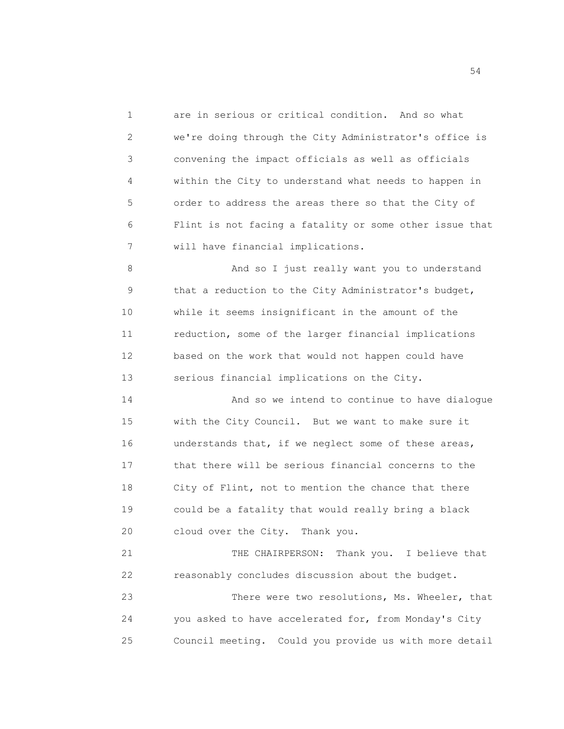are in serious or critical condition. And so what we're doing through the City Administrator's office is convening the impact officials as well as officials within the City to understand what needs to happen in order to address the areas there so that the City of Flint is not facing a fatality or some other issue that will have financial implications.

And so I just really want you to understand that a reduction to the City Administrator's budget, while it seems insignificant in the amount of the reduction, some of the larger financial implications based on the work that would not happen could have serious financial implications on the City.

And so we intend to continue to have dialogue with the City Council. But we want to make sure it understands that, if we neglect some of these areas, that there will be serious financial concerns to the City of Flint, not to mention the chance that there could be a fatality that would really bring a black cloud over the City. Thank you.

THE CHAIRPERSON: Thank you. I believe that reasonably concludes discussion about the budget.

There were two resolutions, Ms. Wheeler, that you asked to have accelerated for, from Monday's City Council meeting. Could you provide us with more detail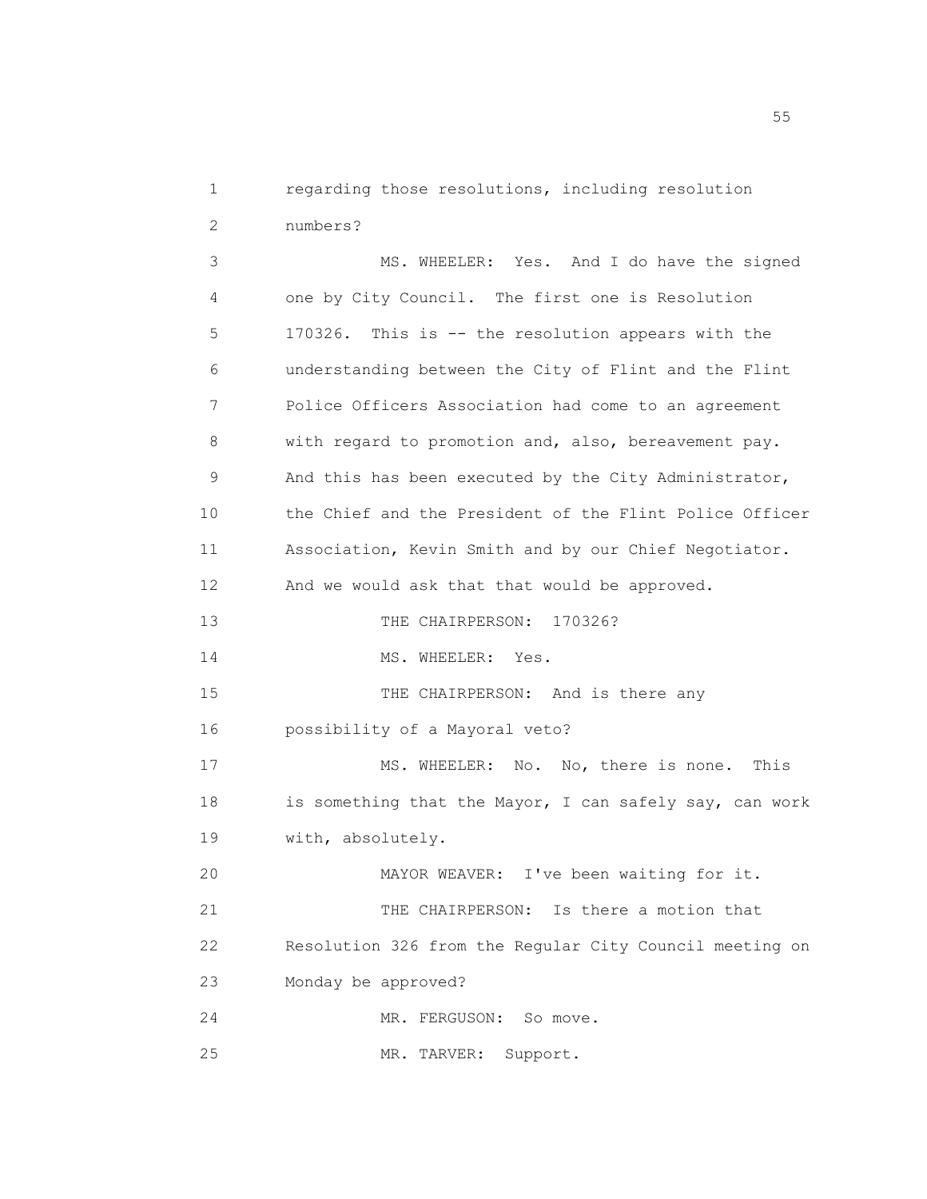regarding those resolutions, including resolution numbers?

MS. WHEELER: Yes. And I do have the signed one by City Council. The first one is Resolution 170326. This is -- the resolution appears with the understanding between the City of Flint and the Flint Police Officers Association had come to an agreement with regard to promotion and, also, bereavement pay. And this has been executed by the City Administrator, the Chief and the President of the Flint Police Officer Association, Kevin Smith and by our Chief Negotiator. And we would ask that that would be approved.

THE CHAIRPERSON: 170326?

MS. WHEELER: Yes.

THE CHAIRPERSON: And is there any possibility of a Mayoral veto?

MS. WHEELER: No. No, there is none. This is something that the Mayor, I can safely say, can work with, absolutely.

MAYOR WEAVER: I've been waiting for it.

THE CHAIRPERSON: Is there a motion that Resolution 326 from the Regular City Council meeting on Monday be approved?

MR. FERGUSON: So move.

MR. TARVER: Support.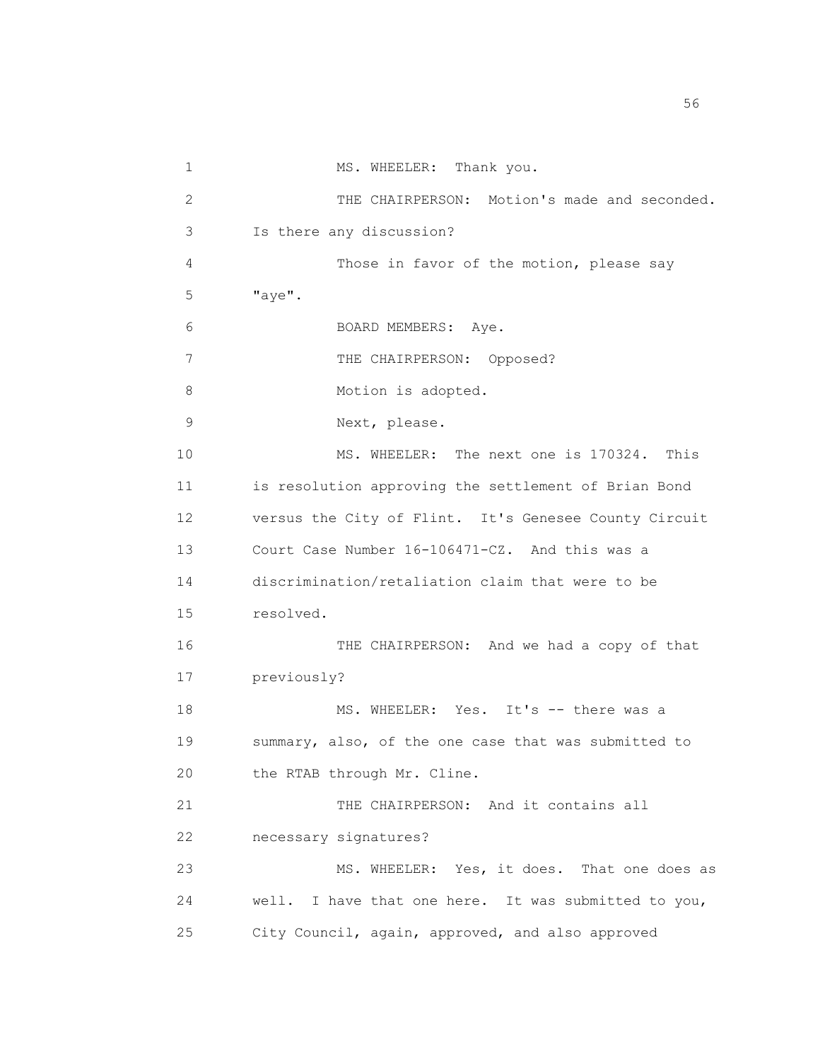1 MS. WHEELER: Thank you.

2 THE CHAIRPERSON: Motion's made and seconded.

3 Is there any discussion?

4 Those in favor of the motion, please say

5 "aye".

6 BOARD MEMBERS: Aye.

7 THE CHAIRPERSON: Opposed?

8 Motion is adopted.

9 Next, please.

10 MS. WHEELER: The next one is 170324. This

11 is resolution approving the settlement of Brian Bond

12 versus the City of Flint. It's Genesee County Circuit

13 Court Case Number 16-106471-CZ. And this was a

14 discrimination/retaliation claim that were to be

15 resolved.

16 THE CHAIRPERSON: And we had a copy of that

17 previously?

18 MS. WHEELER: Yes. It's -- there was a

19 summary, also, of the one case that was submitted to

20 the RTAB through Mr. Cline.

21 THE CHAIRPERSON: And it contains all

22 necessary signatures?

23 MS. WHEELER: Yes, it does. That one does as

24 well. I have that one here. It was submitted to you,

25 City Council, again, approved, and also approved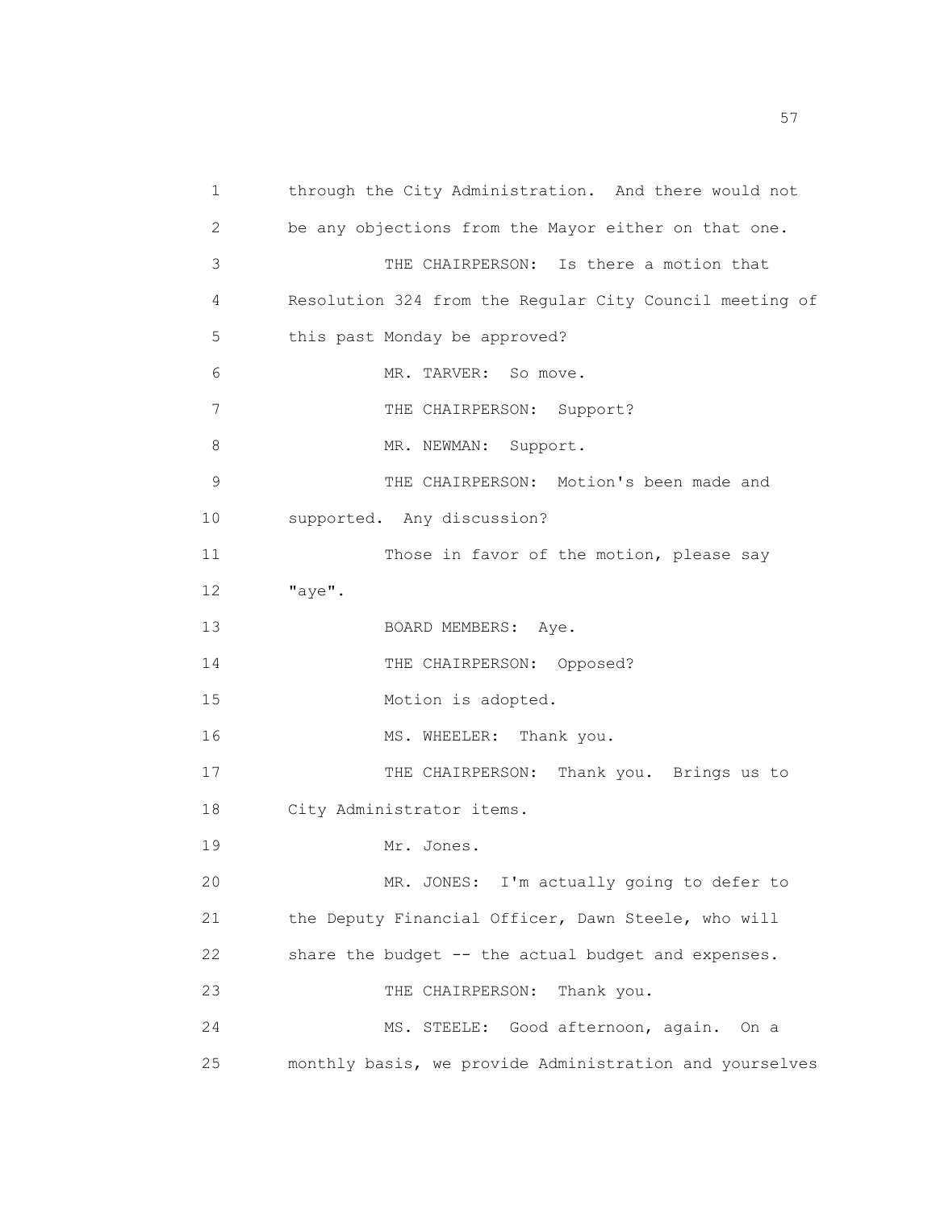through the City Administration. And there would not be any objections from the Mayor either on that one.

THE CHAIRPERSON: Is there a motion that Resolution 324 from the Regular City Council meeting of this past Monday be approved?

MR. TARVER: So move.

THE CHAIRPERSON: Support?

MR. NEWMAN: Support.

THE CHAIRPERSON: Motion's been made and supported. Any discussion?

Those in favor of the motion, please say "aye".

BOARD MEMBERS: Aye.

THE CHAIRPERSON: Opposed?

Motion is adopted.

MS. WHEELER: Thank you.

THE CHAIRPERSON: Thank you. Brings us to City Administrator items.

Mr. Jones.

MR. JONES: I'm actually going to defer to the Deputy Financial Officer, Dawn Steele, who will share the budget -- the actual budget and expenses.

THE CHAIRPERSON: Thank you.

MS. STEELE: Good afternoon, again. On a monthly basis, we provide Administration and yourselves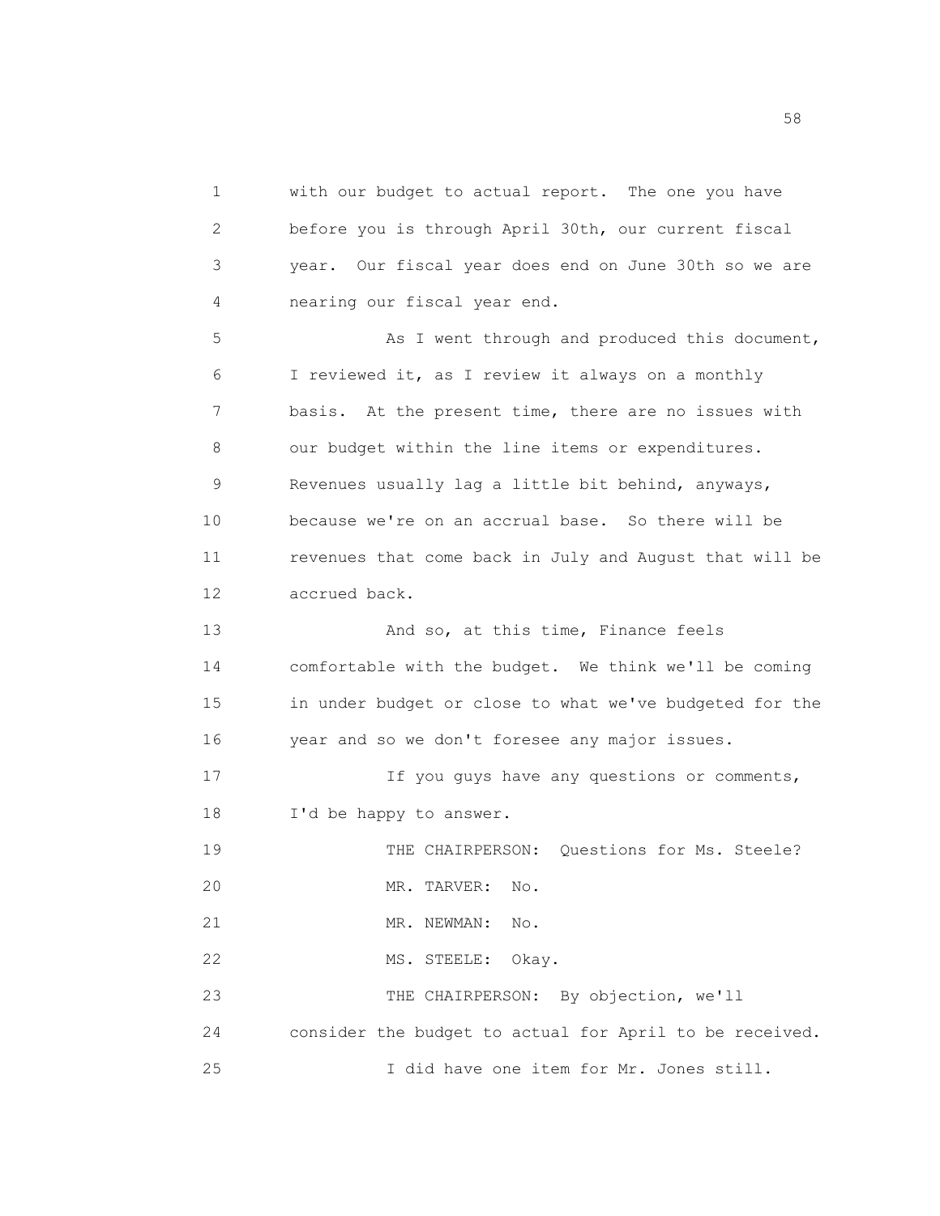with our budget to actual report. The one you have before you is through April 30th, our current fiscal year. Our fiscal year does end on June 30th so we are nearing our fiscal year end.

As I went through and produced this document, I reviewed it, as I review it always on a monthly basis. At the present time, there are no issues with our budget within the line items or expenditures. Revenues usually lag a little bit behind, anyways, because we're on an accrual base. So there will be revenues that come back in July and August that will be accrued back.

And so, at this time, Finance feels comfortable with the budget. We think we'll be coming in under budget or close to what we've budgeted for the year and so we don't foresee any major issues.

If you guys have any questions or comments, I'd be happy to answer.

THE CHAIRPERSON: Questions for Ms. Steele?

MR. TARVER: No.

MR. NEWMAN: No.

MS. STEELE: Okay.

THE CHAIRPERSON: By objection, we'll consider the budget to actual for April to be received.

I did have one item for Mr. Jones still.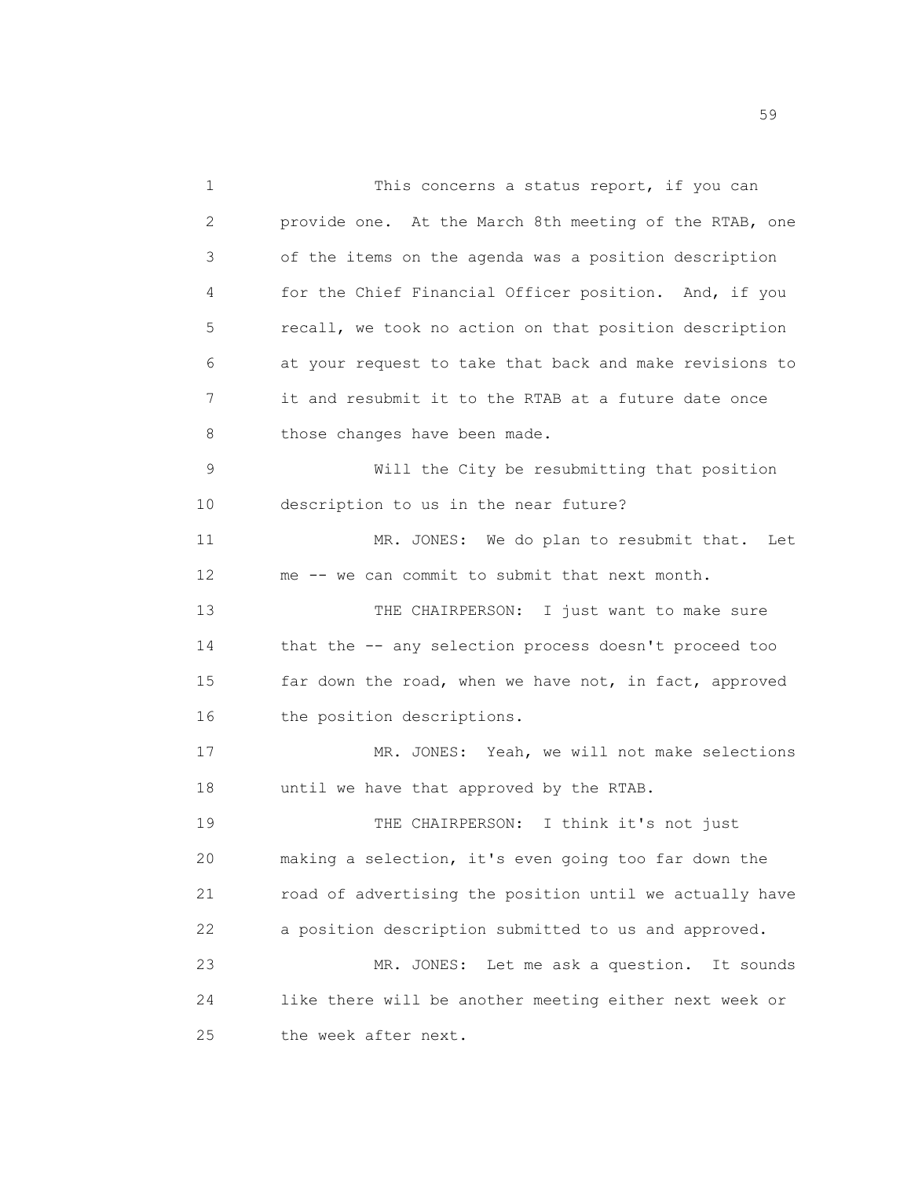This concerns a status report, if you can provide one. At the March 8th meeting of the RTAB, one of the items on the agenda was a position description for the Chief Financial Officer position. And, if you recall, we took no action on that position description at your request to take that back and make revisions to it and resubmit it to the RTAB at a future date once those changes have been made.

Will the City be resubmitting that position description to us in the near future?

MR. JONES: We do plan to resubmit that. Let me -- we can commit to submit that next month.

THE CHAIRPERSON: I just want to make sure that the -- any selection process doesn't proceed too far down the road, when we have not, in fact, approved the position descriptions.

MR. JONES: Yeah, we will not make selections until we have that approved by the RTAB.

THE CHAIRPERSON: I think it's not just making a selection, it's even going too far down the road of advertising the position until we actually have a position description submitted to us and approved.

MR. JONES: Let me ask a question. It sounds like there will be another meeting either next week or the week after next.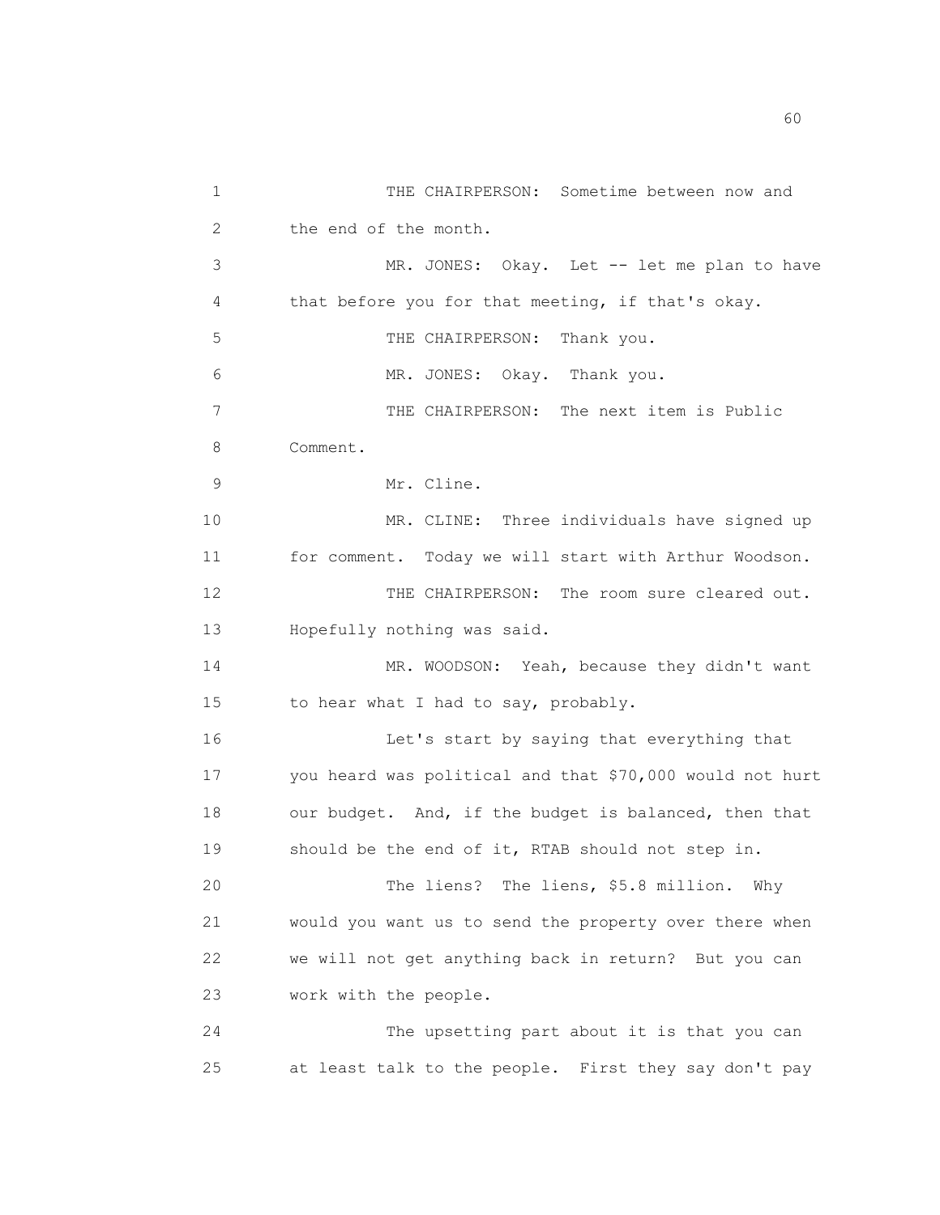THE CHAIRPERSON: Sometime between now and the end of the month.

MR. JONES: Okay. Let -- let me plan to have that before you for that meeting, if that's okay.

THE CHAIRPERSON: Thank you.

MR. JONES: Okay. Thank you.

THE CHAIRPERSON: The next item is Public Comment.

Mr. Cline.

MR. CLINE: Three individuals have signed up for comment. Today we will start with Arthur Woodson.

THE CHAIRPERSON: The room sure cleared out. Hopefully nothing was said.

MR. WOODSON: Yeah, because they didn't want to hear what I had to say, probably.

Let's start by saying that everything that you heard was political and that $70,000 would not hurt our budget. And, if the budget is balanced, then that should be the end of it, RTAB should not step in.

The liens? The liens, $5.8 million. Why would you want us to send the property over there when we will not get anything back in return? But you can work with the people.

The upsetting part about it is that you can at least talk to the people. First they say don't pay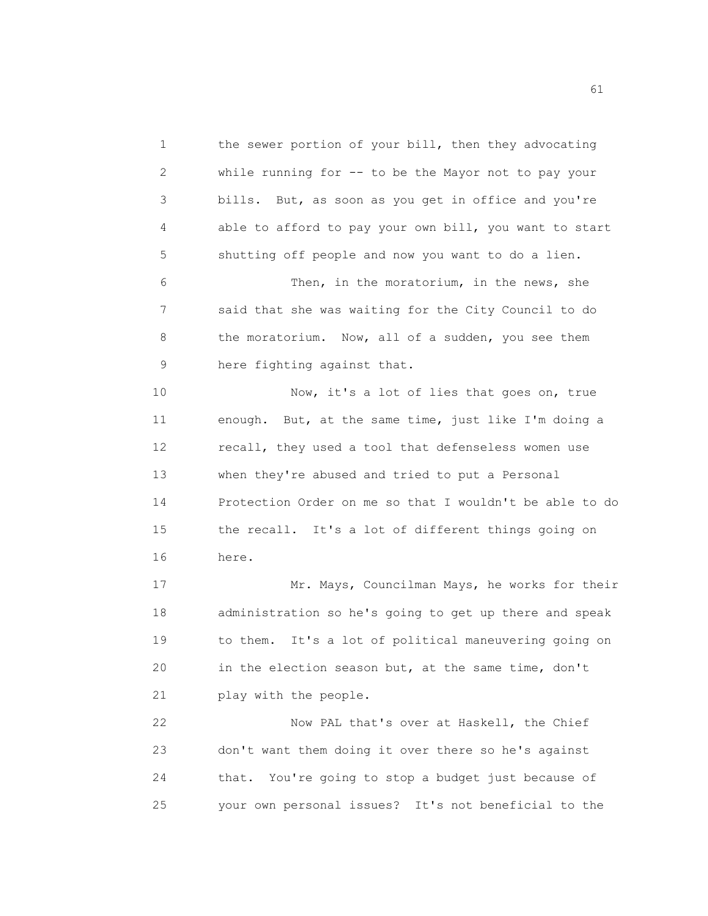the sewer portion of your bill, then they advocating while running for -- to be the Mayor not to pay your bills. But, as soon as you get in office and you're able to afford to pay your own bill, you want to start shutting off people and now you want to do a lien.

Then, in the moratorium, in the news, she said that she was waiting for the City Council to do the moratorium. Now, all of a sudden, you see them here fighting against that.

Now, it's a lot of lies that goes on, true enough. But, at the same time, just like I'm doing a recall, they used a tool that defenseless women use when they're abused and tried to put a Personal Protection Order on me so that I wouldn't be able to do the recall. It's a lot of different things going on here.

Mr. Mays, Councilman Mays, he works for their administration so he's going to get up there and speak to them. It's a lot of political maneuvering going on in the election season but, at the same time, don't play with the people.

Now PAL that's over at Haskell, the Chief don't want them doing it over there so he's against that. You're going to stop a budget just because of your own personal issues? It's not beneficial to the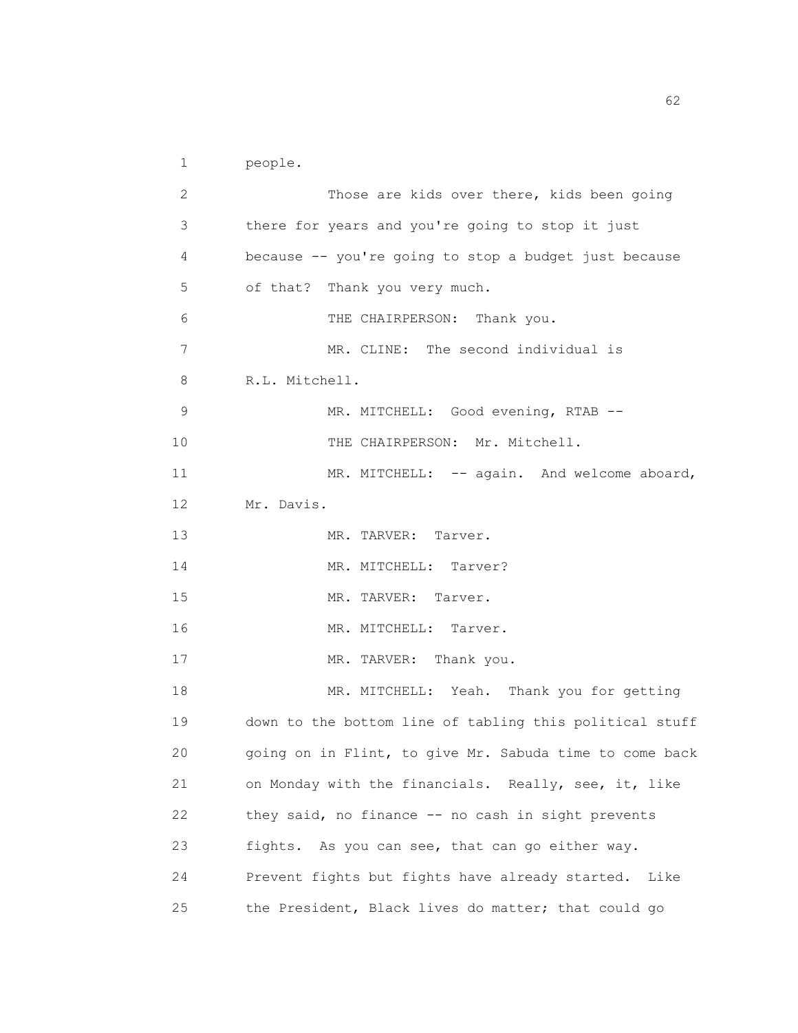people.

Those are kids over there, kids been going there for years and you're going to stop it just because -- you're going to stop a budget just because of that? Thank you very much.

THE CHAIRPERSON: Thank you.

MR. CLINE: The second individual is R.L. Mitchell.

MR. MITCHELL: Good evening, RTAB --

THE CHAIRPERSON: Mr. Mitchell.

MR. MITCHELL: -- again. And welcome aboard, Mr. Davis.

MR. TARVER: Tarver.

MR. MITCHELL: Tarver?

MR. TARVER: Tarver.

MR. MITCHELL: Tarver.

MR. TARVER: Thank you.

MR. MITCHELL: Yeah. Thank you for getting down to the bottom line of tabling this political stuff going on in Flint, to give Mr. Sabuda time to come back on Monday with the financials. Really, see, it, like they said, no finance -- no cash in sight prevents fights. As you can see, that can go either way. Prevent fights but fights have already started. Like the President, Black lives do matter; that could go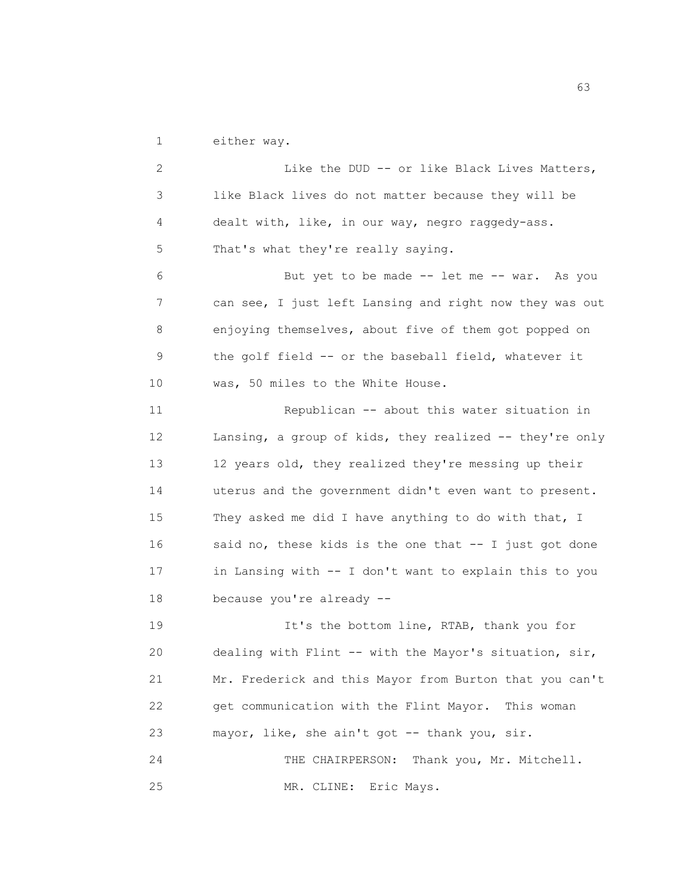either way.

Like the DUD -- or like Black Lives Matters, like Black lives do not matter because they will be dealt with, like, in our way, negro raggedy-ass. That's what they're really saying.

But yet to be made -- let me -- war. As you can see, I just left Lansing and right now they was out enjoying themselves, about five of them got popped on the golf field -- or the baseball field, whatever it was, 50 miles to the White House.

Republican -- about this water situation in Lansing, a group of kids, they realized -- they're only 12 years old, they realized they're messing up their uterus and the government didn't even want to present. They asked me did I have anything to do with that, I said no, these kids is the one that -- I just got done in Lansing with -- I don't want to explain this to you because you're already --

It's the bottom line, RTAB, thank you for dealing with Flint -- with the Mayor's situation, sir, Mr. Frederick and this Mayor from Burton that you can't get communication with the Flint Mayor. This woman mayor, like, she ain't got -- thank you, sir.

THE CHAIRPERSON: Thank you, Mr. Mitchell.

MR. CLINE: Eric Mays.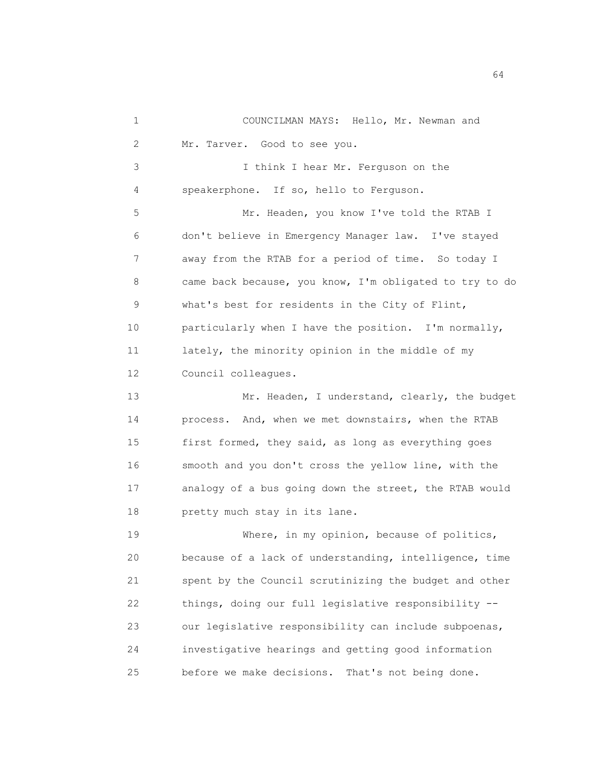COUNCILMAN MAYS: Hello, Mr. Newman and Mr. Tarver. Good to see you.

I think I hear Mr. Ferguson on the speakerphone. If so, hello to Ferguson.

Mr. Headen, you know I've told the RTAB I don't believe in Emergency Manager law. I've stayed away from the RTAB for a period of time. So today I came back because, you know, I'm obligated to try to do what's best for residents in the City of Flint, particularly when I have the position. I'm normally, lately, the minority opinion in the middle of my Council colleagues.

Mr. Headen, I understand, clearly, the budget process. And, when we met downstairs, when the RTAB first formed, they said, as long as everything goes smooth and you don't cross the yellow line, with the analogy of a bus going down the street, the RTAB would pretty much stay in its lane.

Where, in my opinion, because of politics, because of a lack of understanding, intelligence, time spent by the Council scrutinizing the budget and other things, doing our full legislative responsibility -- our legislative responsibility can include subpoenas, investigative hearings and getting good information before we make decisions. That's not being done.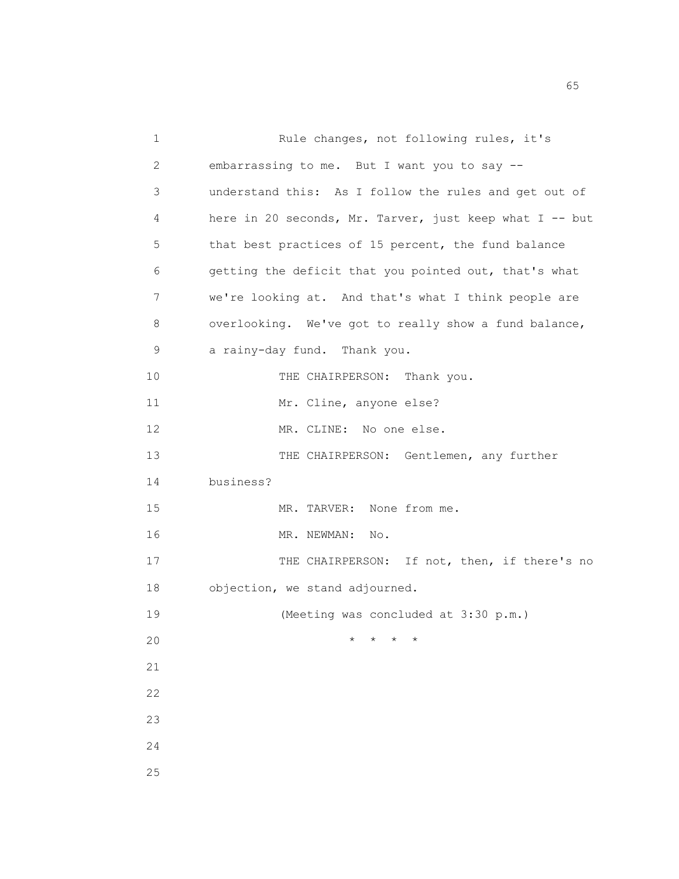Rule changes, not following rules, it's embarrassing to me. But I want you to say -- understand this: As I follow the rules and get out of here in 20 seconds, Mr. Tarver, just keep what I -- but that best practices of 15 percent, the fund balance getting the deficit that you pointed out, that's what we're looking at. And that's what I think people are overlooking. We've got to really show a fund balance, a rainy-day fund. Thank you.

THE CHAIRPERSON: Thank you.

Mr. Cline, anyone else?

MR. CLINE: No one else.

THE CHAIRPERSON: Gentlemen, any further business?

MR. TARVER: None from me.

MR. NEWMAN: No.

THE CHAIRPERSON: If not, then, if there's no objection, we stand adjourned.

(Meeting was concluded at 3:30 p.m.)

\* \* \* \*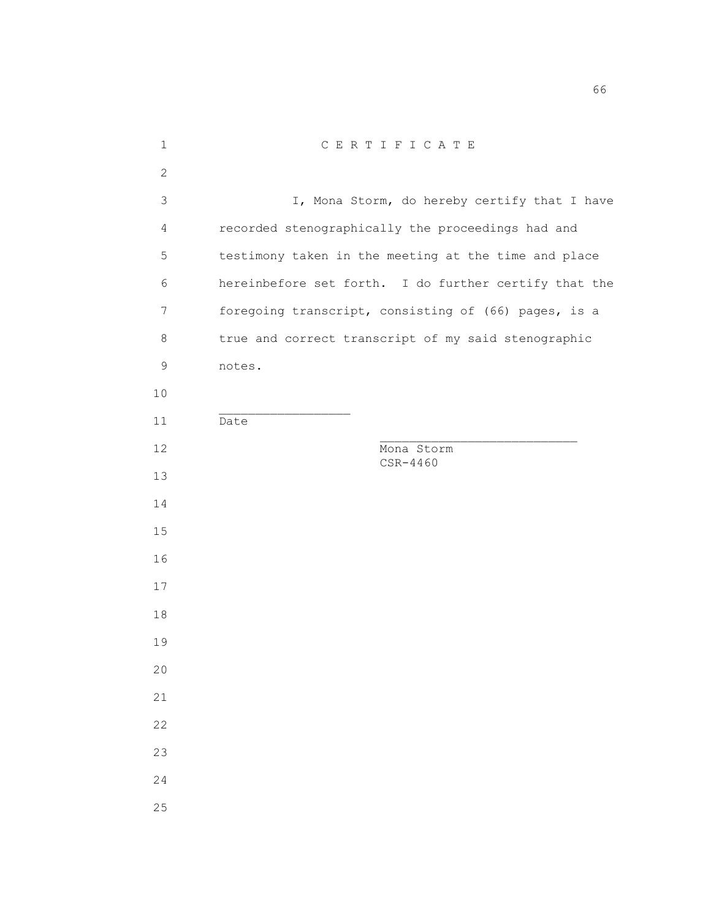# C E R T I F I C A T E

I, Mona Storm, do hereby certify that I have recorded stenographically the proceedings had and testimony taken in the meeting at the time and place hereinbefore set forth. I do further certify that the foregoing transcript, consisting of (66) pages, is a true and correct transcript of my said stenographic notes.

\_\_\_\_\_\_\_\_\_\_\_\_\_\_\_\_\_\_
Date

\_\_\_\_\_\_\_\_\_\_\_\_\_\_\_\_\_\_\_\_\_\_\_\_\_\_\_
Mona Storm
CSR-4460